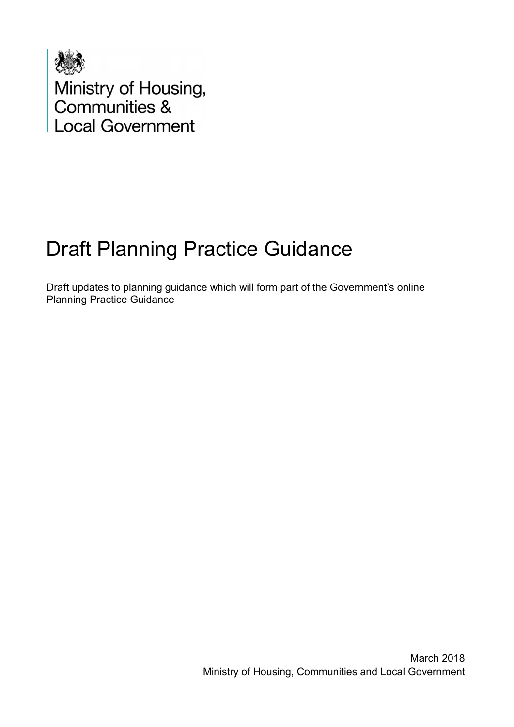Ministry of Housing,
Communities &
Local Government

# Draft Planning Practice Guidance

Draft updates to planning guidance which will form part of the Government's online Planning Practice Guidance

March 2018
Ministry of Housing, Communities and Local Government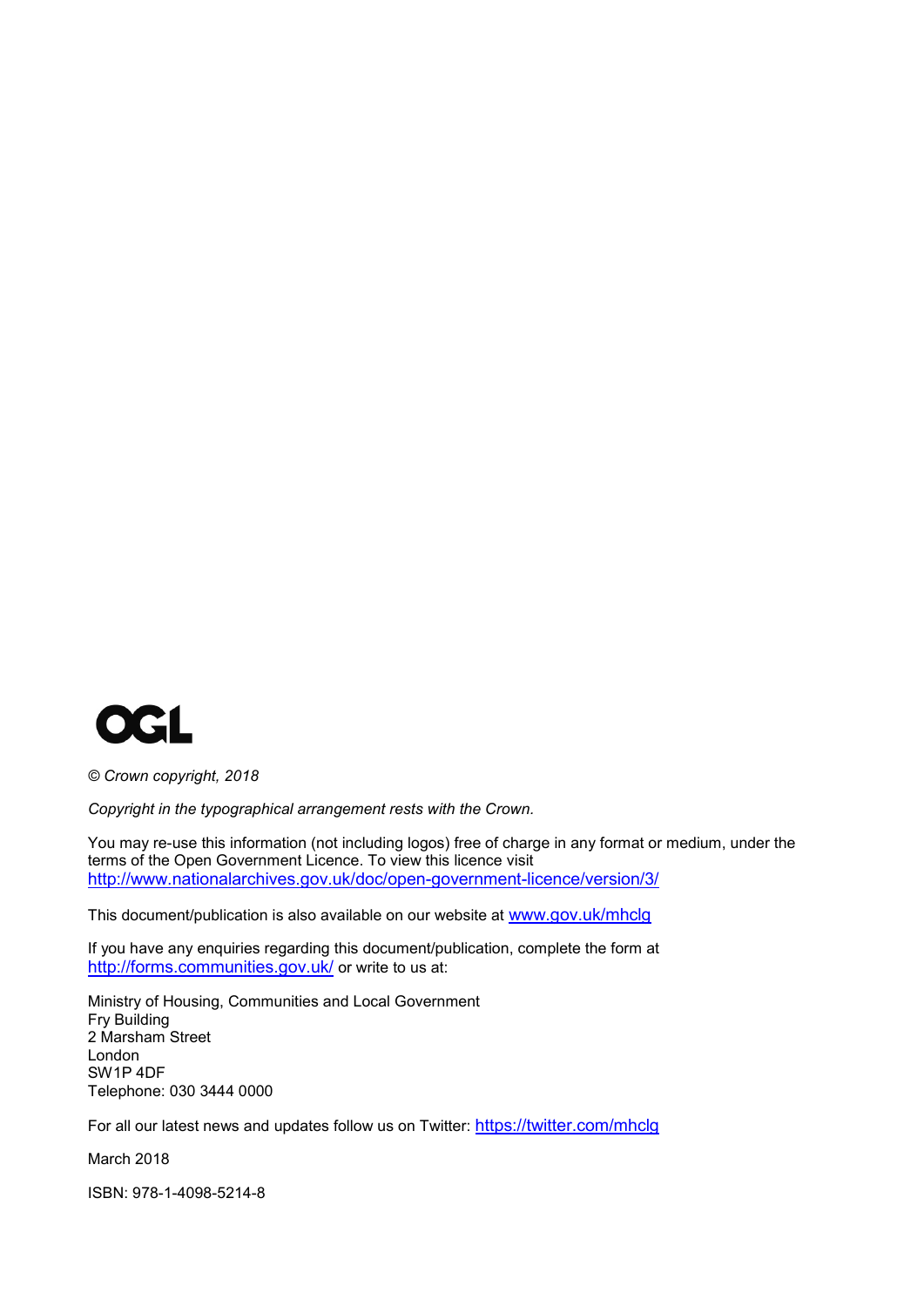OGL

*© Crown copyright, 2018*

*Copyright in the typographical arrangement rests with the Crown.*

You may re-use this information (not including logos) free of charge in any format or medium, under the terms of the Open Government Licence. To view this licence visit http://www.nationalarchives.gov.uk/doc/open-government-licence/version/3/

This document/publication is also available on our website at www.gov.uk/mhclg

If you have any enquiries regarding this document/publication, complete the form at http://forms.communities.gov.uk/ or write to us at:

Ministry of Housing, Communities and Local Government
Fry Building
2 Marsham Street
London
SW1P 4DF
Telephone: 030 3444 0000

For all our latest news and updates follow us on Twitter: https://twitter.com/mhclg

March 2018

ISBN: 978-1-4098-5214-8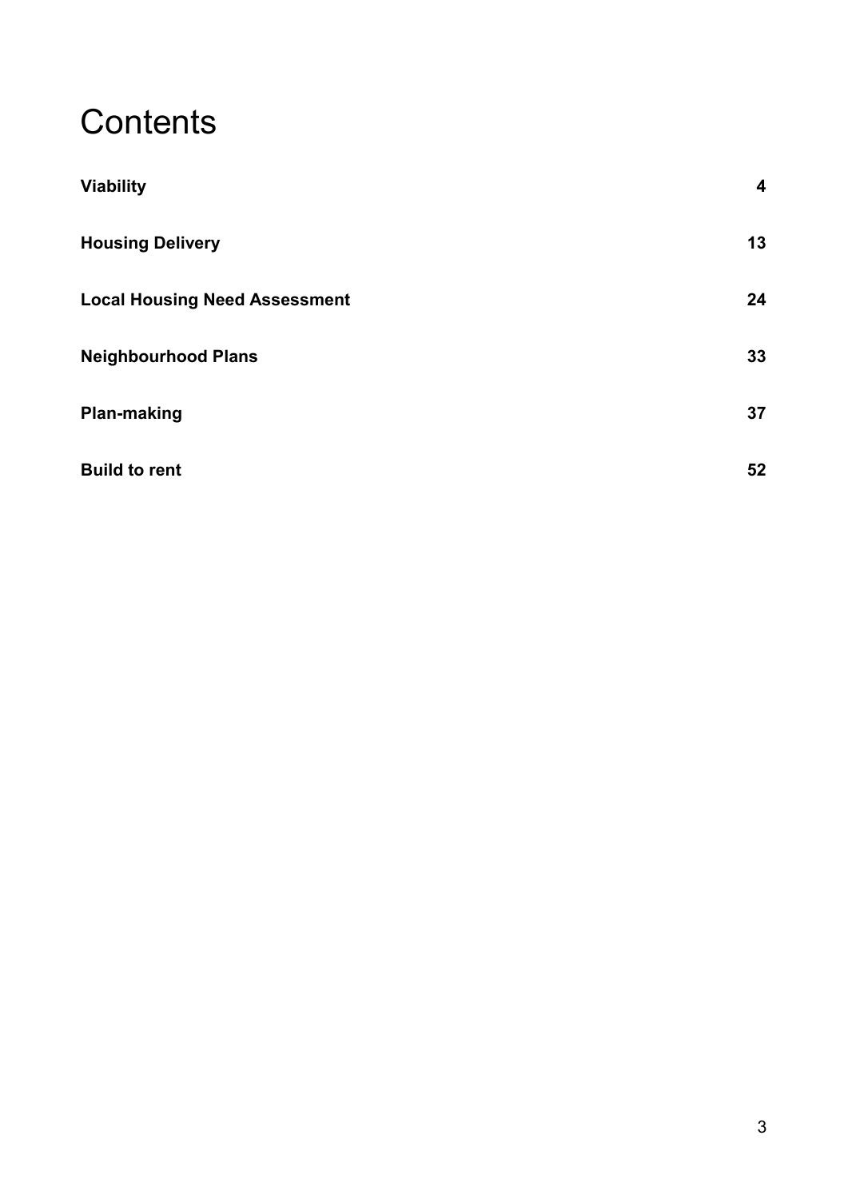# Contents

| | |
|---|---|
| **Viability** | **4** |
| **Housing Delivery** | **13** |
| **Local Housing Need Assessment** | **24** |
| **Neighbourhood Plans** | **33** |
| **Plan-making** | **37** |
| **Build to rent** | **52** |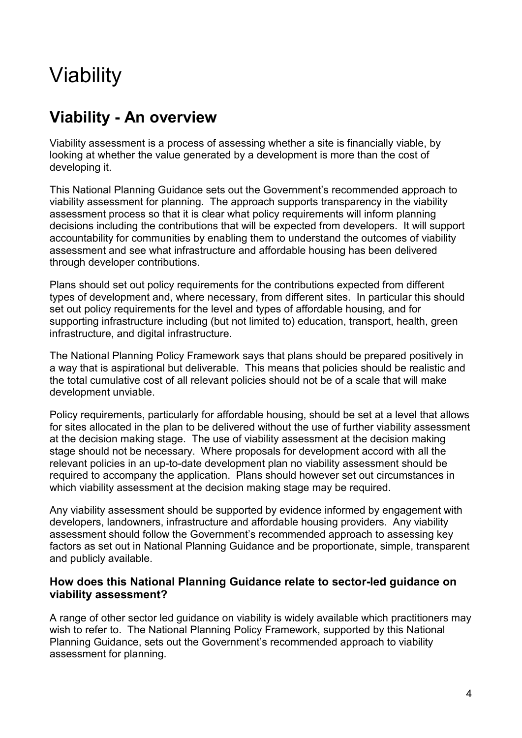# Viability

## Viability - An overview

Viability assessment is a process of assessing whether a site is financially viable, by looking at whether the value generated by a development is more than the cost of developing it.

This National Planning Guidance sets out the Government's recommended approach to viability assessment for planning. The approach supports transparency in the viability assessment process so that it is clear what policy requirements will inform planning decisions including the contributions that will be expected from developers. It will support accountability for communities by enabling them to understand the outcomes of viability assessment and see what infrastructure and affordable housing has been delivered through developer contributions.

Plans should set out policy requirements for the contributions expected from different types of development and, where necessary, from different sites. In particular this should set out policy requirements for the level and types of affordable housing, and for supporting infrastructure including (but not limited to) education, transport, health, green infrastructure, and digital infrastructure.

The National Planning Policy Framework says that plans should be prepared positively in a way that is aspirational but deliverable. This means that policies should be realistic and the total cumulative cost of all relevant policies should not be of a scale that will make development unviable.

Policy requirements, particularly for affordable housing, should be set at a level that allows for sites allocated in the plan to be delivered without the use of further viability assessment at the decision making stage. The use of viability assessment at the decision making stage should not be necessary. Where proposals for development accord with all the relevant policies in an up-to-date development plan no viability assessment should be required to accompany the application. Plans should however set out circumstances in which viability assessment at the decision making stage may be required.

Any viability assessment should be supported by evidence informed by engagement with developers, landowners, infrastructure and affordable housing providers. Any viability assessment should follow the Government's recommended approach to assessing key factors as set out in National Planning Guidance and be proportionate, simple, transparent and publicly available.

### How does this National Planning Guidance relate to sector-led guidance on viability assessment?

A range of other sector led guidance on viability is widely available which practitioners may wish to refer to. The National Planning Policy Framework, supported by this National Planning Guidance, sets out the Government's recommended approach to viability assessment for planning.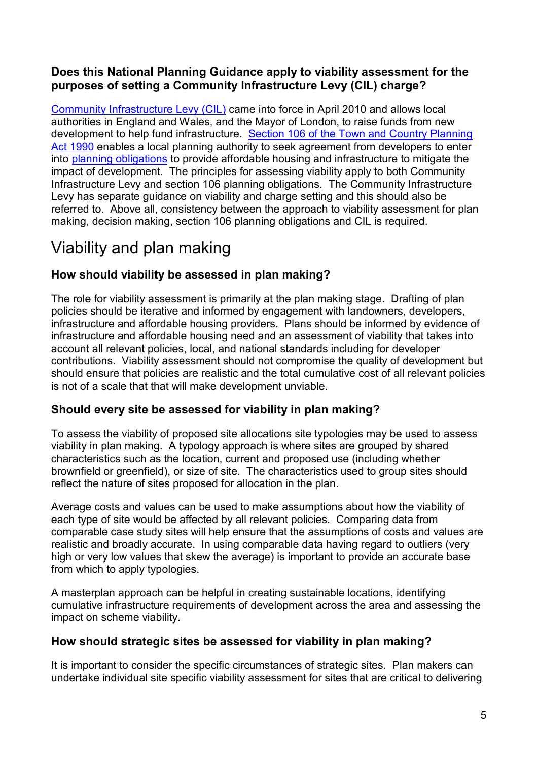### Does this National Planning Guidance apply to viability assessment for the purposes of setting a Community Infrastructure Levy (CIL) charge?

Community Infrastructure Levy (CIL) came into force in April 2010 and allows local authorities in England and Wales, and the Mayor of London, to raise funds from new development to help fund infrastructure. Section 106 of the Town and Country Planning Act 1990 enables a local planning authority to seek agreement from developers to enter into planning obligations to provide affordable housing and infrastructure to mitigate the impact of development. The principles for assessing viability apply to both Community Infrastructure Levy and section 106 planning obligations. The Community Infrastructure Levy has separate guidance on viability and charge setting and this should also be referred to. Above all, consistency between the approach to viability assessment for plan making, decision making, section 106 planning obligations and CIL is required.

## Viability and plan making

### How should viability be assessed in plan making?

The role for viability assessment is primarily at the plan making stage. Drafting of plan policies should be iterative and informed by engagement with landowners, developers, infrastructure and affordable housing providers. Plans should be informed by evidence of infrastructure and affordable housing need and an assessment of viability that takes into account all relevant policies, local, and national standards including for developer contributions. Viability assessment should not compromise the quality of development but should ensure that policies are realistic and the total cumulative cost of all relevant policies is not of a scale that that will make development unviable.

### Should every site be assessed for viability in plan making?

To assess the viability of proposed site allocations site typologies may be used to assess viability in plan making. A typology approach is where sites are grouped by shared characteristics such as the location, current and proposed use (including whether brownfield or greenfield), or size of site. The characteristics used to group sites should reflect the nature of sites proposed for allocation in the plan.

Average costs and values can be used to make assumptions about how the viability of each type of site would be affected by all relevant policies. Comparing data from comparable case study sites will help ensure that the assumptions of costs and values are realistic and broadly accurate. In using comparable data having regard to outliers (very high or very low values that skew the average) is important to provide an accurate base from which to apply typologies.

A masterplan approach can be helpful in creating sustainable locations, identifying cumulative infrastructure requirements of development across the area and assessing the impact on scheme viability.

### How should strategic sites be assessed for viability in plan making?

It is important to consider the specific circumstances of strategic sites. Plan makers can undertake individual site specific viability assessment for sites that are critical to delivering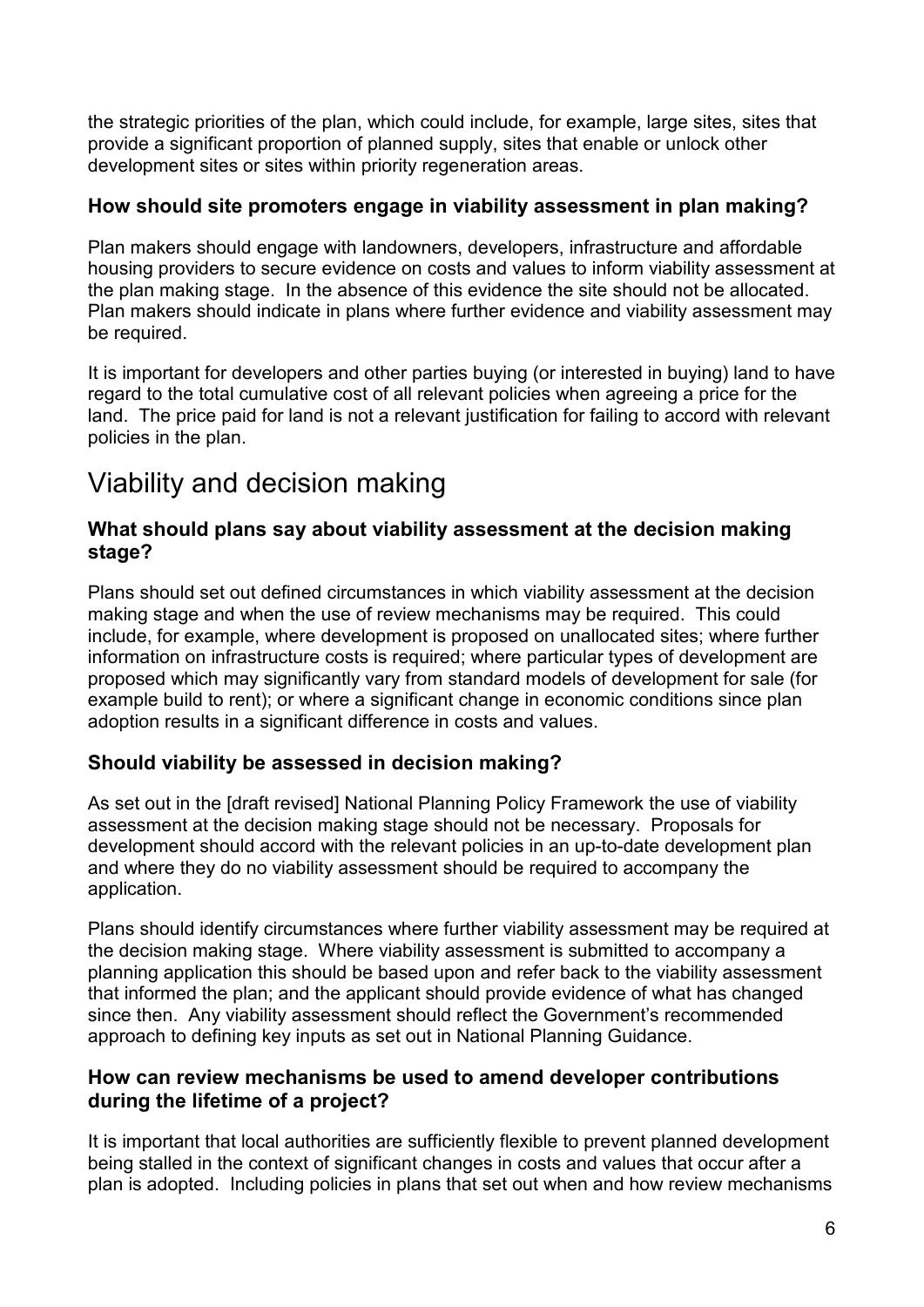the strategic priorities of the plan, which could include, for example, large sites, sites that provide a significant proportion of planned supply, sites that enable or unlock other development sites or sites within priority regeneration areas.

### How should site promoters engage in viability assessment in plan making?

Plan makers should engage with landowners, developers, infrastructure and affordable housing providers to secure evidence on costs and values to inform viability assessment at the plan making stage. In the absence of this evidence the site should not be allocated. Plan makers should indicate in plans where further evidence and viability assessment may be required.

It is important for developers and other parties buying (or interested in buying) land to have regard to the total cumulative cost of all relevant policies when agreeing a price for the land. The price paid for land is not a relevant justification for failing to accord with relevant policies in the plan.

## Viability and decision making

### What should plans say about viability assessment at the decision making stage?

Plans should set out defined circumstances in which viability assessment at the decision making stage and when the use of review mechanisms may be required. This could include, for example, where development is proposed on unallocated sites; where further information on infrastructure costs is required; where particular types of development are proposed which may significantly vary from standard models of development for sale (for example build to rent); or where a significant change in economic conditions since plan adoption results in a significant difference in costs and values.

### Should viability be assessed in decision making?

As set out in the [draft revised] National Planning Policy Framework the use of viability assessment at the decision making stage should not be necessary. Proposals for development should accord with the relevant policies in an up-to-date development plan and where they do no viability assessment should be required to accompany the application.

Plans should identify circumstances where further viability assessment may be required at the decision making stage. Where viability assessment is submitted to accompany a planning application this should be based upon and refer back to the viability assessment that informed the plan; and the applicant should provide evidence of what has changed since then. Any viability assessment should reflect the Government's recommended approach to defining key inputs as set out in National Planning Guidance.

### How can review mechanisms be used to amend developer contributions during the lifetime of a project?

It is important that local authorities are sufficiently flexible to prevent planned development being stalled in the context of significant changes in costs and values that occur after a plan is adopted. Including policies in plans that set out when and how review mechanisms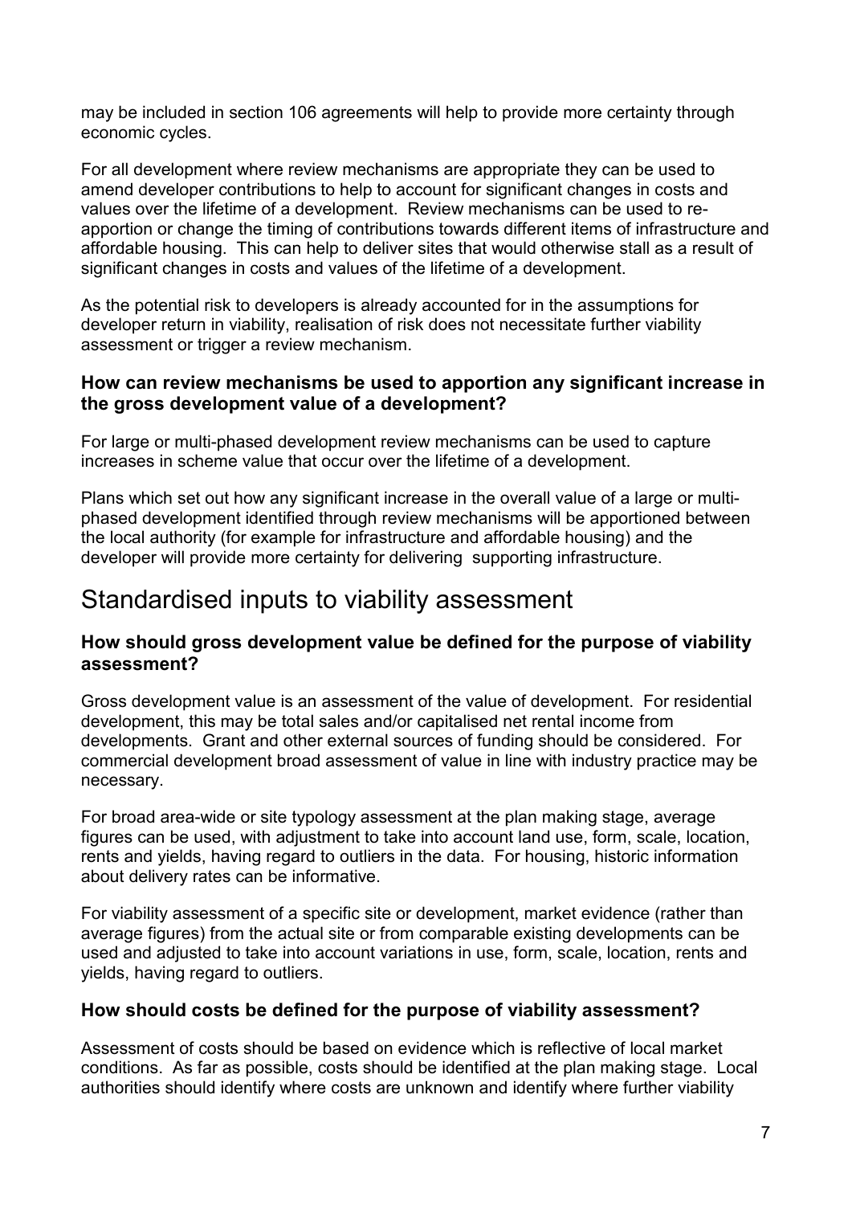may be included in section 106 agreements will help to provide more certainty through economic cycles.

For all development where review mechanisms are appropriate they can be used to amend developer contributions to help to account for significant changes in costs and values over the lifetime of a development. Review mechanisms can be used to re-apportion or change the timing of contributions towards different items of infrastructure and affordable housing. This can help to deliver sites that would otherwise stall as a result of significant changes in costs and values of the lifetime of a development.

As the potential risk to developers is already accounted for in the assumptions for developer return in viability, realisation of risk does not necessitate further viability assessment or trigger a review mechanism.

### How can review mechanisms be used to apportion any significant increase in the gross development value of a development?

For large or multi-phased development review mechanisms can be used to capture increases in scheme value that occur over the lifetime of a development.

Plans which set out how any significant increase in the overall value of a large or multi-phased development identified through review mechanisms will be apportioned between the local authority (for example for infrastructure and affordable housing) and the developer will provide more certainty for delivering supporting infrastructure.

## Standardised inputs to viability assessment

### How should gross development value be defined for the purpose of viability assessment?

Gross development value is an assessment of the value of development. For residential development, this may be total sales and/or capitalised net rental income from developments. Grant and other external sources of funding should be considered. For commercial development broad assessment of value in line with industry practice may be necessary.

For broad area-wide or site typology assessment at the plan making stage, average figures can be used, with adjustment to take into account land use, form, scale, location, rents and yields, having regard to outliers in the data. For housing, historic information about delivery rates can be informative.

For viability assessment of a specific site or development, market evidence (rather than average figures) from the actual site or from comparable existing developments can be used and adjusted to take into account variations in use, form, scale, location, rents and yields, having regard to outliers.

### How should costs be defined for the purpose of viability assessment?

Assessment of costs should be based on evidence which is reflective of local market conditions. As far as possible, costs should be identified at the plan making stage. Local authorities should identify where costs are unknown and identify where further viability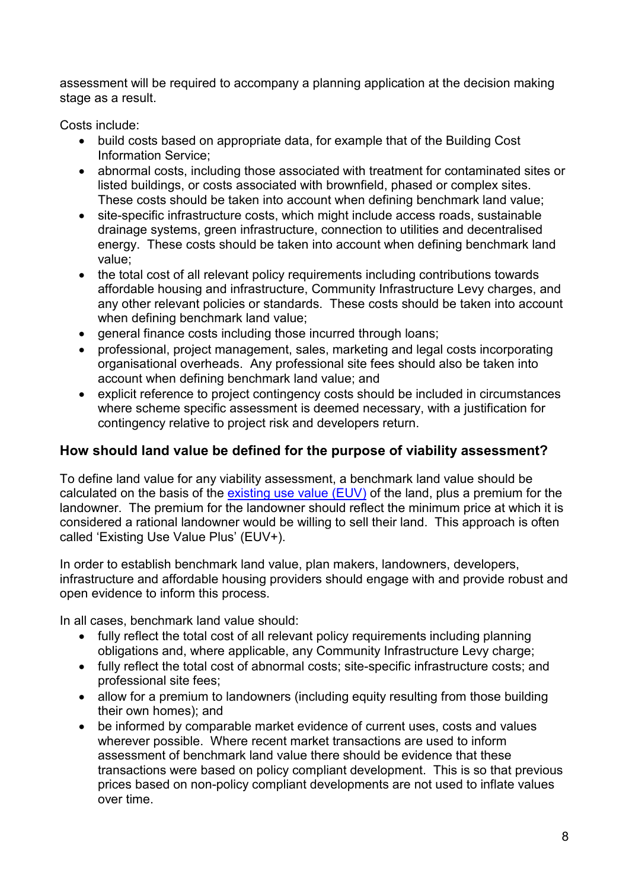assessment will be required to accompany a planning application at the decision making stage as a result.

Costs include:

- build costs based on appropriate data, for example that of the Building Cost Information Service;
- abnormal costs, including those associated with treatment for contaminated sites or listed buildings, or costs associated with brownfield, phased or complex sites. These costs should be taken into account when defining benchmark land value;
- site-specific infrastructure costs, which might include access roads, sustainable drainage systems, green infrastructure, connection to utilities and decentralised energy. These costs should be taken into account when defining benchmark land value;
- the total cost of all relevant policy requirements including contributions towards affordable housing and infrastructure, Community Infrastructure Levy charges, and any other relevant policies or standards. These costs should be taken into account when defining benchmark land value;
- general finance costs including those incurred through loans;
- professional, project management, sales, marketing and legal costs incorporating organisational overheads. Any professional site fees should also be taken into account when defining benchmark land value; and
- explicit reference to project contingency costs should be included in circumstances where scheme specific assessment is deemed necessary, with a justification for contingency relative to project risk and developers return.

### How should land value be defined for the purpose of viability assessment?

To define land value for any viability assessment, a benchmark land value should be calculated on the basis of the [existing use value (EUV)]() of the land, plus a premium for the landowner. The premium for the landowner should reflect the minimum price at which it is considered a rational landowner would be willing to sell their land. This approach is often called 'Existing Use Value Plus' (EUV+).

In order to establish benchmark land value, plan makers, landowners, developers, infrastructure and affordable housing providers should engage with and provide robust and open evidence to inform this process.

In all cases, benchmark land value should:

- fully reflect the total cost of all relevant policy requirements including planning obligations and, where applicable, any Community Infrastructure Levy charge;
- fully reflect the total cost of abnormal costs; site-specific infrastructure costs; and professional site fees;
- allow for a premium to landowners (including equity resulting from those building their own homes); and
- be informed by comparable market evidence of current uses, costs and values wherever possible. Where recent market transactions are used to inform assessment of benchmark land value there should be evidence that these transactions were based on policy compliant development. This is so that previous prices based on non-policy compliant developments are not used to inflate values over time.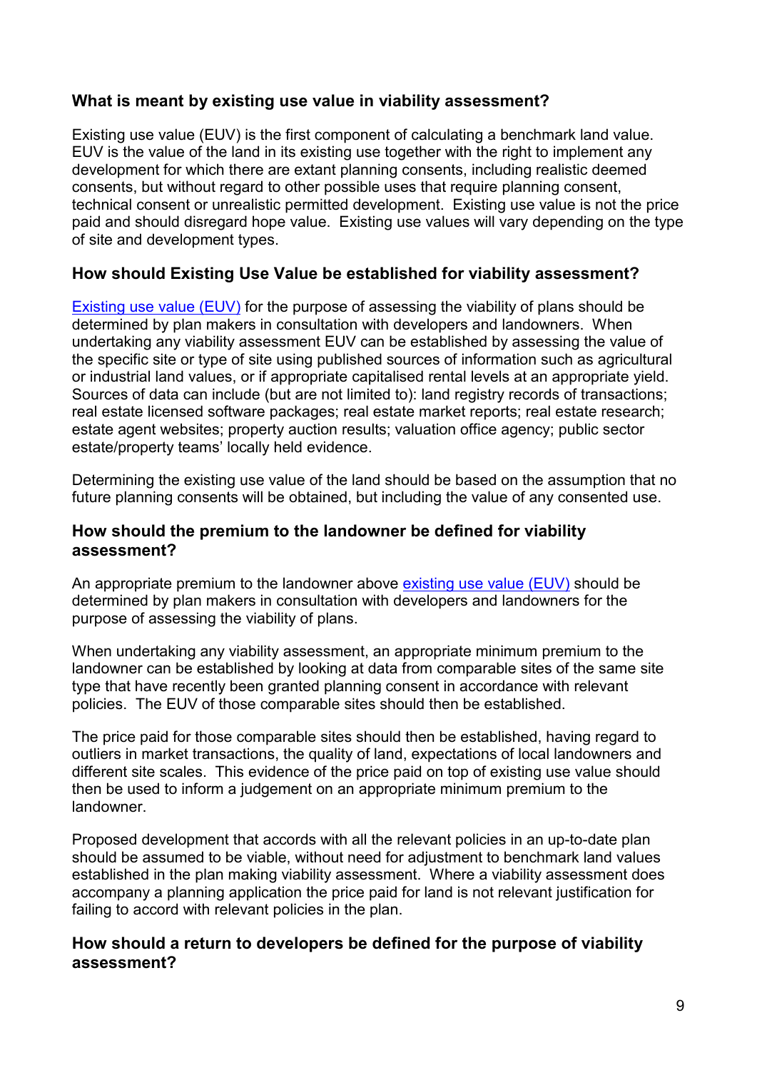### What is meant by existing use value in viability assessment?

Existing use value (EUV) is the first component of calculating a benchmark land value. EUV is the value of the land in its existing use together with the right to implement any development for which there are extant planning consents, including realistic deemed consents, but without regard to other possible uses that require planning consent, technical consent or unrealistic permitted development. Existing use value is not the price paid and should disregard hope value. Existing use values will vary depending on the type of site and development types.

### How should Existing Use Value be established for viability assessment?

Existing use value (EUV) for the purpose of assessing the viability of plans should be determined by plan makers in consultation with developers and landowners. When undertaking any viability assessment EUV can be established by assessing the value of the specific site or type of site using published sources of information such as agricultural or industrial land values, or if appropriate capitalised rental levels at an appropriate yield. Sources of data can include (but are not limited to): land registry records of transactions; real estate licensed software packages; real estate market reports; real estate research; estate agent websites; property auction results; valuation office agency; public sector estate/property teams' locally held evidence.

Determining the existing use value of the land should be based on the assumption that no future planning consents will be obtained, but including the value of any consented use.

### How should the premium to the landowner be defined for viability assessment?

An appropriate premium to the landowner above existing use value (EUV) should be determined by plan makers in consultation with developers and landowners for the purpose of assessing the viability of plans.

When undertaking any viability assessment, an appropriate minimum premium to the landowner can be established by looking at data from comparable sites of the same site type that have recently been granted planning consent in accordance with relevant policies. The EUV of those comparable sites should then be established.

The price paid for those comparable sites should then be established, having regard to outliers in market transactions, the quality of land, expectations of local landowners and different site scales. This evidence of the price paid on top of existing use value should then be used to inform a judgement on an appropriate minimum premium to the landowner.

Proposed development that accords with all the relevant policies in an up-to-date plan should be assumed to be viable, without need for adjustment to benchmark land values established in the plan making viability assessment. Where a viability assessment does accompany a planning application the price paid for land is not relevant justification for failing to accord with relevant policies in the plan.

### How should a return to developers be defined for the purpose of viability assessment?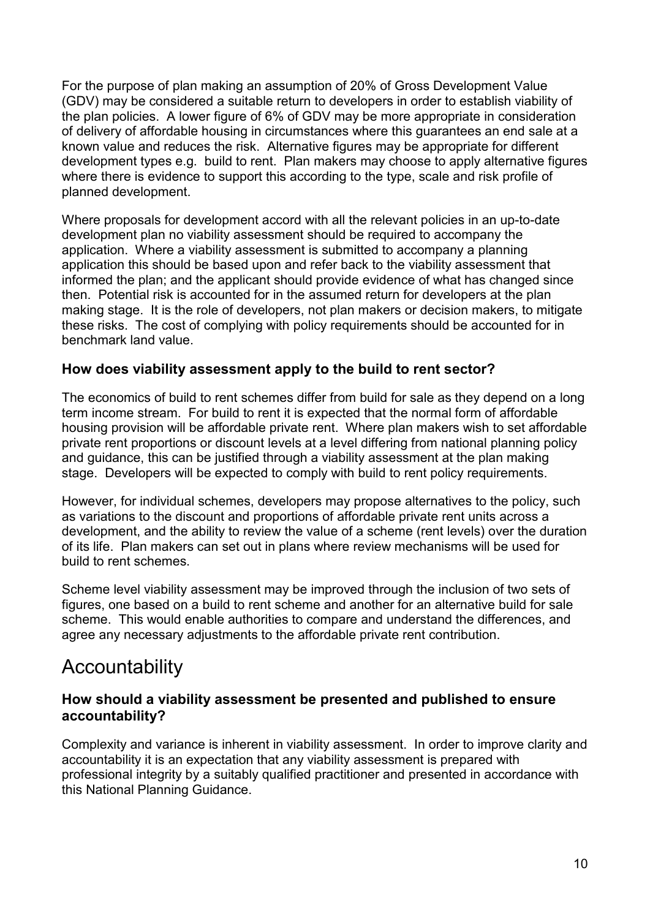For the purpose of plan making an assumption of 20% of Gross Development Value (GDV) may be considered a suitable return to developers in order to establish viability of the plan policies. A lower figure of 6% of GDV may be more appropriate in consideration of delivery of affordable housing in circumstances where this guarantees an end sale at a known value and reduces the risk. Alternative figures may be appropriate for different development types e.g. build to rent. Plan makers may choose to apply alternative figures where there is evidence to support this according to the type, scale and risk profile of planned development.

Where proposals for development accord with all the relevant policies in an up-to-date development plan no viability assessment should be required to accompany the application. Where a viability assessment is submitted to accompany a planning application this should be based upon and refer back to the viability assessment that informed the plan; and the applicant should provide evidence of what has changed since then. Potential risk is accounted for in the assumed return for developers at the plan making stage. It is the role of developers, not plan makers or decision makers, to mitigate these risks. The cost of complying with policy requirements should be accounted for in benchmark land value.

### How does viability assessment apply to the build to rent sector?

The economics of build to rent schemes differ from build for sale as they depend on a long term income stream. For build to rent it is expected that the normal form of affordable housing provision will be affordable private rent. Where plan makers wish to set affordable private rent proportions or discount levels at a level differing from national planning policy and guidance, this can be justified through a viability assessment at the plan making stage. Developers will be expected to comply with build to rent policy requirements.

However, for individual schemes, developers may propose alternatives to the policy, such as variations to the discount and proportions of affordable private rent units across a development, and the ability to review the value of a scheme (rent levels) over the duration of its life. Plan makers can set out in plans where review mechanisms will be used for build to rent schemes.

Scheme level viability assessment may be improved through the inclusion of two sets of figures, one based on a build to rent scheme and another for an alternative build for sale scheme. This would enable authorities to compare and understand the differences, and agree any necessary adjustments to the affordable private rent contribution.

## Accountability

### How should a viability assessment be presented and published to ensure accountability?

Complexity and variance is inherent in viability assessment. In order to improve clarity and accountability it is an expectation that any viability assessment is prepared with professional integrity by a suitably qualified practitioner and presented in accordance with this National Planning Guidance.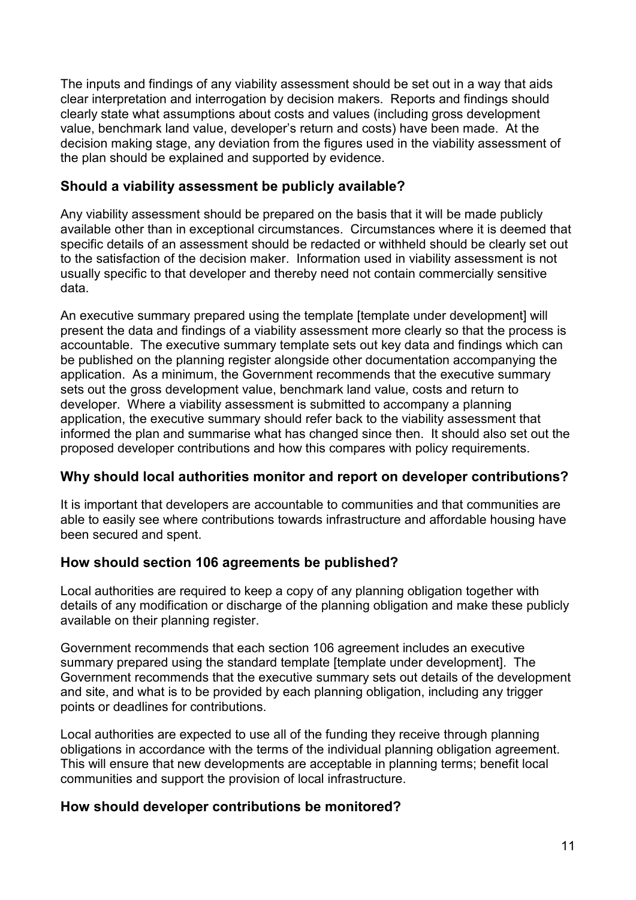The inputs and findings of any viability assessment should be set out in a way that aids clear interpretation and interrogation by decision makers. Reports and findings should clearly state what assumptions about costs and values (including gross development value, benchmark land value, developer's return and costs) have been made. At the decision making stage, any deviation from the figures used in the viability assessment of the plan should be explained and supported by evidence.

### Should a viability assessment be publicly available?

Any viability assessment should be prepared on the basis that it will be made publicly available other than in exceptional circumstances. Circumstances where it is deemed that specific details of an assessment should be redacted or withheld should be clearly set out to the satisfaction of the decision maker. Information used in viability assessment is not usually specific to that developer and thereby need not contain commercially sensitive data.

An executive summary prepared using the template [template under development] will present the data and findings of a viability assessment more clearly so that the process is accountable. The executive summary template sets out key data and findings which can be published on the planning register alongside other documentation accompanying the application. As a minimum, the Government recommends that the executive summary sets out the gross development value, benchmark land value, costs and return to developer. Where a viability assessment is submitted to accompany a planning application, the executive summary should refer back to the viability assessment that informed the plan and summarise what has changed since then. It should also set out the proposed developer contributions and how this compares with policy requirements.

### Why should local authorities monitor and report on developer contributions?

It is important that developers are accountable to communities and that communities are able to easily see where contributions towards infrastructure and affordable housing have been secured and spent.

### How should section 106 agreements be published?

Local authorities are required to keep a copy of any planning obligation together with details of any modification or discharge of the planning obligation and make these publicly available on their planning register.

Government recommends that each section 106 agreement includes an executive summary prepared using the standard template [template under development]. The Government recommends that the executive summary sets out details of the development and site, and what is to be provided by each planning obligation, including any trigger points or deadlines for contributions.

Local authorities are expected to use all of the funding they receive through planning obligations in accordance with the terms of the individual planning obligation agreement. This will ensure that new developments are acceptable in planning terms; benefit local communities and support the provision of local infrastructure.

### How should developer contributions be monitored?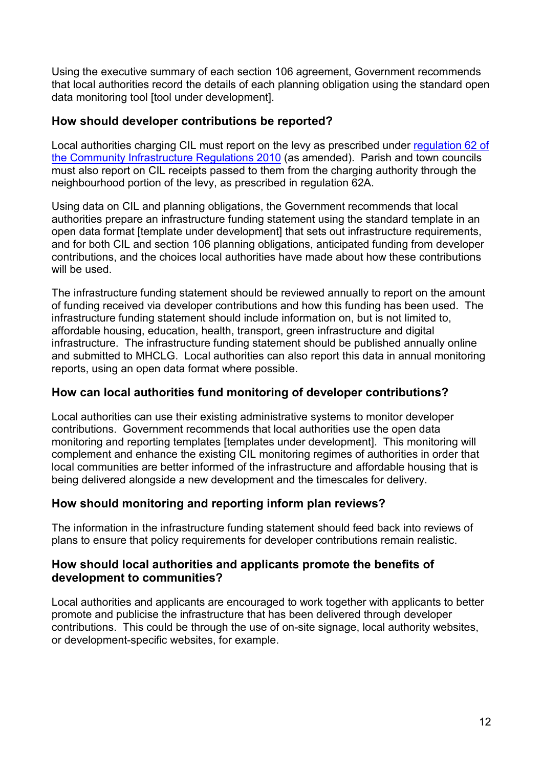Using the executive summary of each section 106 agreement, Government recommends that local authorities record the details of each planning obligation using the standard open data monitoring tool [tool under development].

### How should developer contributions be reported?

Local authorities charging CIL must report on the levy as prescribed under [regulation 62 of the Community Infrastructure Regulations 2010]() (as amended). Parish and town councils must also report on CIL receipts passed to them from the charging authority through the neighbourhood portion of the levy, as prescribed in regulation 62A.

Using data on CIL and planning obligations, the Government recommends that local authorities prepare an infrastructure funding statement using the standard template in an open data format [template under development] that sets out infrastructure requirements, and for both CIL and section 106 planning obligations, anticipated funding from developer contributions, and the choices local authorities have made about how these contributions will be used.

The infrastructure funding statement should be reviewed annually to report on the amount of funding received via developer contributions and how this funding has been used. The infrastructure funding statement should include information on, but is not limited to, affordable housing, education, health, transport, green infrastructure and digital infrastructure. The infrastructure funding statement should be published annually online and submitted to MHCLG. Local authorities can also report this data in annual monitoring reports, using an open data format where possible.

### How can local authorities fund monitoring of developer contributions?

Local authorities can use their existing administrative systems to monitor developer contributions. Government recommends that local authorities use the open data monitoring and reporting templates [templates under development]. This monitoring will complement and enhance the existing CIL monitoring regimes of authorities in order that local communities are better informed of the infrastructure and affordable housing that is being delivered alongside a new development and the timescales for delivery.

### How should monitoring and reporting inform plan reviews?

The information in the infrastructure funding statement should feed back into reviews of plans to ensure that policy requirements for developer contributions remain realistic.

### How should local authorities and applicants promote the benefits of development to communities?

Local authorities and applicants are encouraged to work together with applicants to better promote and publicise the infrastructure that has been delivered through developer contributions. This could be through the use of on-site signage, local authority websites, or development-specific websites, for example.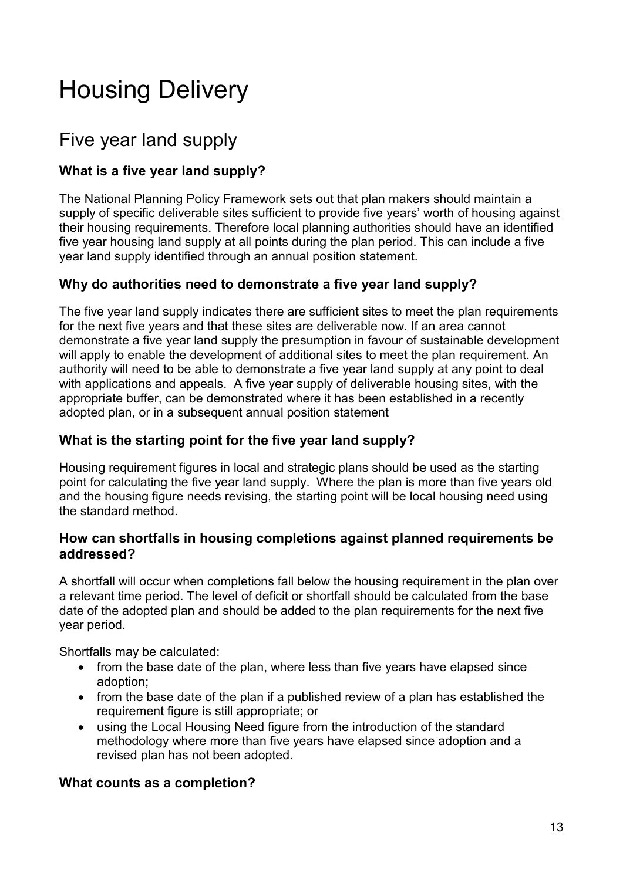# Housing Delivery

## Five year land supply

### What is a five year land supply?

The National Planning Policy Framework sets out that plan makers should maintain a supply of specific deliverable sites sufficient to provide five years' worth of housing against their housing requirements. Therefore local planning authorities should have an identified five year housing land supply at all points during the plan period. This can include a five year land supply identified through an annual position statement.

### Why do authorities need to demonstrate a five year land supply?

The five year land supply indicates there are sufficient sites to meet the plan requirements for the next five years and that these sites are deliverable now. If an area cannot demonstrate a five year land supply the presumption in favour of sustainable development will apply to enable the development of additional sites to meet the plan requirement. An authority will need to be able to demonstrate a five year land supply at any point to deal with applications and appeals. A five year supply of deliverable housing sites, with the appropriate buffer, can be demonstrated where it has been established in a recently adopted plan, or in a subsequent annual position statement

### What is the starting point for the five year land supply?

Housing requirement figures in local and strategic plans should be used as the starting point for calculating the five year land supply. Where the plan is more than five years old and the housing figure needs revising, the starting point will be local housing need using the standard method.

### How can shortfalls in housing completions against planned requirements be addressed?

A shortfall will occur when completions fall below the housing requirement in the plan over a relevant time period. The level of deficit or shortfall should be calculated from the base date of the adopted plan and should be added to the plan requirements for the next five year period.

Shortfalls may be calculated:

- from the base date of the plan, where less than five years have elapsed since adoption;
- from the base date of the plan if a published review of a plan has established the requirement figure is still appropriate; or
- using the Local Housing Need figure from the introduction of the standard methodology where more than five years have elapsed since adoption and a revised plan has not been adopted.

### What counts as a completion?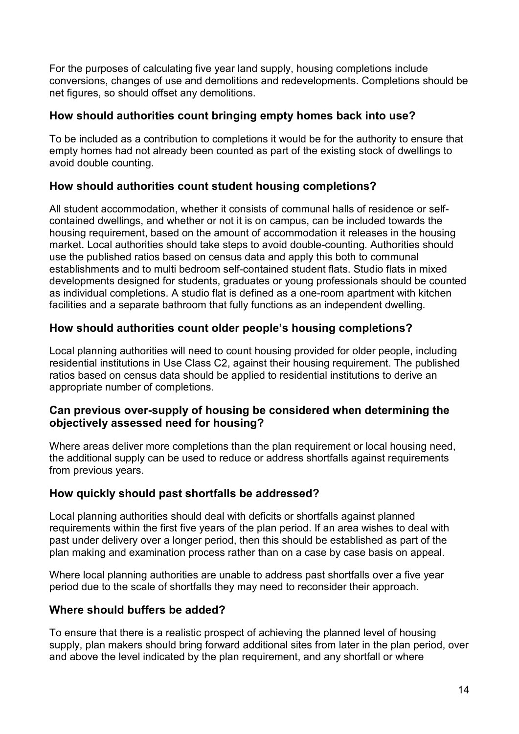For the purposes of calculating five year land supply, housing completions include conversions, changes of use and demolitions and redevelopments. Completions should be net figures, so should offset any demolitions.

### How should authorities count bringing empty homes back into use?

To be included as a contribution to completions it would be for the authority to ensure that empty homes had not already been counted as part of the existing stock of dwellings to avoid double counting.

### How should authorities count student housing completions?

All student accommodation, whether it consists of communal halls of residence or self-contained dwellings, and whether or not it is on campus, can be included towards the housing requirement, based on the amount of accommodation it releases in the housing market. Local authorities should take steps to avoid double-counting. Authorities should use the published ratios based on census data and apply this both to communal establishments and to multi bedroom self-contained student flats. Studio flats in mixed developments designed for students, graduates or young professionals should be counted as individual completions. A studio flat is defined as a one-room apartment with kitchen facilities and a separate bathroom that fully functions as an independent dwelling.

### How should authorities count older people's housing completions?

Local planning authorities will need to count housing provided for older people, including residential institutions in Use Class C2, against their housing requirement. The published ratios based on census data should be applied to residential institutions to derive an appropriate number of completions.

### Can previous over-supply of housing be considered when determining the objectively assessed need for housing?

Where areas deliver more completions than the plan requirement or local housing need, the additional supply can be used to reduce or address shortfalls against requirements from previous years.

### How quickly should past shortfalls be addressed?

Local planning authorities should deal with deficits or shortfalls against planned requirements within the first five years of the plan period. If an area wishes to deal with past under delivery over a longer period, then this should be established as part of the plan making and examination process rather than on a case by case basis on appeal.

Where local planning authorities are unable to address past shortfalls over a five year period due to the scale of shortfalls they may need to reconsider their approach.

### Where should buffers be added?

To ensure that there is a realistic prospect of achieving the planned level of housing supply, plan makers should bring forward additional sites from later in the plan period, over and above the level indicated by the plan requirement, and any shortfall or where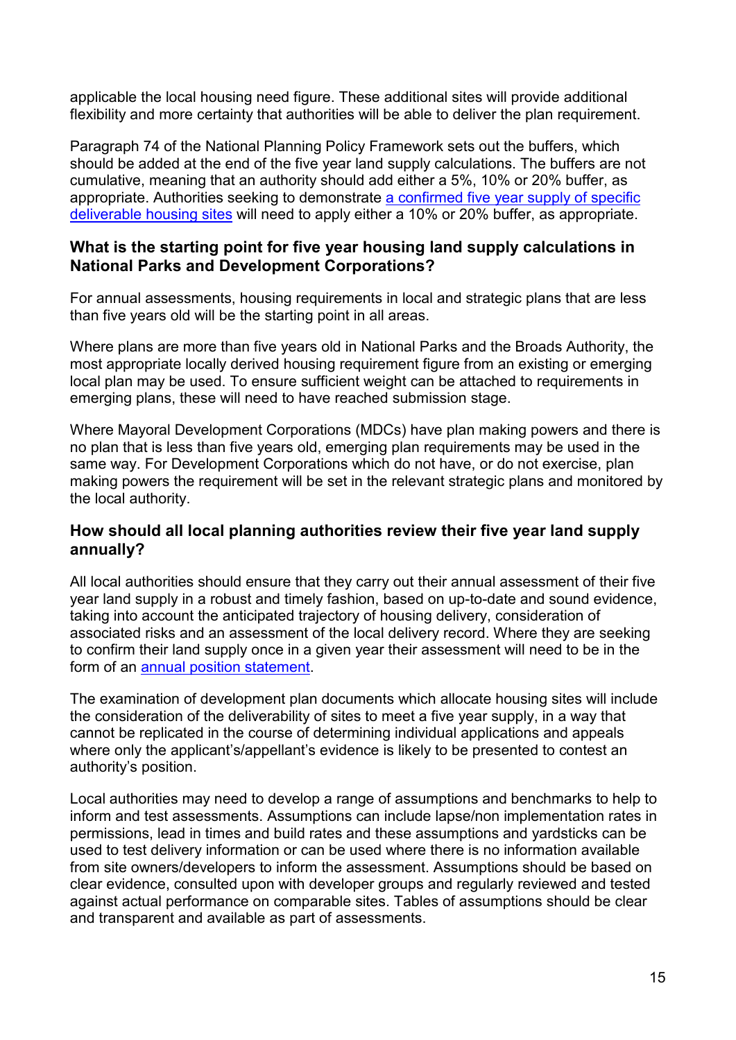applicable the local housing need figure. These additional sites will provide additional flexibility and more certainty that authorities will be able to deliver the plan requirement.

Paragraph 74 of the National Planning Policy Framework sets out the buffers, which should be added at the end of the five year land supply calculations. The buffers are not cumulative, meaning that an authority should add either a 5%, 10% or 20% buffer, as appropriate. Authorities seeking to demonstrate a confirmed five year supply of specific deliverable housing sites will need to apply either a 10% or 20% buffer, as appropriate.

### What is the starting point for five year housing land supply calculations in National Parks and Development Corporations?

For annual assessments, housing requirements in local and strategic plans that are less than five years old will be the starting point in all areas.

Where plans are more than five years old in National Parks and the Broads Authority, the most appropriate locally derived housing requirement figure from an existing or emerging local plan may be used. To ensure sufficient weight can be attached to requirements in emerging plans, these will need to have reached submission stage.

Where Mayoral Development Corporations (MDCs) have plan making powers and there is no plan that is less than five years old, emerging plan requirements may be used in the same way. For Development Corporations which do not have, or do not exercise, plan making powers the requirement will be set in the relevant strategic plans and monitored by the local authority.

### How should all local planning authorities review their five year land supply annually?

All local authorities should ensure that they carry out their annual assessment of their five year land supply in a robust and timely fashion, based on up-to-date and sound evidence, taking into account the anticipated trajectory of housing delivery, consideration of associated risks and an assessment of the local delivery record. Where they are seeking to confirm their land supply once in a given year their assessment will need to be in the form of an annual position statement.

The examination of development plan documents which allocate housing sites will include the consideration of the deliverability of sites to meet a five year supply, in a way that cannot be replicated in the course of determining individual applications and appeals where only the applicant's/appellant's evidence is likely to be presented to contest an authority's position.

Local authorities may need to develop a range of assumptions and benchmarks to help to inform and test assessments. Assumptions can include lapse/non implementation rates in permissions, lead in times and build rates and these assumptions and yardsticks can be used to test delivery information or can be used where there is no information available from site owners/developers to inform the assessment. Assumptions should be based on clear evidence, consulted upon with developer groups and regularly reviewed and tested against actual performance on comparable sites. Tables of assumptions should be clear and transparent and available as part of assessments.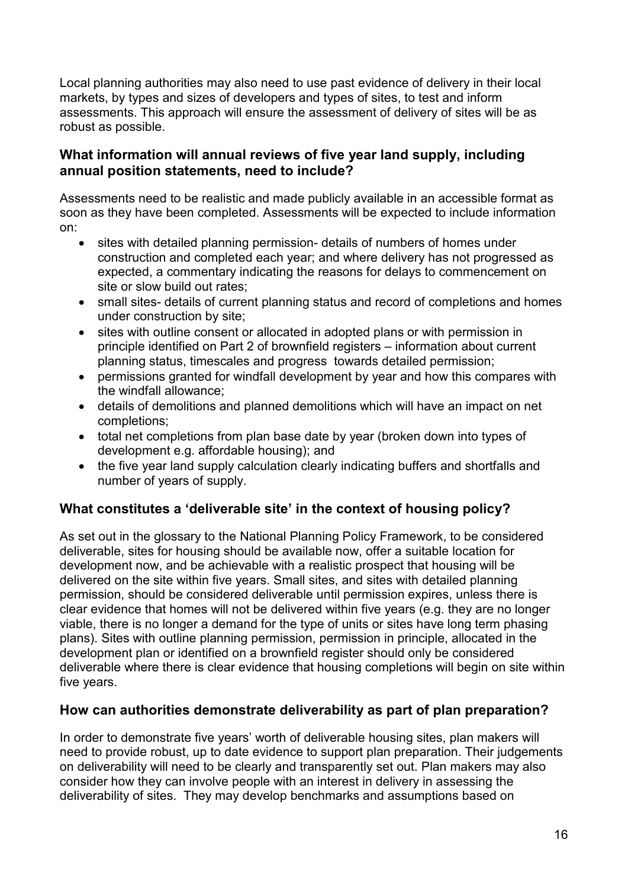Local planning authorities may also need to use past evidence of delivery in their local markets, by types and sizes of developers and types of sites, to test and inform assessments. This approach will ensure the assessment of delivery of sites will be as robust as possible.

### What information will annual reviews of five year land supply, including annual position statements, need to include?

Assessments need to be realistic and made publicly available in an accessible format as soon as they have been completed. Assessments will be expected to include information on:

- sites with detailed planning permission- details of numbers of homes under construction and completed each year; and where delivery has not progressed as expected, a commentary indicating the reasons for delays to commencement on site or slow build out rates;
- small sites- details of current planning status and record of completions and homes under construction by site;
- sites with outline consent or allocated in adopted plans or with permission in principle identified on Part 2 of brownfield registers – information about current planning status, timescales and progress towards detailed permission;
- permissions granted for windfall development by year and how this compares with the windfall allowance;
- details of demolitions and planned demolitions which will have an impact on net completions;
- total net completions from plan base date by year (broken down into types of development e.g. affordable housing); and
- the five year land supply calculation clearly indicating buffers and shortfalls and number of years of supply.

### What constitutes a 'deliverable site' in the context of housing policy?

As set out in the glossary to the National Planning Policy Framework, to be considered deliverable, sites for housing should be available now, offer a suitable location for development now, and be achievable with a realistic prospect that housing will be delivered on the site within five years. Small sites, and sites with detailed planning permission, should be considered deliverable until permission expires, unless there is clear evidence that homes will not be delivered within five years (e.g. they are no longer viable, there is no longer a demand for the type of units or sites have long term phasing plans). Sites with outline planning permission, permission in principle, allocated in the development plan or identified on a brownfield register should only be considered deliverable where there is clear evidence that housing completions will begin on site within five years.

### How can authorities demonstrate deliverability as part of plan preparation?

In order to demonstrate five years' worth of deliverable housing sites, plan makers will need to provide robust, up to date evidence to support plan preparation. Their judgements on deliverability will need to be clearly and transparently set out. Plan makers may also consider how they can involve people with an interest in delivery in assessing the deliverability of sites. They may develop benchmarks and assumptions based on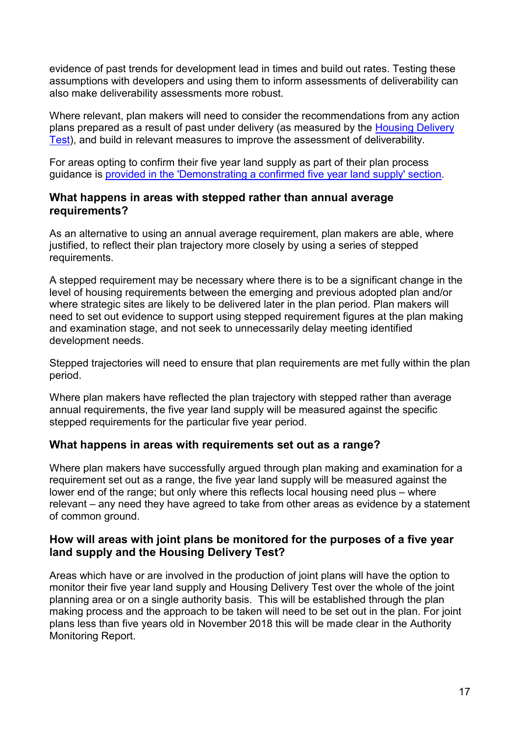evidence of past trends for development lead in times and build out rates. Testing these assumptions with developers and using them to inform assessments of deliverability can also make deliverability assessments more robust.

Where relevant, plan makers will need to consider the recommendations from any action plans prepared as a result of past under delivery (as measured by the [Housing Delivery Test](#)), and build in relevant measures to improve the assessment of deliverability.

For areas opting to confirm their five year land supply as part of their plan process guidance is [provided in the 'Demonstrating a confirmed five year land supply' section](#).

### What happens in areas with stepped rather than annual average requirements?

As an alternative to using an annual average requirement, plan makers are able, where justified, to reflect their plan trajectory more closely by using a series of stepped requirements.

A stepped requirement may be necessary where there is to be a significant change in the level of housing requirements between the emerging and previous adopted plan and/or where strategic sites are likely to be delivered later in the plan period. Plan makers will need to set out evidence to support using stepped requirement figures at the plan making and examination stage, and not seek to unnecessarily delay meeting identified development needs.

Stepped trajectories will need to ensure that plan requirements are met fully within the plan period.

Where plan makers have reflected the plan trajectory with stepped rather than average annual requirements, the five year land supply will be measured against the specific stepped requirements for the particular five year period.

### What happens in areas with requirements set out as a range?

Where plan makers have successfully argued through plan making and examination for a requirement set out as a range, the five year land supply will be measured against the lower end of the range; but only where this reflects local housing need plus – where relevant – any need they have agreed to take from other areas as evidence by a statement of common ground.

### How will areas with joint plans be monitored for the purposes of a five year land supply and the Housing Delivery Test?

Areas which have or are involved in the production of joint plans will have the option to monitor their five year land supply and Housing Delivery Test over the whole of the joint planning area or on a single authority basis. This will be established through the plan making process and the approach to be taken will need to be set out in the plan. For joint plans less than five years old in November 2018 this will be made clear in the Authority Monitoring Report.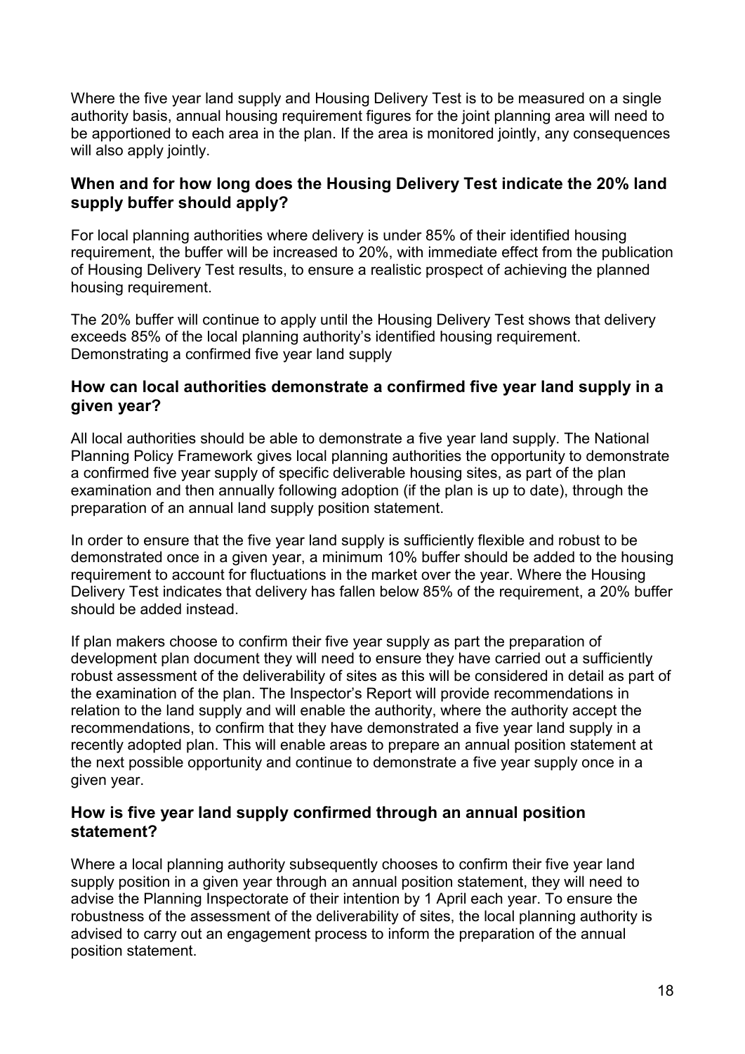Where the five year land supply and Housing Delivery Test is to be measured on a single authority basis, annual housing requirement figures for the joint planning area will need to be apportioned to each area in the plan. If the area is monitored jointly, any consequences will also apply jointly.

### When and for how long does the Housing Delivery Test indicate the 20% land supply buffer should apply?

For local planning authorities where delivery is under 85% of their identified housing requirement, the buffer will be increased to 20%, with immediate effect from the publication of Housing Delivery Test results, to ensure a realistic prospect of achieving the planned housing requirement.

The 20% buffer will continue to apply until the Housing Delivery Test shows that delivery exceeds 85% of the local planning authority's identified housing requirement.

Demonstrating a confirmed five year land supply

### How can local authorities demonstrate a confirmed five year land supply in a given year?

All local authorities should be able to demonstrate a five year land supply. The National Planning Policy Framework gives local planning authorities the opportunity to demonstrate a confirmed five year supply of specific deliverable housing sites, as part of the plan examination and then annually following adoption (if the plan is up to date), through the preparation of an annual land supply position statement.

In order to ensure that the five year land supply is sufficiently flexible and robust to be demonstrated once in a given year, a minimum 10% buffer should be added to the housing requirement to account for fluctuations in the market over the year. Where the Housing Delivery Test indicates that delivery has fallen below 85% of the requirement, a 20% buffer should be added instead.

If plan makers choose to confirm their five year supply as part the preparation of development plan document they will need to ensure they have carried out a sufficiently robust assessment of the deliverability of sites as this will be considered in detail as part of the examination of the plan. The Inspector's Report will provide recommendations in relation to the land supply and will enable the authority, where the authority accept the recommendations, to confirm that they have demonstrated a five year land supply in a recently adopted plan. This will enable areas to prepare an annual position statement at the next possible opportunity and continue to demonstrate a five year supply once in a given year.

### How is five year land supply confirmed through an annual position statement?

Where a local planning authority subsequently chooses to confirm their five year land supply position in a given year through an annual position statement, they will need to advise the Planning Inspectorate of their intention by 1 April each year. To ensure the robustness of the assessment of the deliverability of sites, the local planning authority is advised to carry out an engagement process to inform the preparation of the annual position statement.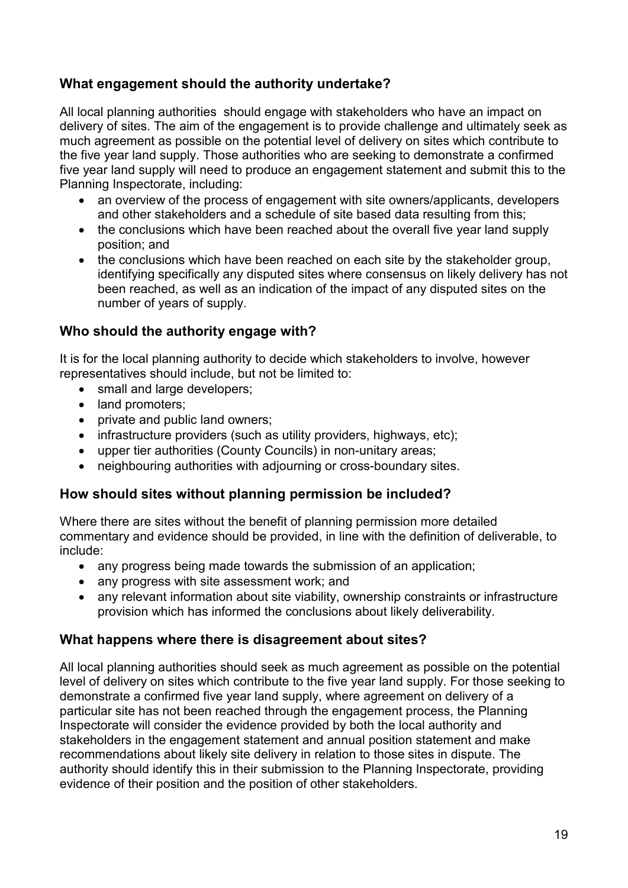### What engagement should the authority undertake?

All local planning authorities should engage with stakeholders who have an impact on delivery of sites. The aim of the engagement is to provide challenge and ultimately seek as much agreement as possible on the potential level of delivery on sites which contribute to the five year land supply. Those authorities who are seeking to demonstrate a confirmed five year land supply will need to produce an engagement statement and submit this to the Planning Inspectorate, including:

- an overview of the process of engagement with site owners/applicants, developers and other stakeholders and a schedule of site based data resulting from this;
- the conclusions which have been reached about the overall five year land supply position; and
- the conclusions which have been reached on each site by the stakeholder group, identifying specifically any disputed sites where consensus on likely delivery has not been reached, as well as an indication of the impact of any disputed sites on the number of years of supply.

### Who should the authority engage with?

It is for the local planning authority to decide which stakeholders to involve, however representatives should include, but not be limited to:

- small and large developers;
- land promoters;
- private and public land owners;
- infrastructure providers (such as utility providers, highways, etc);
- upper tier authorities (County Councils) in non-unitary areas;
- neighbouring authorities with adjourning or cross-boundary sites.

### How should sites without planning permission be included?

Where there are sites without the benefit of planning permission more detailed commentary and evidence should be provided, in line with the definition of deliverable, to include:

- any progress being made towards the submission of an application;
- any progress with site assessment work; and
- any relevant information about site viability, ownership constraints or infrastructure provision which has informed the conclusions about likely deliverability.

### What happens where there is disagreement about sites?

All local planning authorities should seek as much agreement as possible on the potential level of delivery on sites which contribute to the five year land supply. For those seeking to demonstrate a confirmed five year land supply, where agreement on delivery of a particular site has not been reached through the engagement process, the Planning Inspectorate will consider the evidence provided by both the local authority and stakeholders in the engagement statement and annual position statement and make recommendations about likely site delivery in relation to those sites in dispute. The authority should identify this in their submission to the Planning Inspectorate, providing evidence of their position and the position of other stakeholders.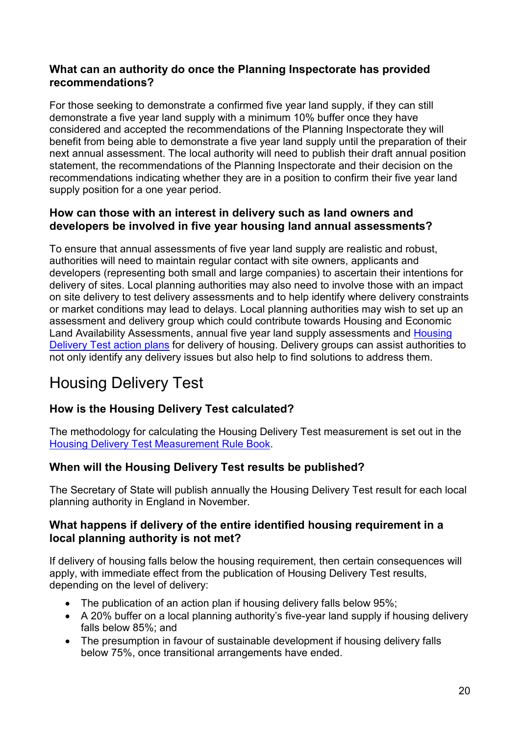### What can an authority do once the Planning Inspectorate has provided recommendations?

For those seeking to demonstrate a confirmed five year land supply, if they can still demonstrate a five year land supply with a minimum 10% buffer once they have considered and accepted the recommendations of the Planning Inspectorate they will benefit from being able to demonstrate a five year land supply until the preparation of their next annual assessment. The local authority will need to publish their draft annual position statement, the recommendations of the Planning Inspectorate and their decision on the recommendations indicating whether they are in a position to confirm their five year land supply position for a one year period.

### How can those with an interest in delivery such as land owners and developers be involved in five year housing land annual assessments?

To ensure that annual assessments of five year land supply are realistic and robust, authorities will need to maintain regular contact with site owners, applicants and developers (representing both small and large companies) to ascertain their intentions for delivery of sites. Local planning authorities may also need to involve those with an impact on site delivery to test delivery assessments and to help identify where delivery constraints or market conditions may lead to delays. Local planning authorities may wish to set up an assessment and delivery group which could contribute towards Housing and Economic Land Availability Assessments, annual five year land supply assessments and Housing Delivery Test action plans for delivery of housing. Delivery groups can assist authorities to not only identify any delivery issues but also help to find solutions to address them.

## Housing Delivery Test

### How is the Housing Delivery Test calculated?

The methodology for calculating the Housing Delivery Test measurement is set out in the Housing Delivery Test Measurement Rule Book.

### When will the Housing Delivery Test results be published?

The Secretary of State will publish annually the Housing Delivery Test result for each local planning authority in England in November.

### What happens if delivery of the entire identified housing requirement in a local planning authority is not met?

If delivery of housing falls below the housing requirement, then certain consequences will apply, with immediate effect from the publication of Housing Delivery Test results, depending on the level of delivery:

- The publication of an action plan if housing delivery falls below 95%;
- A 20% buffer on a local planning authority's five-year land supply if housing delivery falls below 85%; and
- The presumption in favour of sustainable development if housing delivery falls below 75%, once transitional arrangements have ended.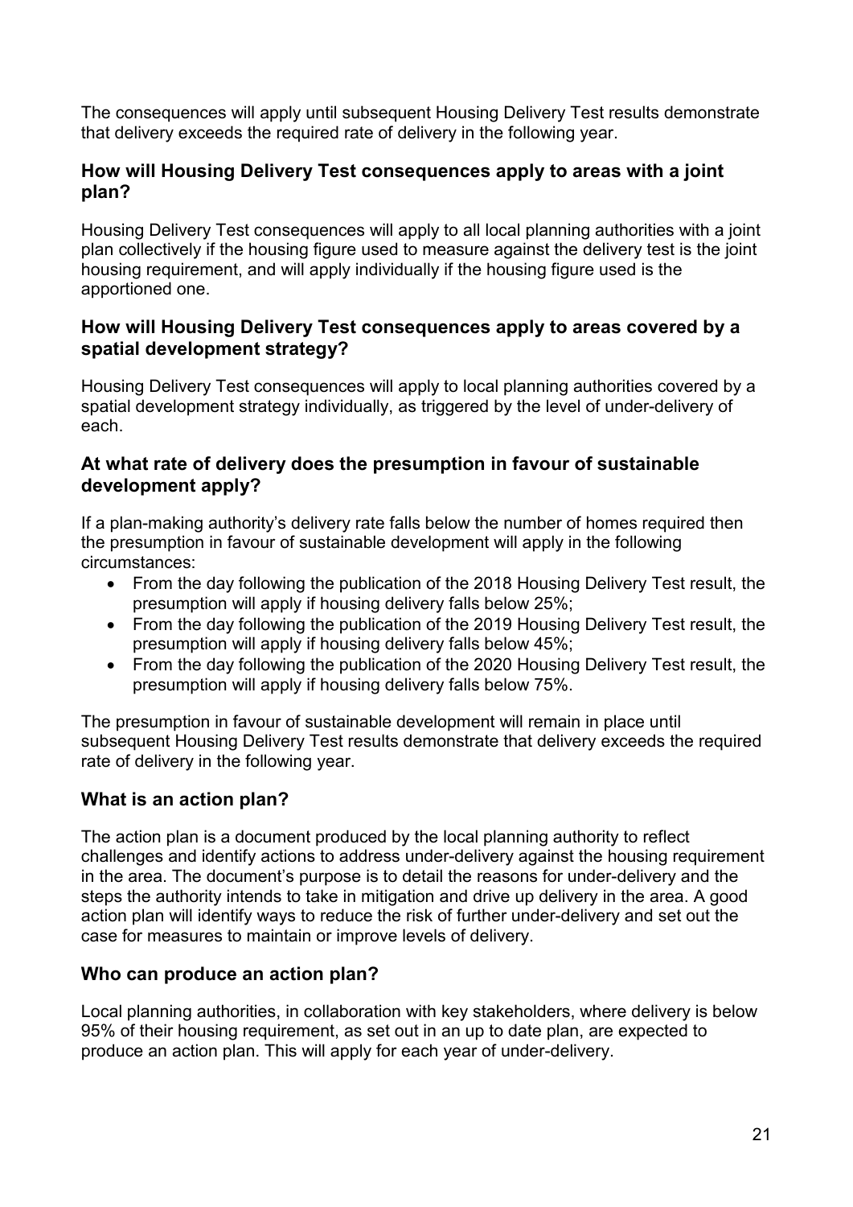The consequences will apply until subsequent Housing Delivery Test results demonstrate that delivery exceeds the required rate of delivery in the following year.

### How will Housing Delivery Test consequences apply to areas with a joint plan?

Housing Delivery Test consequences will apply to all local planning authorities with a joint plan collectively if the housing figure used to measure against the delivery test is the joint housing requirement, and will apply individually if the housing figure used is the apportioned one.

### How will Housing Delivery Test consequences apply to areas covered by a spatial development strategy?

Housing Delivery Test consequences will apply to local planning authorities covered by a spatial development strategy individually, as triggered by the level of under-delivery of each.

### At what rate of delivery does the presumption in favour of sustainable development apply?

If a plan-making authority's delivery rate falls below the number of homes required then the presumption in favour of sustainable development will apply in the following circumstances:

- From the day following the publication of the 2018 Housing Delivery Test result, the presumption will apply if housing delivery falls below 25%;
- From the day following the publication of the 2019 Housing Delivery Test result, the presumption will apply if housing delivery falls below 45%;
- From the day following the publication of the 2020 Housing Delivery Test result, the presumption will apply if housing delivery falls below 75%.

The presumption in favour of sustainable development will remain in place until subsequent Housing Delivery Test results demonstrate that delivery exceeds the required rate of delivery in the following year.

## What is an action plan?

The action plan is a document produced by the local planning authority to reflect challenges and identify actions to address under-delivery against the housing requirement in the area. The document's purpose is to detail the reasons for under-delivery and the steps the authority intends to take in mitigation and drive up delivery in the area. A good action plan will identify ways to reduce the risk of further under-delivery and set out the case for measures to maintain or improve levels of delivery.

## Who can produce an action plan?

Local planning authorities, in collaboration with key stakeholders, where delivery is below 95% of their housing requirement, as set out in an up to date plan, are expected to produce an action plan. This will apply for each year of under-delivery.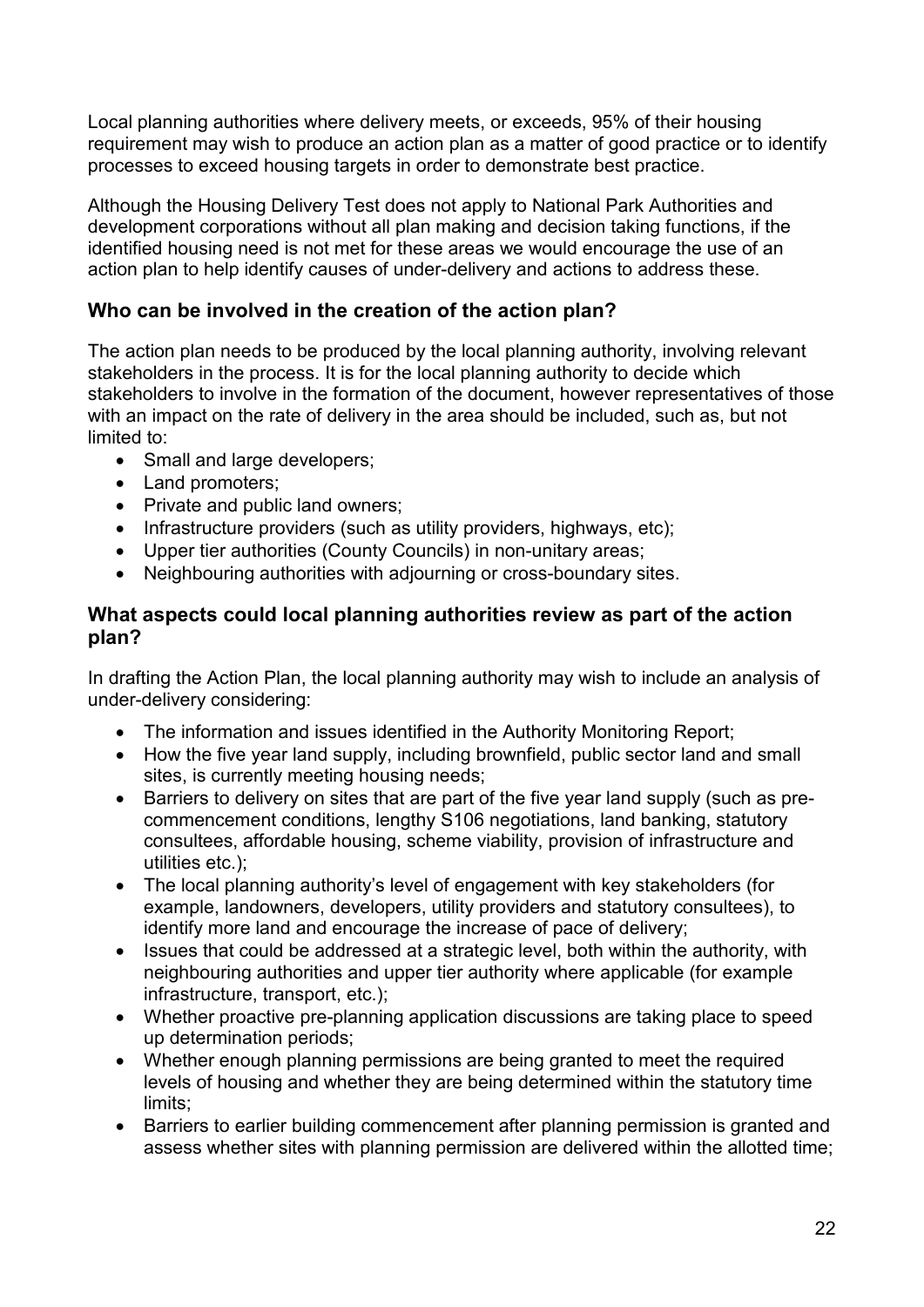Local planning authorities where delivery meets, or exceeds, 95% of their housing requirement may wish to produce an action plan as a matter of good practice or to identify processes to exceed housing targets in order to demonstrate best practice.

Although the Housing Delivery Test does not apply to National Park Authorities and development corporations without all plan making and decision taking functions, if the identified housing need is not met for these areas we would encourage the use of an action plan to help identify causes of under-delivery and actions to address these.

### Who can be involved in the creation of the action plan?

The action plan needs to be produced by the local planning authority, involving relevant stakeholders in the process. It is for the local planning authority to decide which stakeholders to involve in the formation of the document, however representatives of those with an impact on the rate of delivery in the area should be included, such as, but not limited to:

- Small and large developers;
- Land promoters;
- Private and public land owners;
- Infrastructure providers (such as utility providers, highways, etc);
- Upper tier authorities (County Councils) in non-unitary areas;
- Neighbouring authorities with adjourning or cross-boundary sites.

### What aspects could local planning authorities review as part of the action plan?

In drafting the Action Plan, the local planning authority may wish to include an analysis of under-delivery considering:

- The information and issues identified in the Authority Monitoring Report;
- How the five year land supply, including brownfield, public sector land and small sites, is currently meeting housing needs;
- Barriers to delivery on sites that are part of the five year land supply (such as pre-commencement conditions, lengthy S106 negotiations, land banking, statutory consultees, affordable housing, scheme viability, provision of infrastructure and utilities etc.);
- The local planning authority's level of engagement with key stakeholders (for example, landowners, developers, utility providers and statutory consultees), to identify more land and encourage the increase of pace of delivery;
- Issues that could be addressed at a strategic level, both within the authority, with neighbouring authorities and upper tier authority where applicable (for example infrastructure, transport, etc.);
- Whether proactive pre-planning application discussions are taking place to speed up determination periods;
- Whether enough planning permissions are being granted to meet the required levels of housing and whether they are being determined within the statutory time limits;
- Barriers to earlier building commencement after planning permission is granted and assess whether sites with planning permission are delivered within the allotted time;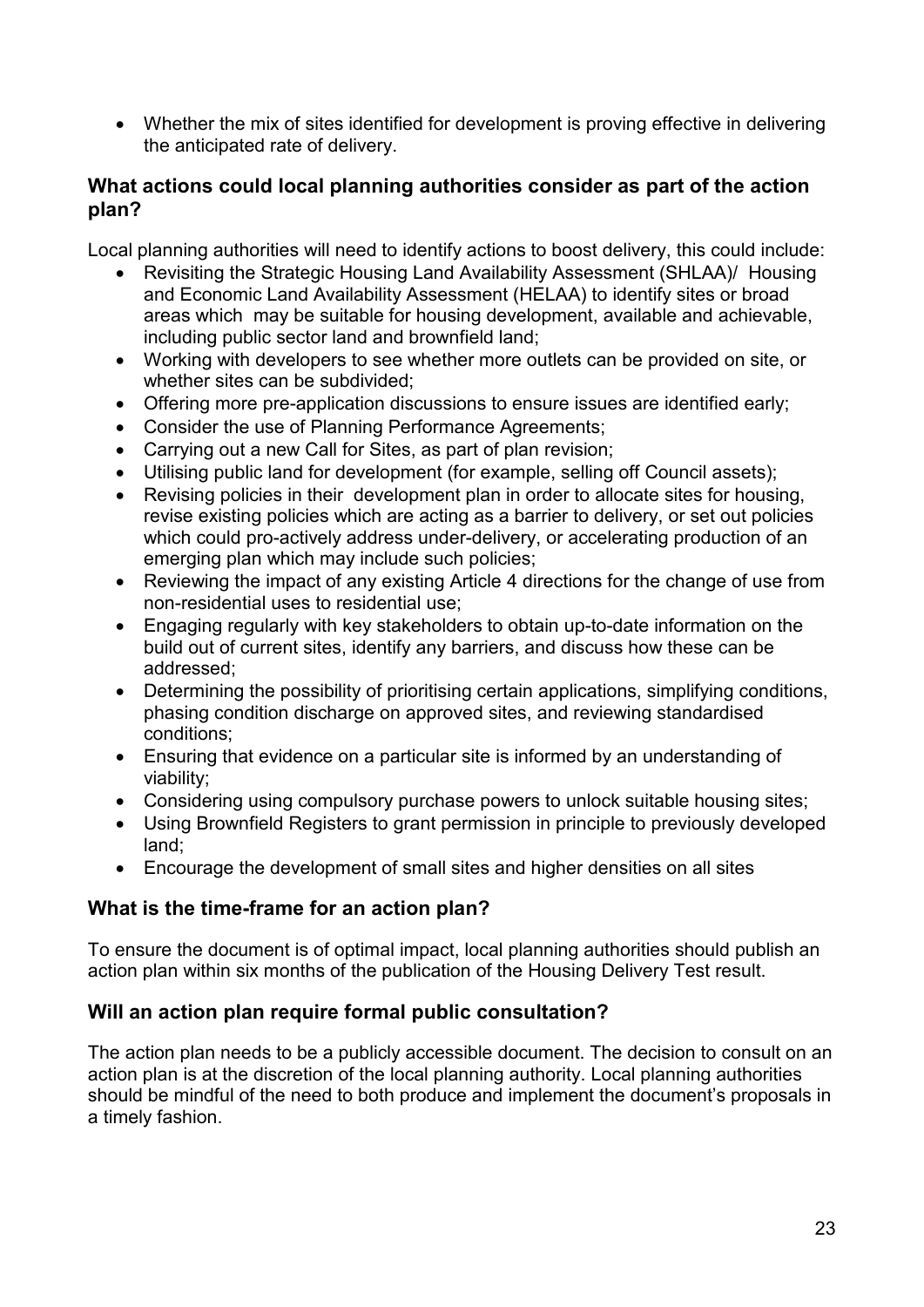- Whether the mix of sites identified for development is proving effective in delivering the anticipated rate of delivery.

### What actions could local planning authorities consider as part of the action plan?

Local planning authorities will need to identify actions to boost delivery, this could include:

- Revisiting the Strategic Housing Land Availability Assessment (SHLAA)/ Housing and Economic Land Availability Assessment (HELAA) to identify sites or broad areas which may be suitable for housing development, available and achievable, including public sector land and brownfield land;
- Working with developers to see whether more outlets can be provided on site, or whether sites can be subdivided;
- Offering more pre-application discussions to ensure issues are identified early;
- Consider the use of Planning Performance Agreements;
- Carrying out a new Call for Sites, as part of plan revision;
- Utilising public land for development (for example, selling off Council assets);
- Revising policies in their development plan in order to allocate sites for housing, revise existing policies which are acting as a barrier to delivery, or set out policies which could pro-actively address under-delivery, or accelerating production of an emerging plan which may include such policies;
- Reviewing the impact of any existing Article 4 directions for the change of use from non-residential uses to residential use;
- Engaging regularly with key stakeholders to obtain up-to-date information on the build out of current sites, identify any barriers, and discuss how these can be addressed;
- Determining the possibility of prioritising certain applications, simplifying conditions, phasing condition discharge on approved sites, and reviewing standardised conditions;
- Ensuring that evidence on a particular site is informed by an understanding of viability;
- Considering using compulsory purchase powers to unlock suitable housing sites;
- Using Brownfield Registers to grant permission in principle to previously developed land;
- Encourage the development of small sites and higher densities on all sites

### What is the time-frame for an action plan?

To ensure the document is of optimal impact, local planning authorities should publish an action plan within six months of the publication of the Housing Delivery Test result.

### Will an action plan require formal public consultation?

The action plan needs to be a publicly accessible document. The decision to consult on an action plan is at the discretion of the local planning authority. Local planning authorities should be mindful of the need to both produce and implement the document's proposals in a timely fashion.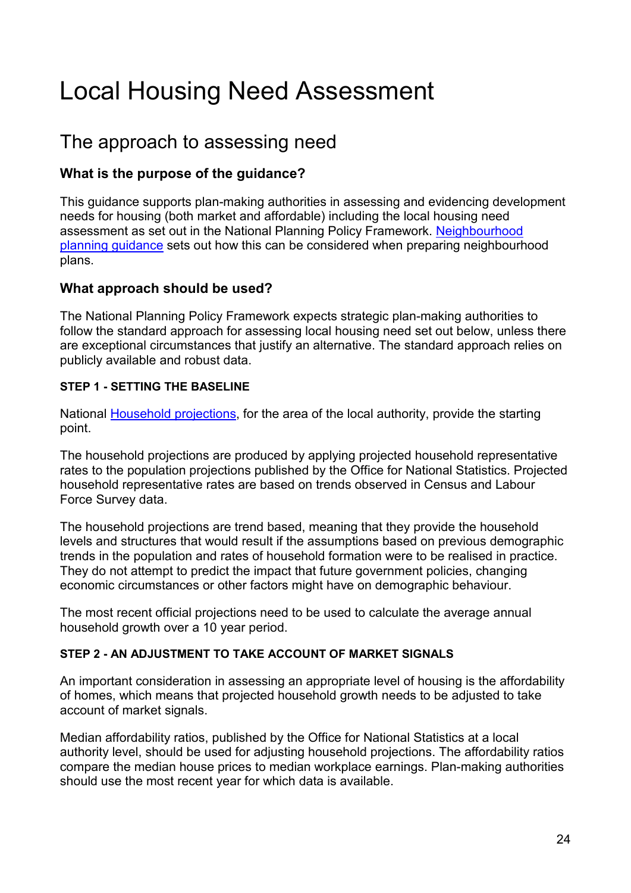# Local Housing Need Assessment

## The approach to assessing need

### What is the purpose of the guidance?

This guidance supports plan-making authorities in assessing and evidencing development needs for housing (both market and affordable) including the local housing need assessment as set out in the National Planning Policy Framework. Neighbourhood planning guidance sets out how this can be considered when preparing neighbourhood plans.

### What approach should be used?

The National Planning Policy Framework expects strategic plan-making authorities to follow the standard approach for assessing local housing need set out below, unless there are exceptional circumstances that justify an alternative. The standard approach relies on publicly available and robust data.

#### STEP 1 - SETTING THE BASELINE

National Household projections, for the area of the local authority, provide the starting point.

The household projections are produced by applying projected household representative rates to the population projections published by the Office for National Statistics. Projected household representative rates are based on trends observed in Census and Labour Force Survey data.

The household projections are trend based, meaning that they provide the household levels and structures that would result if the assumptions based on previous demographic trends in the population and rates of household formation were to be realised in practice. They do not attempt to predict the impact that future government policies, changing economic circumstances or other factors might have on demographic behaviour.

The most recent official projections need to be used to calculate the average annual household growth over a 10 year period.

#### STEP 2 - AN ADJUSTMENT TO TAKE ACCOUNT OF MARKET SIGNALS

An important consideration in assessing an appropriate level of housing is the affordability of homes, which means that projected household growth needs to be adjusted to take account of market signals.

Median affordability ratios, published by the Office for National Statistics at a local authority level, should be used for adjusting household projections. The affordability ratios compare the median house prices to median workplace earnings. Plan-making authorities should use the most recent year for which data is available.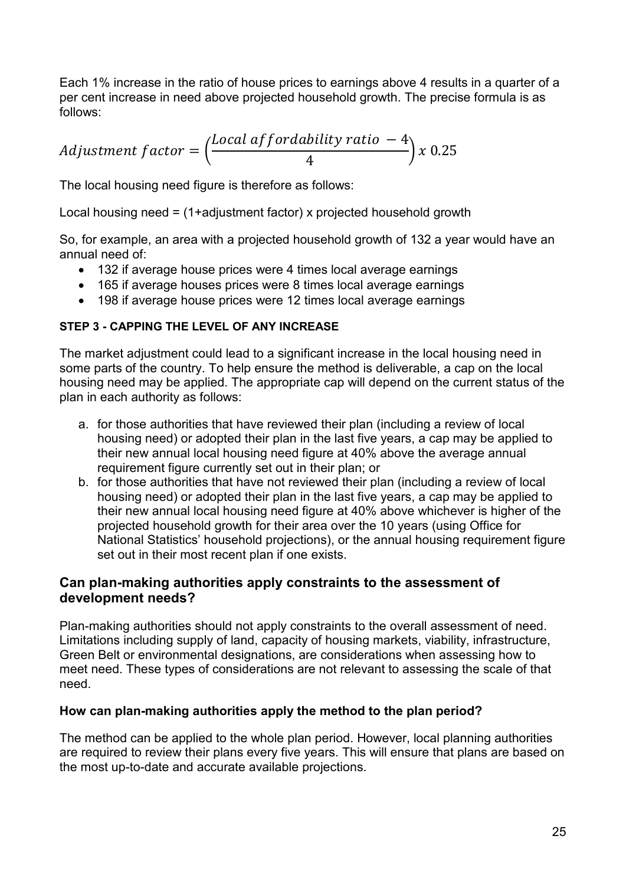Each 1% increase in the ratio of house prices to earnings above 4 results in a quarter of a per cent increase in need above projected household growth. The precise formula is as follows:

$$Adjustment\ factor = \left(\frac{Local\ affordability\ ratio\ - 4}{4}\right) x\ 0.25$$

The local housing need figure is therefore as follows:

Local housing need = (1+adjustment factor) x projected household growth

So, for example, an area with a projected household growth of 132 a year would have an annual need of:

- 132 if average house prices were 4 times local average earnings
- 165 if average houses prices were 8 times local average earnings
- 198 if average house prices were 12 times local average earnings

#### STEP 3 - CAPPING THE LEVEL OF ANY INCREASE

The market adjustment could lead to a significant increase in the local housing need in some parts of the country. To help ensure the method is deliverable, a cap on the local housing need may be applied. The appropriate cap will depend on the current status of the plan in each authority as follows:

a. for those authorities that have reviewed their plan (including a review of local housing need) or adopted their plan in the last five years, a cap may be applied to their new annual local housing need figure at 40% above the average annual requirement figure currently set out in their plan; or
b. for those authorities that have not reviewed their plan (including a review of local housing need) or adopted their plan in the last five years, a cap may be applied to their new annual local housing need figure at 40% above whichever is higher of the projected household growth for their area over the 10 years (using Office for National Statistics' household projections), or the annual housing requirement figure set out in their most recent plan if one exists.

## Can plan-making authorities apply constraints to the assessment of development needs?

Plan-making authorities should not apply constraints to the overall assessment of need. Limitations including supply of land, capacity of housing markets, viability, infrastructure, Green Belt or environmental designations, are considerations when assessing how to meet need. These types of considerations are not relevant to assessing the scale of that need.

### How can plan-making authorities apply the method to the plan period?

The method can be applied to the whole plan period. However, local planning authorities are required to review their plans every five years. This will ensure that plans are based on the most up-to-date and accurate available projections.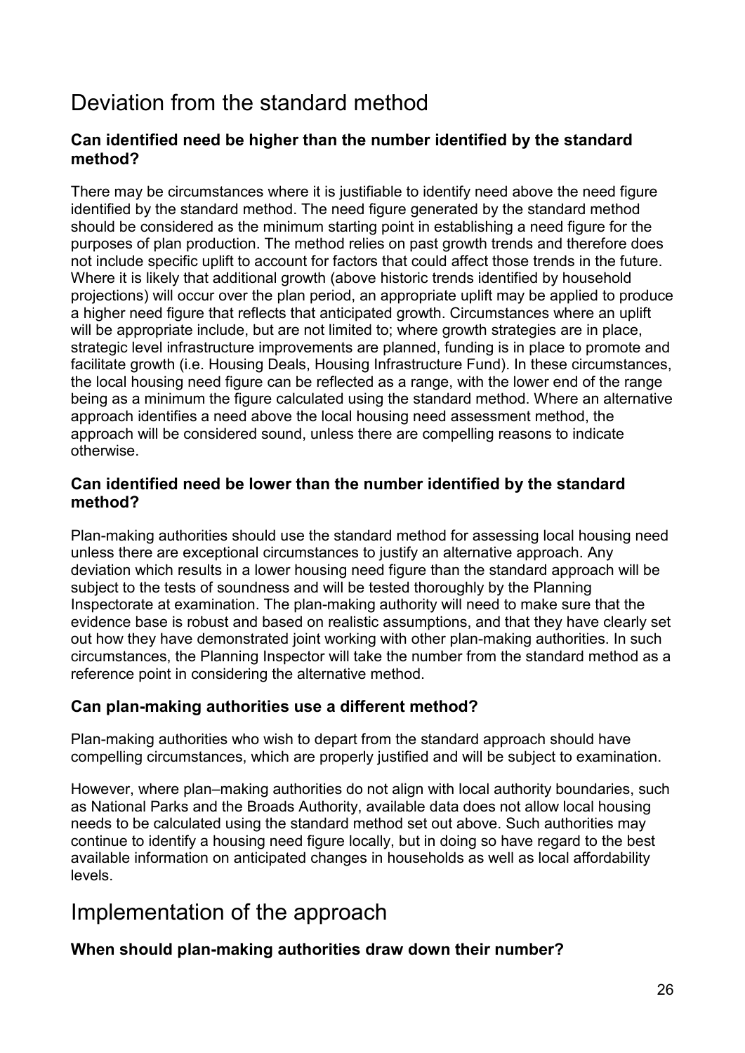## Deviation from the standard method

### Can identified need be higher than the number identified by the standard method?

There may be circumstances where it is justifiable to identify need above the need figure identified by the standard method. The need figure generated by the standard method should be considered as the minimum starting point in establishing a need figure for the purposes of plan production. The method relies on past growth trends and therefore does not include specific uplift to account for factors that could affect those trends in the future. Where it is likely that additional growth (above historic trends identified by household projections) will occur over the plan period, an appropriate uplift may be applied to produce a higher need figure that reflects that anticipated growth. Circumstances where an uplift will be appropriate include, but are not limited to; where growth strategies are in place, strategic level infrastructure improvements are planned, funding is in place to promote and facilitate growth (i.e. Housing Deals, Housing Infrastructure Fund). In these circumstances, the local housing need figure can be reflected as a range, with the lower end of the range being as a minimum the figure calculated using the standard method. Where an alternative approach identifies a need above the local housing need assessment method, the approach will be considered sound, unless there are compelling reasons to indicate otherwise.

### Can identified need be lower than the number identified by the standard method?

Plan-making authorities should use the standard method for assessing local housing need unless there are exceptional circumstances to justify an alternative approach. Any deviation which results in a lower housing need figure than the standard approach will be subject to the tests of soundness and will be tested thoroughly by the Planning Inspectorate at examination. The plan-making authority will need to make sure that the evidence base is robust and based on realistic assumptions, and that they have clearly set out how they have demonstrated joint working with other plan-making authorities. In such circumstances, the Planning Inspector will take the number from the standard method as a reference point in considering the alternative method.

### Can plan-making authorities use a different method?

Plan-making authorities who wish to depart from the standard approach should have compelling circumstances, which are properly justified and will be subject to examination.

However, where plan–making authorities do not align with local authority boundaries, such as National Parks and the Broads Authority, available data does not allow local housing needs to be calculated using the standard method set out above. Such authorities may continue to identify a housing need figure locally, but in doing so have regard to the best available information on anticipated changes in households as well as local affordability levels.

## Implementation of the approach

### When should plan-making authorities draw down their number?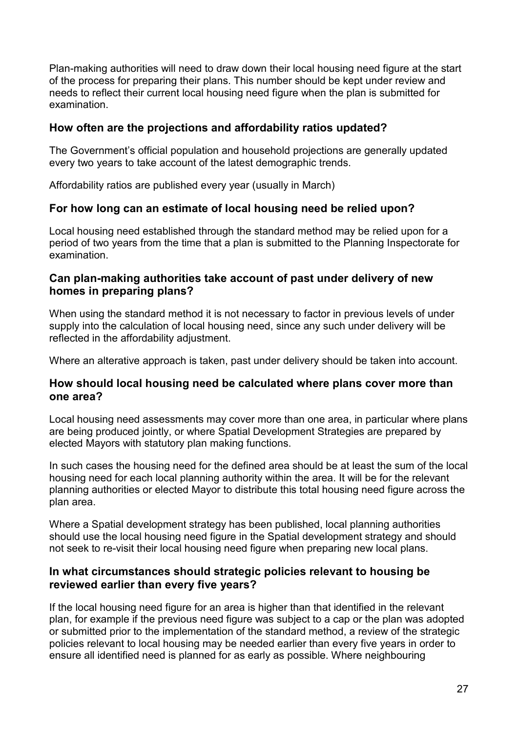Plan-making authorities will need to draw down their local housing need figure at the start of the process for preparing their plans. This number should be kept under review and needs to reflect their current local housing need figure when the plan is submitted for examination.

### How often are the projections and affordability ratios updated?

The Government's official population and household projections are generally updated every two years to take account of the latest demographic trends.

Affordability ratios are published every year (usually in March)

### For how long can an estimate of local housing need be relied upon?

Local housing need established through the standard method may be relied upon for a period of two years from the time that a plan is submitted to the Planning Inspectorate for examination.

### Can plan-making authorities take account of past under delivery of new homes in preparing plans?

When using the standard method it is not necessary to factor in previous levels of under supply into the calculation of local housing need, since any such under delivery will be reflected in the affordability adjustment.

Where an alterative approach is taken, past under delivery should be taken into account.

### How should local housing need be calculated where plans cover more than one area?

Local housing need assessments may cover more than one area, in particular where plans are being produced jointly, or where Spatial Development Strategies are prepared by elected Mayors with statutory plan making functions.

In such cases the housing need for the defined area should be at least the sum of the local housing need for each local planning authority within the area. It will be for the relevant planning authorities or elected Mayor to distribute this total housing need figure across the plan area.

Where a Spatial development strategy has been published, local planning authorities should use the local housing need figure in the Spatial development strategy and should not seek to re-visit their local housing need figure when preparing new local plans.

### In what circumstances should strategic policies relevant to housing be reviewed earlier than every five years?

If the local housing need figure for an area is higher than that identified in the relevant plan, for example if the previous need figure was subject to a cap or the plan was adopted or submitted prior to the implementation of the standard method, a review of the strategic policies relevant to local housing may be needed earlier than every five years in order to ensure all identified need is planned for as early as possible. Where neighbouring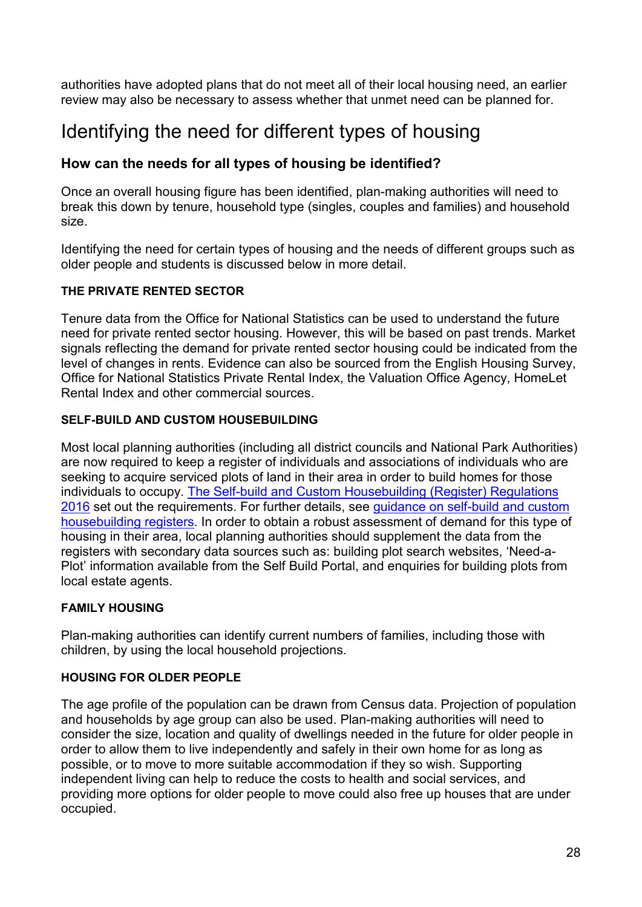authorities have adopted plans that do not meet all of their local housing need, an earlier review may also be necessary to assess whether that unmet need can be planned for.

# Identifying the need for different types of housing

### How can the needs for all types of housing be identified?

Once an overall housing figure has been identified, plan-making authorities will need to break this down by tenure, household type (singles, couples and families) and household size.

Identifying the need for certain types of housing and the needs of different groups such as older people and students is discussed below in more detail.

#### THE PRIVATE RENTED SECTOR

Tenure data from the Office for National Statistics can be used to understand the future need for private rented sector housing. However, this will be based on past trends. Market signals reflecting the demand for private rented sector housing could be indicated from the level of changes in rents. Evidence can also be sourced from the English Housing Survey, Office for National Statistics Private Rental Index, the Valuation Office Agency, HomeLet Rental Index and other commercial sources.

#### SELF-BUILD AND CUSTOM HOUSEBUILDING

Most local planning authorities (including all district councils and National Park Authorities) are now required to keep a register of individuals and associations of individuals who are seeking to acquire serviced plots of land in their area in order to build homes for those individuals to occupy. The Self-build and Custom Housebuilding (Register) Regulations 2016 set out the requirements. For further details, see guidance on self-build and custom housebuilding registers. In order to obtain a robust assessment of demand for this type of housing in their area, local planning authorities should supplement the data from the registers with secondary data sources such as: building plot search websites, 'Need-a-Plot' information available from the Self Build Portal, and enquiries for building plots from local estate agents.

#### FAMILY HOUSING

Plan-making authorities can identify current numbers of families, including those with children, by using the local household projections.

#### HOUSING FOR OLDER PEOPLE

The age profile of the population can be drawn from Census data. Projection of population and households by age group can also be used. Plan-making authorities will need to consider the size, location and quality of dwellings needed in the future for older people in order to allow them to live independently and safely in their own home for as long as possible, or to move to more suitable accommodation if they so wish. Supporting independent living can help to reduce the costs to health and social services, and providing more options for older people to move could also free up houses that are under occupied.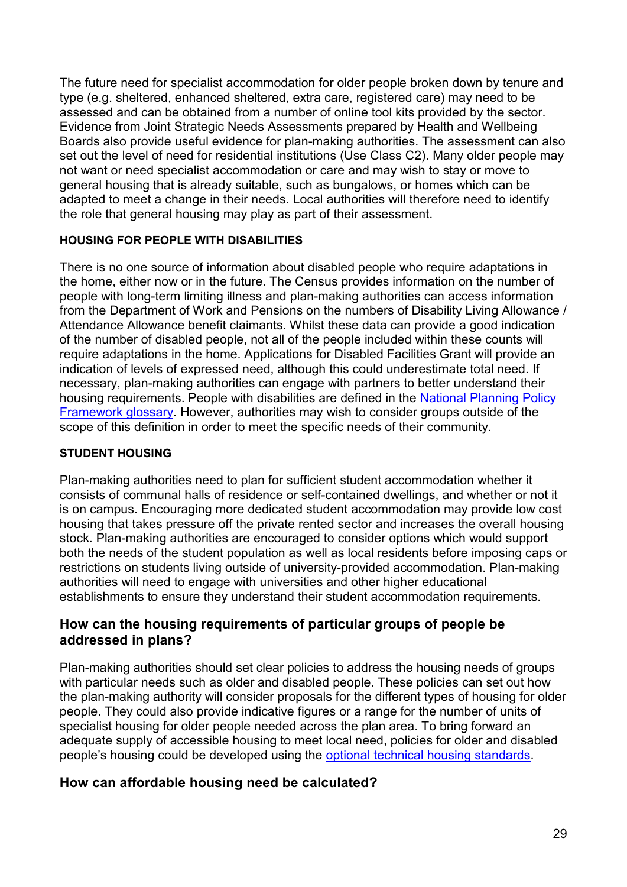The future need for specialist accommodation for older people broken down by tenure and type (e.g. sheltered, enhanced sheltered, extra care, registered care) may need to be assessed and can be obtained from a number of online tool kits provided by the sector. Evidence from Joint Strategic Needs Assessments prepared by Health and Wellbeing Boards also provide useful evidence for plan-making authorities. The assessment can also set out the level of need for residential institutions (Use Class C2). Many older people may not want or need specialist accommodation or care and may wish to stay or move to general housing that is already suitable, such as bungalows, or homes which can be adapted to meet a change in their needs. Local authorities will therefore need to identify the role that general housing may play as part of their assessment.

#### HOUSING FOR PEOPLE WITH DISABILITIES

There is no one source of information about disabled people who require adaptations in the home, either now or in the future. The Census provides information on the number of people with long-term limiting illness and plan-making authorities can access information from the Department of Work and Pensions on the numbers of Disability Living Allowance / Attendance Allowance benefit claimants. Whilst these data can provide a good indication of the number of disabled people, not all of the people included within these counts will require adaptations in the home. Applications for Disabled Facilities Grant will provide an indication of levels of expressed need, although this could underestimate total need. If necessary, plan-making authorities can engage with partners to better understand their housing requirements. People with disabilities are defined in the National Planning Policy Framework glossary. However, authorities may wish to consider groups outside of the scope of this definition in order to meet the specific needs of their community.

#### STUDENT HOUSING

Plan-making authorities need to plan for sufficient student accommodation whether it consists of communal halls of residence or self-contained dwellings, and whether or not it is on campus. Encouraging more dedicated student accommodation may provide low cost housing that takes pressure off the private rented sector and increases the overall housing stock. Plan-making authorities are encouraged to consider options which would support both the needs of the student population as well as local residents before imposing caps or restrictions on students living outside of university-provided accommodation. Plan-making authorities will need to engage with universities and other higher educational establishments to ensure they understand their student accommodation requirements.

### How can the housing requirements of particular groups of people be addressed in plans?

Plan-making authorities should set clear policies to address the housing needs of groups with particular needs such as older and disabled people. These policies can set out how the plan-making authority will consider proposals for the different types of housing for older people. They could also provide indicative figures or a range for the number of units of specialist housing for older people needed across the plan area. To bring forward an adequate supply of accessible housing to meet local need, policies for older and disabled people's housing could be developed using the optional technical housing standards.

### How can affordable housing need be calculated?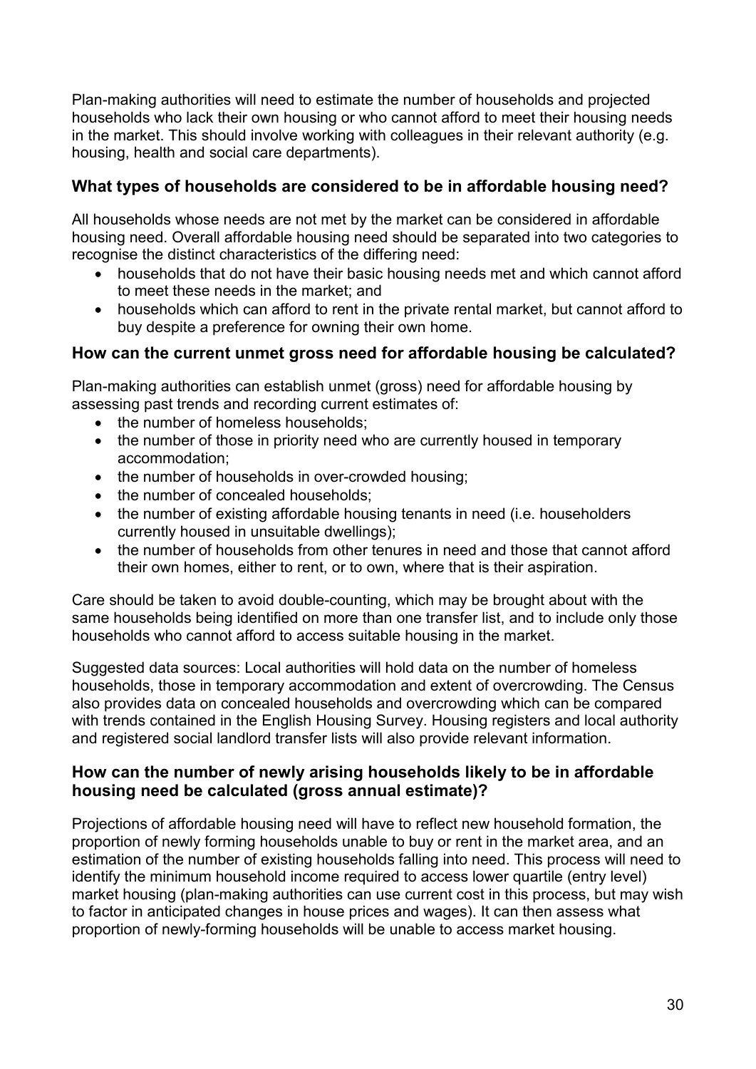Plan-making authorities will need to estimate the number of households and projected households who lack their own housing or who cannot afford to meet their housing needs in the market. This should involve working with colleagues in their relevant authority (e.g. housing, health and social care departments).

### What types of households are considered to be in affordable housing need?

All households whose needs are not met by the market can be considered in affordable housing need. Overall affordable housing need should be separated into two categories to recognise the distinct characteristics of the differing need:

- households that do not have their basic housing needs met and which cannot afford to meet these needs in the market; and
- households which can afford to rent in the private rental market, but cannot afford to buy despite a preference for owning their own home.

### How can the current unmet gross need for affordable housing be calculated?

Plan-making authorities can establish unmet (gross) need for affordable housing by assessing past trends and recording current estimates of:

- the number of homeless households;
- the number of those in priority need who are currently housed in temporary accommodation;
- the number of households in over-crowded housing;
- the number of concealed households;
- the number of existing affordable housing tenants in need (i.e. householders currently housed in unsuitable dwellings);
- the number of households from other tenures in need and those that cannot afford their own homes, either to rent, or to own, where that is their aspiration.

Care should be taken to avoid double-counting, which may be brought about with the same households being identified on more than one transfer list, and to include only those households who cannot afford to access suitable housing in the market.

Suggested data sources: Local authorities will hold data on the number of homeless households, those in temporary accommodation and extent of overcrowding. The Census also provides data on concealed households and overcrowding which can be compared with trends contained in the English Housing Survey. Housing registers and local authority and registered social landlord transfer lists will also provide relevant information.

### How can the number of newly arising households likely to be in affordable housing need be calculated (gross annual estimate)?

Projections of affordable housing need will have to reflect new household formation, the proportion of newly forming households unable to buy or rent in the market area, and an estimation of the number of existing households falling into need. This process will need to identify the minimum household income required to access lower quartile (entry level) market housing (plan-making authorities can use current cost in this process, but may wish to factor in anticipated changes in house prices and wages). It can then assess what proportion of newly-forming households will be unable to access market housing.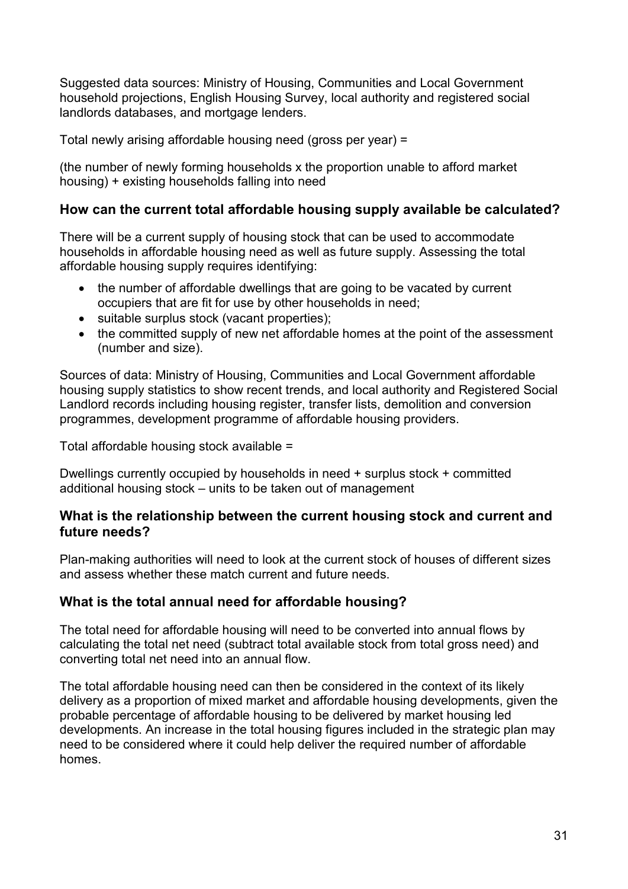Suggested data sources: Ministry of Housing, Communities and Local Government household projections, English Housing Survey, local authority and registered social landlords databases, and mortgage lenders.

Total newly arising affordable housing need (gross per year) =

(the number of newly forming households x the proportion unable to afford market housing) + existing households falling into need

### How can the current total affordable housing supply available be calculated?

There will be a current supply of housing stock that can be used to accommodate households in affordable housing need as well as future supply. Assessing the total affordable housing supply requires identifying:

- the number of affordable dwellings that are going to be vacated by current occupiers that are fit for use by other households in need;
- suitable surplus stock (vacant properties);
- the committed supply of new net affordable homes at the point of the assessment (number and size).

Sources of data: Ministry of Housing, Communities and Local Government affordable housing supply statistics to show recent trends, and local authority and Registered Social Landlord records including housing register, transfer lists, demolition and conversion programmes, development programme of affordable housing providers.

Total affordable housing stock available =

Dwellings currently occupied by households in need + surplus stock + committed additional housing stock – units to be taken out of management

### What is the relationship between the current housing stock and current and future needs?

Plan-making authorities will need to look at the current stock of houses of different sizes and assess whether these match current and future needs.

### What is the total annual need for affordable housing?

The total need for affordable housing will need to be converted into annual flows by calculating the total net need (subtract total available stock from total gross need) and converting total net need into an annual flow.

The total affordable housing need can then be considered in the context of its likely delivery as a proportion of mixed market and affordable housing developments, given the probable percentage of affordable housing to be delivered by market housing led developments. An increase in the total housing figures included in the strategic plan may need to be considered where it could help deliver the required number of affordable homes.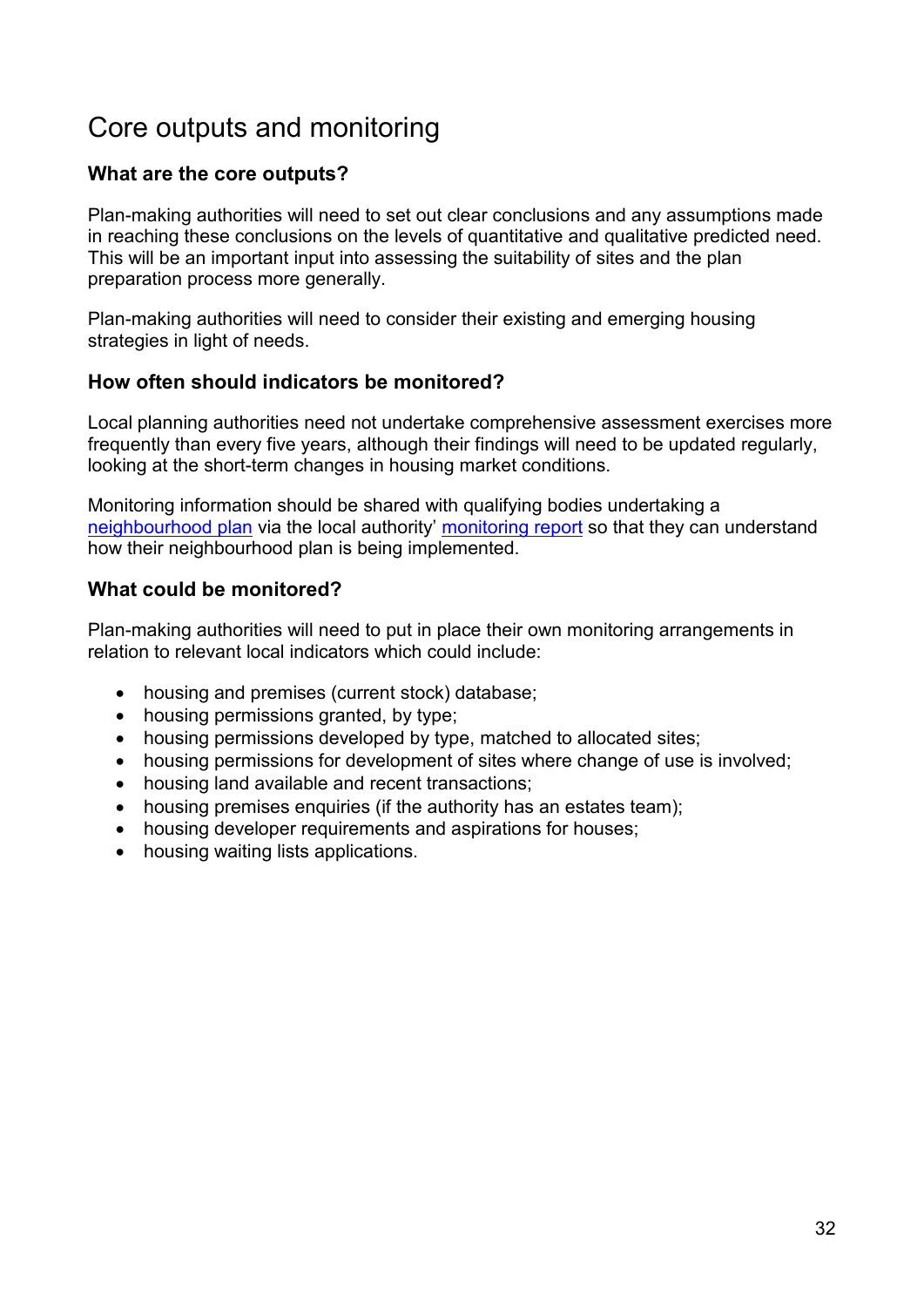# Core outputs and monitoring

### What are the core outputs?

Plan-making authorities will need to set out clear conclusions and any assumptions made in reaching these conclusions on the levels of quantitative and qualitative predicted need. This will be an important input into assessing the suitability of sites and the plan preparation process more generally.

Plan-making authorities will need to consider their existing and emerging housing strategies in light of needs.

### How often should indicators be monitored?

Local planning authorities need not undertake comprehensive assessment exercises more frequently than every five years, although their findings will need to be updated regularly, looking at the short-term changes in housing market conditions.

Monitoring information should be shared with qualifying bodies undertaking a neighbourhood plan via the local authority' monitoring report so that they can understand how their neighbourhood plan is being implemented.

### What could be monitored?

Plan-making authorities will need to put in place their own monitoring arrangements in relation to relevant local indicators which could include:

- housing and premises (current stock) database;
- housing permissions granted, by type;
- housing permissions developed by type, matched to allocated sites;
- housing permissions for development of sites where change of use is involved;
- housing land available and recent transactions;
- housing premises enquiries (if the authority has an estates team);
- housing developer requirements and aspirations for houses;
- housing waiting lists applications.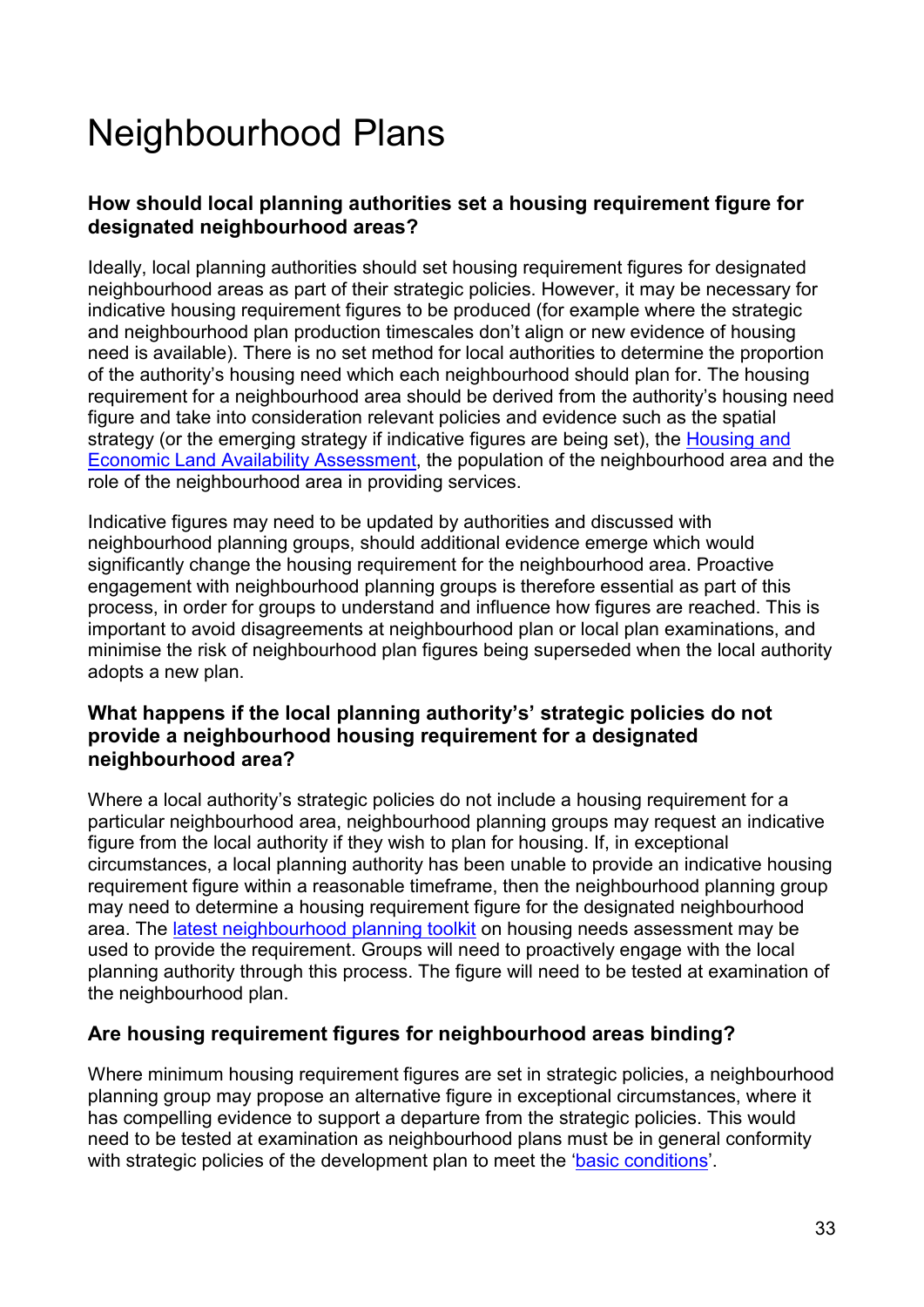# Neighbourhood Plans

### How should local planning authorities set a housing requirement figure for designated neighbourhood areas?

Ideally, local planning authorities should set housing requirement figures for designated neighbourhood areas as part of their strategic policies. However, it may be necessary for indicative housing requirement figures to be produced (for example where the strategic and neighbourhood plan production timescales don't align or new evidence of housing need is available). There is no set method for local authorities to determine the proportion of the authority's housing need which each neighbourhood should plan for. The housing requirement for a neighbourhood area should be derived from the authority's housing need figure and take into consideration relevant policies and evidence such as the spatial strategy (or the emerging strategy if indicative figures are being set), the Housing and Economic Land Availability Assessment, the population of the neighbourhood area and the role of the neighbourhood area in providing services.

Indicative figures may need to be updated by authorities and discussed with neighbourhood planning groups, should additional evidence emerge which would significantly change the housing requirement for the neighbourhood area. Proactive engagement with neighbourhood planning groups is therefore essential as part of this process, in order for groups to understand and influence how figures are reached. This is important to avoid disagreements at neighbourhood plan or local plan examinations, and minimise the risk of neighbourhood plan figures being superseded when the local authority adopts a new plan.

### What happens if the local planning authority's' strategic policies do not provide a neighbourhood housing requirement for a designated neighbourhood area?

Where a local authority's strategic policies do not include a housing requirement for a particular neighbourhood area, neighbourhood planning groups may request an indicative figure from the local authority if they wish to plan for housing. If, in exceptional circumstances, a local planning authority has been unable to provide an indicative housing requirement figure within a reasonable timeframe, then the neighbourhood planning group may need to determine a housing requirement figure for the designated neighbourhood area. The latest neighbourhood planning toolkit on housing needs assessment may be used to provide the requirement. Groups will need to proactively engage with the local planning authority through this process. The figure will need to be tested at examination of the neighbourhood plan.

### Are housing requirement figures for neighbourhood areas binding?

Where minimum housing requirement figures are set in strategic policies, a neighbourhood planning group may propose an alternative figure in exceptional circumstances, where it has compelling evidence to support a departure from the strategic policies. This would need to be tested at examination as neighbourhood plans must be in general conformity with strategic policies of the development plan to meet the 'basic conditions'.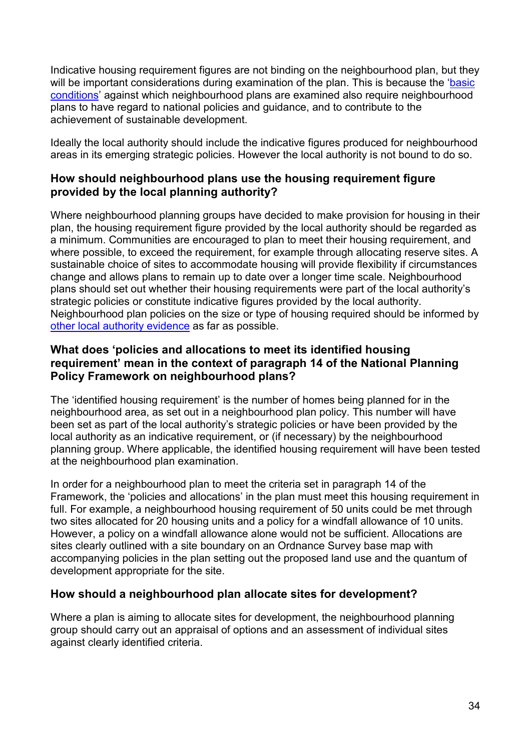Indicative housing requirement figures are not binding on the neighbourhood plan, but they will be important considerations during examination of the plan. This is because the 'basic conditions' against which neighbourhood plans are examined also require neighbourhood plans to have regard to national policies and guidance, and to contribute to the achievement of sustainable development.

Ideally the local authority should include the indicative figures produced for neighbourhood areas in its emerging strategic policies. However the local authority is not bound to do so.

### How should neighbourhood plans use the housing requirement figure provided by the local planning authority?

Where neighbourhood planning groups have decided to make provision for housing in their plan, the housing requirement figure provided by the local authority should be regarded as a minimum. Communities are encouraged to plan to meet their housing requirement, and where possible, to exceed the requirement, for example through allocating reserve sites. A sustainable choice of sites to accommodate housing will provide flexibility if circumstances change and allows plans to remain up to date over a longer time scale. Neighbourhood plans should set out whether their housing requirements were part of the local authority's strategic policies or constitute indicative figures provided by the local authority. Neighbourhood plan policies on the size or type of housing required should be informed by other local authority evidence as far as possible.

### What does 'policies and allocations to meet its identified housing requirement' mean in the context of paragraph 14 of the National Planning Policy Framework on neighbourhood plans?

The 'identified housing requirement' is the number of homes being planned for in the neighbourhood area, as set out in a neighbourhood plan policy. This number will have been set as part of the local authority's strategic policies or have been provided by the local authority as an indicative requirement, or (if necessary) by the neighbourhood planning group. Where applicable, the identified housing requirement will have been tested at the neighbourhood plan examination.

In order for a neighbourhood plan to meet the criteria set in paragraph 14 of the Framework, the 'policies and allocations' in the plan must meet this housing requirement in full. For example, a neighbourhood housing requirement of 50 units could be met through two sites allocated for 20 housing units and a policy for a windfall allowance of 10 units. However, a policy on a windfall allowance alone would not be sufficient. Allocations are sites clearly outlined with a site boundary on an Ordnance Survey base map with accompanying policies in the plan setting out the proposed land use and the quantum of development appropriate for the site.

### How should a neighbourhood plan allocate sites for development?

Where a plan is aiming to allocate sites for development, the neighbourhood planning group should carry out an appraisal of options and an assessment of individual sites against clearly identified criteria.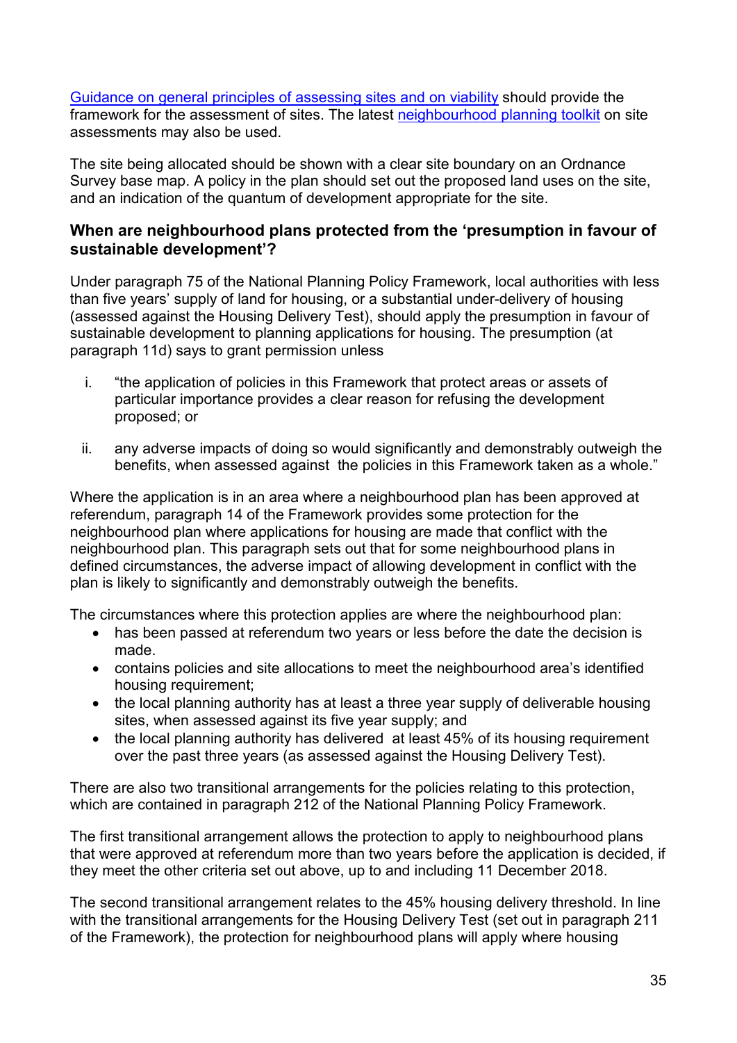[Guidance on general principles of assessing sites and on viability](#) should provide the framework for the assessment of sites. The latest [neighbourhood planning toolkit](#) on site assessments may also be used.

The site being allocated should be shown with a clear site boundary on an Ordnance Survey base map. A policy in the plan should set out the proposed land uses on the site, and an indication of the quantum of development appropriate for the site.

### When are neighbourhood plans protected from the 'presumption in favour of sustainable development'?

Under paragraph 75 of the National Planning Policy Framework, local authorities with less than five years' supply of land for housing, or a substantial under-delivery of housing (assessed against the Housing Delivery Test), should apply the presumption in favour of sustainable development to planning applications for housing. The presumption (at paragraph 11d) says to grant permission unless

i. "the application of policies in this Framework that protect areas or assets of particular importance provides a clear reason for refusing the development proposed; or

ii. any adverse impacts of doing so would significantly and demonstrably outweigh the benefits, when assessed against the policies in this Framework taken as a whole."

Where the application is in an area where a neighbourhood plan has been approved at referendum, paragraph 14 of the Framework provides some protection for the neighbourhood plan where applications for housing are made that conflict with the neighbourhood plan. This paragraph sets out that for some neighbourhood plans in defined circumstances, the adverse impact of allowing development in conflict with the plan is likely to significantly and demonstrably outweigh the benefits.

The circumstances where this protection applies are where the neighbourhood plan:

- has been passed at referendum two years or less before the date the decision is made.
- contains policies and site allocations to meet the neighbourhood area's identified housing requirement;
- the local planning authority has at least a three year supply of deliverable housing sites, when assessed against its five year supply; and
- the local planning authority has delivered at least 45% of its housing requirement over the past three years (as assessed against the Housing Delivery Test).

There are also two transitional arrangements for the policies relating to this protection, which are contained in paragraph 212 of the National Planning Policy Framework.

The first transitional arrangement allows the protection to apply to neighbourhood plans that were approved at referendum more than two years before the application is decided, if they meet the other criteria set out above, up to and including 11 December 2018.

The second transitional arrangement relates to the 45% housing delivery threshold. In line with the transitional arrangements for the Housing Delivery Test (set out in paragraph 211 of the Framework), the protection for neighbourhood plans will apply where housing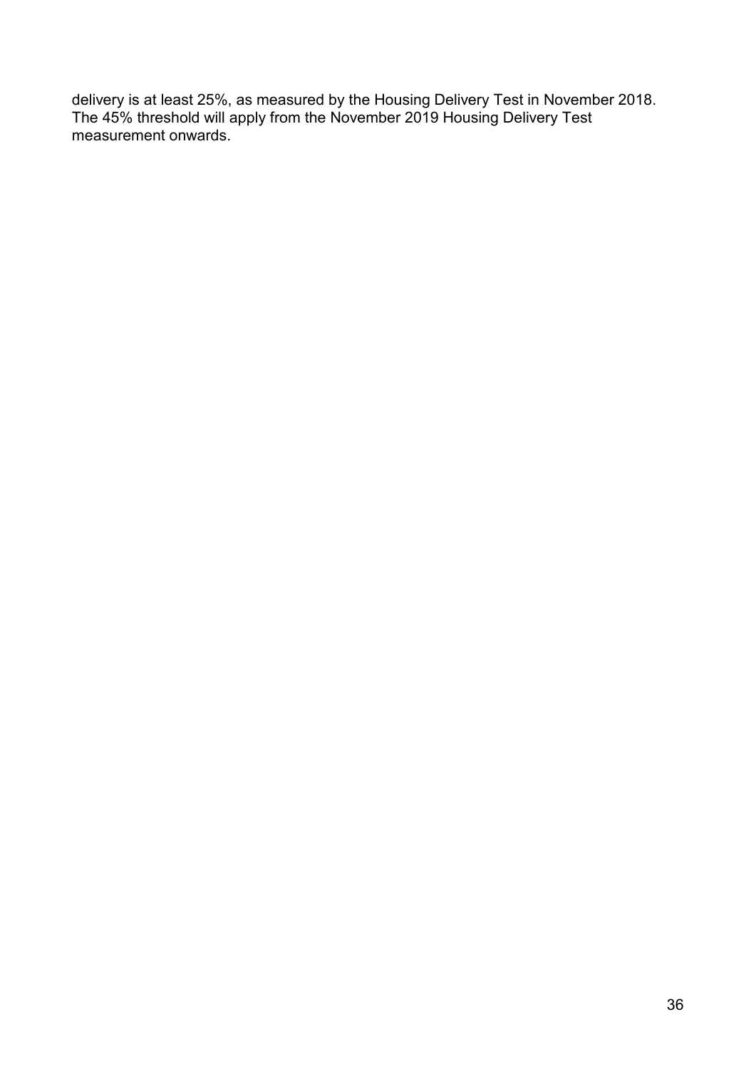delivery is at least 25%, as measured by the Housing Delivery Test in November 2018. The 45% threshold will apply from the November 2019 Housing Delivery Test measurement onwards.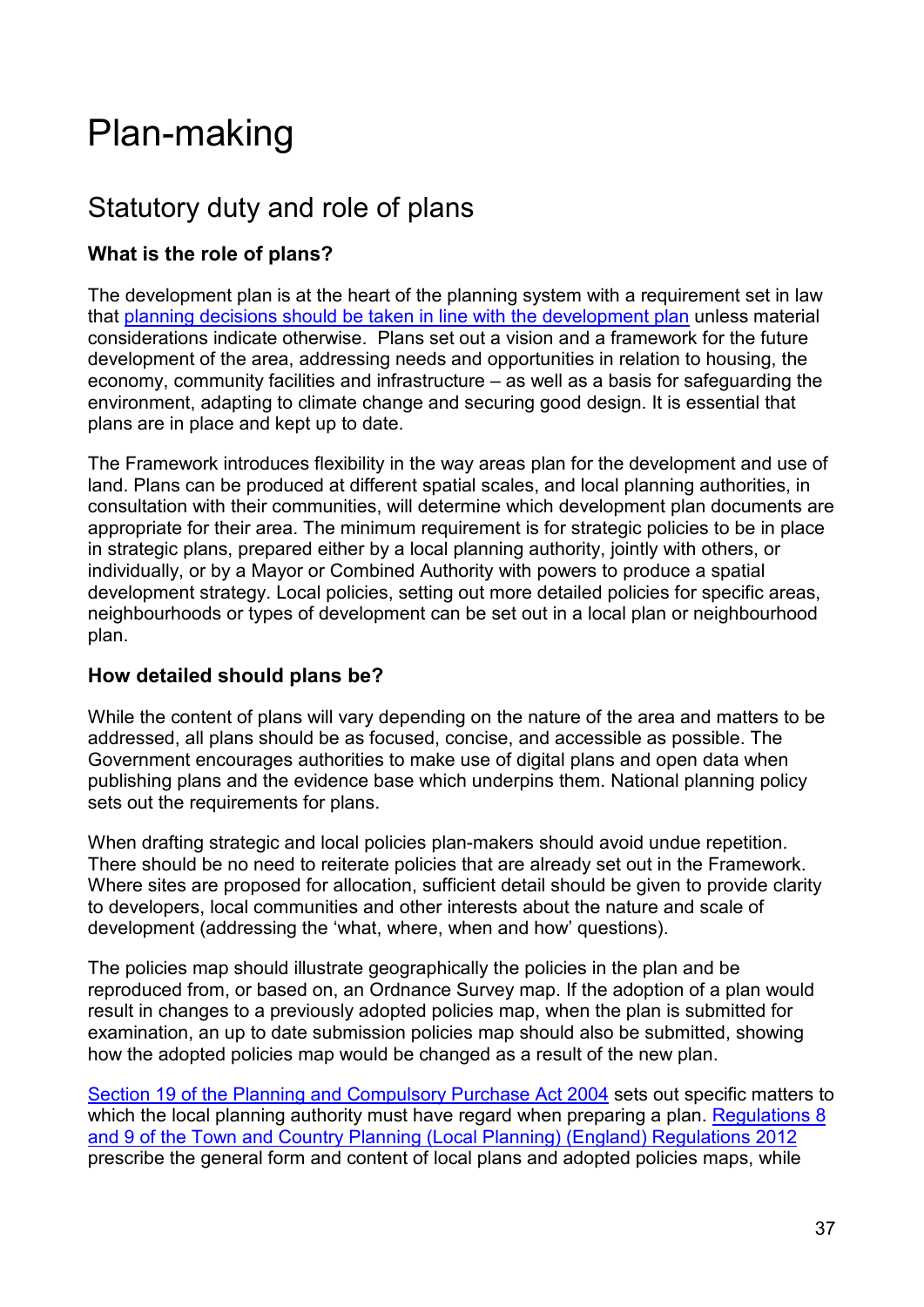# Plan-making

## Statutory duty and role of plans

### What is the role of plans?

The development plan is at the heart of the planning system with a requirement set in law that [planning decisions should be taken in line with the development plan] unless material considerations indicate otherwise. Plans set out a vision and a framework for the future development of the area, addressing needs and opportunities in relation to housing, the economy, community facilities and infrastructure – as well as a basis for safeguarding the environment, adapting to climate change and securing good design. It is essential that plans are in place and kept up to date.

The Framework introduces flexibility in the way areas plan for the development and use of land. Plans can be produced at different spatial scales, and local planning authorities, in consultation with their communities, will determine which development plan documents are appropriate for their area. The minimum requirement is for strategic policies to be in place in strategic plans, prepared either by a local planning authority, jointly with others, or individually, or by a Mayor or Combined Authority with powers to produce a spatial development strategy. Local policies, setting out more detailed policies for specific areas, neighbourhoods or types of development can be set out in a local plan or neighbourhood plan.

### How detailed should plans be?

While the content of plans will vary depending on the nature of the area and matters to be addressed, all plans should be as focused, concise, and accessible as possible. The Government encourages authorities to make use of digital plans and open data when publishing plans and the evidence base which underpins them. National planning policy sets out the requirements for plans.

When drafting strategic and local policies plan-makers should avoid undue repetition. There should be no need to reiterate policies that are already set out in the Framework. Where sites are proposed for allocation, sufficient detail should be given to provide clarity to developers, local communities and other interests about the nature and scale of development (addressing the 'what, where, when and how' questions).

The policies map should illustrate geographically the policies in the plan and be reproduced from, or based on, an Ordnance Survey map. If the adoption of a plan would result in changes to a previously adopted policies map, when the plan is submitted for examination, an up to date submission policies map should also be submitted, showing how the adopted policies map would be changed as a result of the new plan.

[Section 19 of the Planning and Compulsory Purchase Act 2004] sets out specific matters to which the local planning authority must have regard when preparing a plan. [Regulations 8 and 9 of the Town and Country Planning (Local Planning) (England) Regulations 2012] prescribe the general form and content of local plans and adopted policies maps, while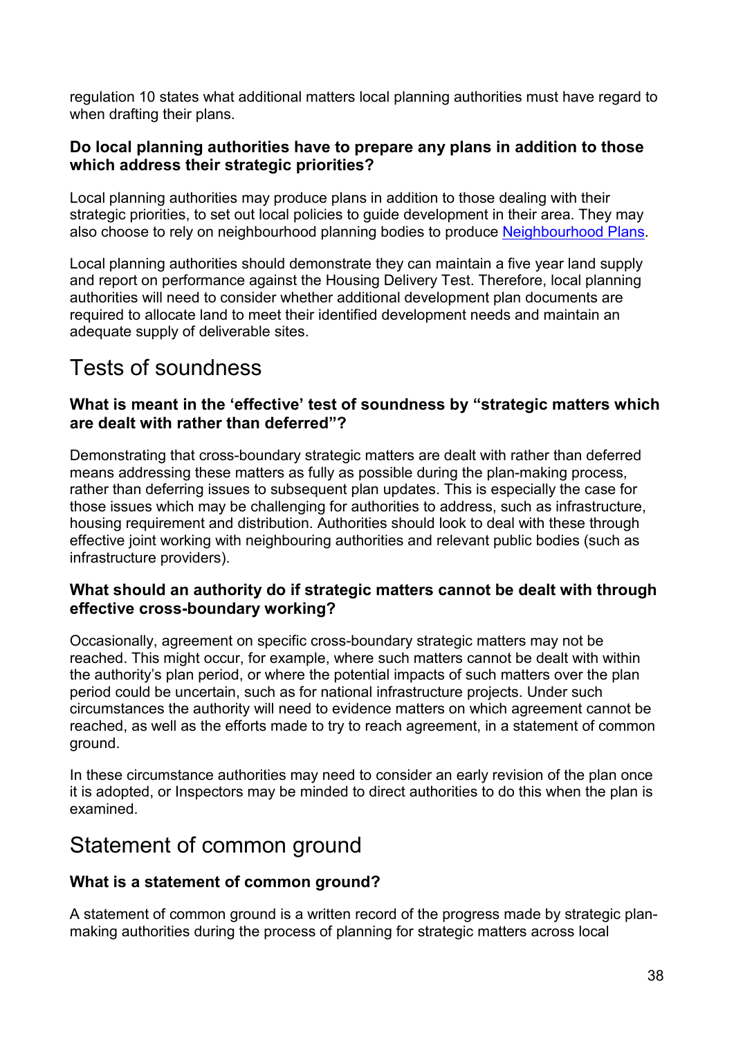regulation 10 states what additional matters local planning authorities must have regard to when drafting their plans.

### Do local planning authorities have to prepare any plans in addition to those which address their strategic priorities?

Local planning authorities may produce plans in addition to those dealing with their strategic priorities, to set out local policies to guide development in their area. They may also choose to rely on neighbourhood planning bodies to produce [Neighbourhood Plans](#).

Local planning authorities should demonstrate they can maintain a five year land supply and report on performance against the Housing Delivery Test. Therefore, local planning authorities will need to consider whether additional development plan documents are required to allocate land to meet their identified development needs and maintain an adequate supply of deliverable sites.

## Tests of soundness

### What is meant in the 'effective' test of soundness by "strategic matters which are dealt with rather than deferred"?

Demonstrating that cross-boundary strategic matters are dealt with rather than deferred means addressing these matters as fully as possible during the plan-making process, rather than deferring issues to subsequent plan updates. This is especially the case for those issues which may be challenging for authorities to address, such as infrastructure, housing requirement and distribution. Authorities should look to deal with these through effective joint working with neighbouring authorities and relevant public bodies (such as infrastructure providers).

### What should an authority do if strategic matters cannot be dealt with through effective cross-boundary working?

Occasionally, agreement on specific cross-boundary strategic matters may not be reached. This might occur, for example, where such matters cannot be dealt with within the authority's plan period, or where the potential impacts of such matters over the plan period could be uncertain, such as for national infrastructure projects. Under such circumstances the authority will need to evidence matters on which agreement cannot be reached, as well as the efforts made to try to reach agreement, in a statement of common ground.

In these circumstance authorities may need to consider an early revision of the plan once it is adopted, or Inspectors may be minded to direct authorities to do this when the plan is examined.

## Statement of common ground

### What is a statement of common ground?

A statement of common ground is a written record of the progress made by strategic plan-making authorities during the process of planning for strategic matters across local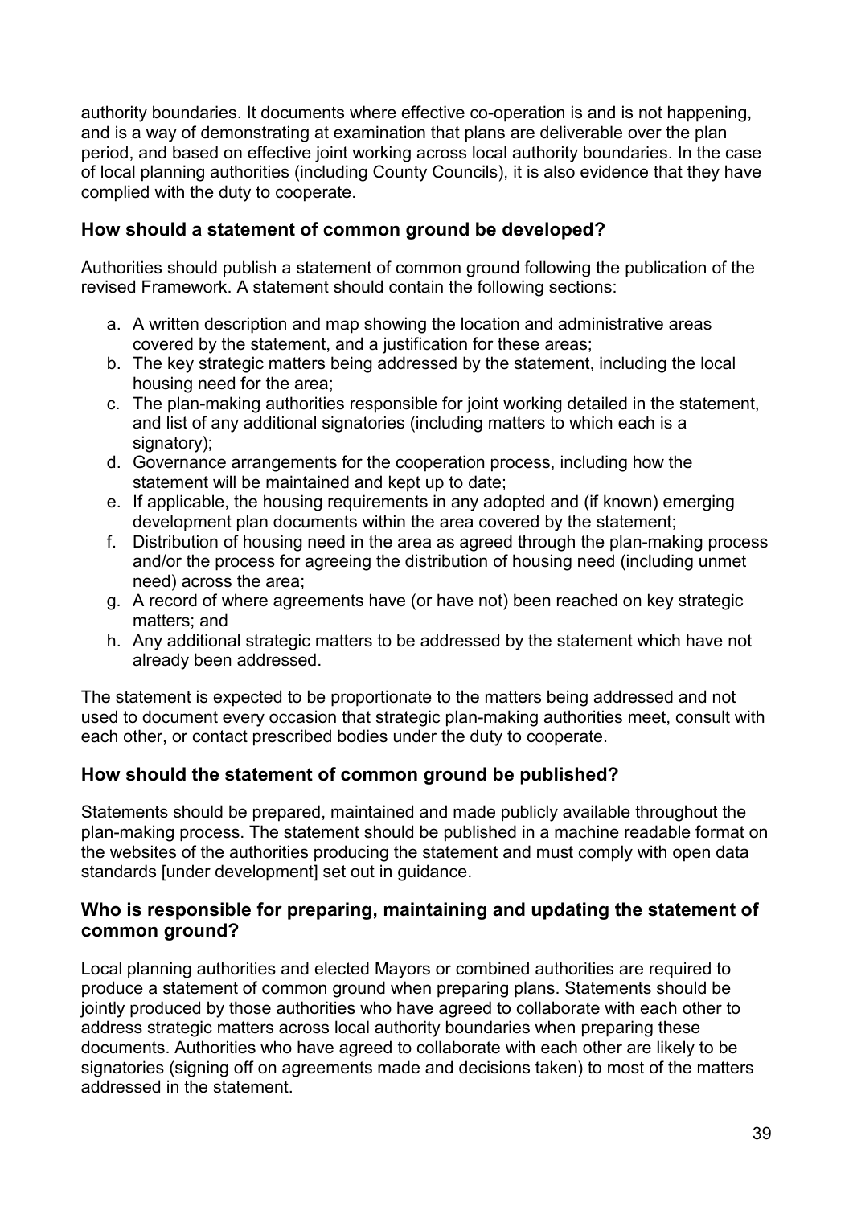authority boundaries. It documents where effective co-operation is and is not happening, and is a way of demonstrating at examination that plans are deliverable over the plan period, and based on effective joint working across local authority boundaries. In the case of local planning authorities (including County Councils), it is also evidence that they have complied with the duty to cooperate.

### How should a statement of common ground be developed?

Authorities should publish a statement of common ground following the publication of the revised Framework. A statement should contain the following sections:

a. A written description and map showing the location and administrative areas covered by the statement, and a justification for these areas;
b. The key strategic matters being addressed by the statement, including the local housing need for the area;
c. The plan-making authorities responsible for joint working detailed in the statement, and list of any additional signatories (including matters to which each is a signatory);
d. Governance arrangements for the cooperation process, including how the statement will be maintained and kept up to date;
e. If applicable, the housing requirements in any adopted and (if known) emerging development plan documents within the area covered by the statement;
f. Distribution of housing need in the area as agreed through the plan-making process and/or the process for agreeing the distribution of housing need (including unmet need) across the area;
g. A record of where agreements have (or have not) been reached on key strategic matters; and
h. Any additional strategic matters to be addressed by the statement which have not already been addressed.

The statement is expected to be proportionate to the matters being addressed and not used to document every occasion that strategic plan-making authorities meet, consult with each other, or contact prescribed bodies under the duty to cooperate.

### How should the statement of common ground be published?

Statements should be prepared, maintained and made publicly available throughout the plan-making process. The statement should be published in a machine readable format on the websites of the authorities producing the statement and must comply with open data standards [under development] set out in guidance.

### Who is responsible for preparing, maintaining and updating the statement of common ground?

Local planning authorities and elected Mayors or combined authorities are required to produce a statement of common ground when preparing plans. Statements should be jointly produced by those authorities who have agreed to collaborate with each other to address strategic matters across local authority boundaries when preparing these documents. Authorities who have agreed to collaborate with each other are likely to be signatories (signing off on agreements made and decisions taken) to most of the matters addressed in the statement.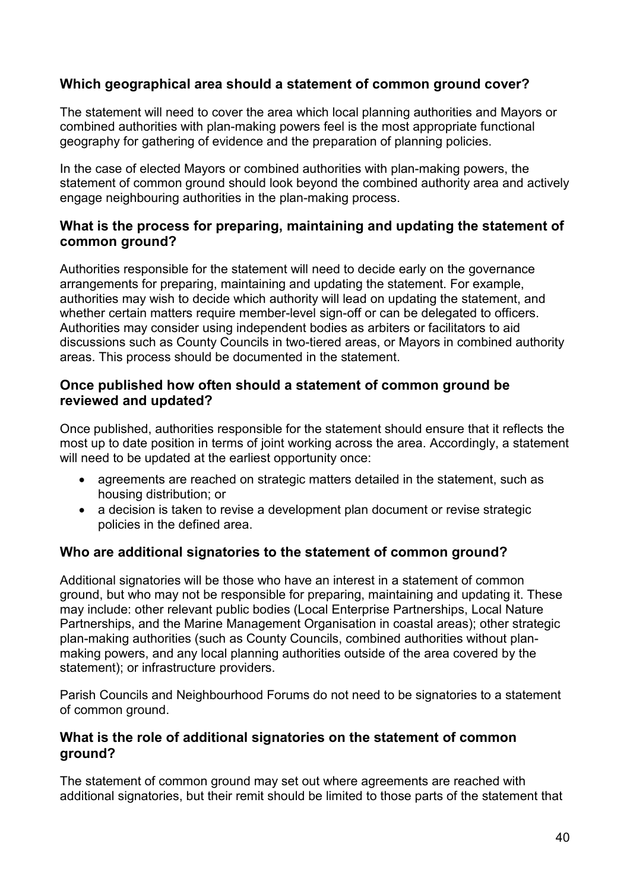### Which geographical area should a statement of common ground cover?

The statement will need to cover the area which local planning authorities and Mayors or combined authorities with plan-making powers feel is the most appropriate functional geography for gathering of evidence and the preparation of planning policies.

In the case of elected Mayors or combined authorities with plan-making powers, the statement of common ground should look beyond the combined authority area and actively engage neighbouring authorities in the plan-making process.

### What is the process for preparing, maintaining and updating the statement of common ground?

Authorities responsible for the statement will need to decide early on the governance arrangements for preparing, maintaining and updating the statement. For example, authorities may wish to decide which authority will lead on updating the statement, and whether certain matters require member-level sign-off or can be delegated to officers. Authorities may consider using independent bodies as arbiters or facilitators to aid discussions such as County Councils in two-tiered areas, or Mayors in combined authority areas. This process should be documented in the statement.

### Once published how often should a statement of common ground be reviewed and updated?

Once published, authorities responsible for the statement should ensure that it reflects the most up to date position in terms of joint working across the area. Accordingly, a statement will need to be updated at the earliest opportunity once:

- agreements are reached on strategic matters detailed in the statement, such as housing distribution; or
- a decision is taken to revise a development plan document or revise strategic policies in the defined area.

### Who are additional signatories to the statement of common ground?

Additional signatories will be those who have an interest in a statement of common ground, but who may not be responsible for preparing, maintaining and updating it. These may include: other relevant public bodies (Local Enterprise Partnerships, Local Nature Partnerships, and the Marine Management Organisation in coastal areas); other strategic plan-making authorities (such as County Councils, combined authorities without plan-making powers, and any local planning authorities outside of the area covered by the statement); or infrastructure providers.

Parish Councils and Neighbourhood Forums do not need to be signatories to a statement of common ground.

### What is the role of additional signatories on the statement of common ground?

The statement of common ground may set out where agreements are reached with additional signatories, but their remit should be limited to those parts of the statement that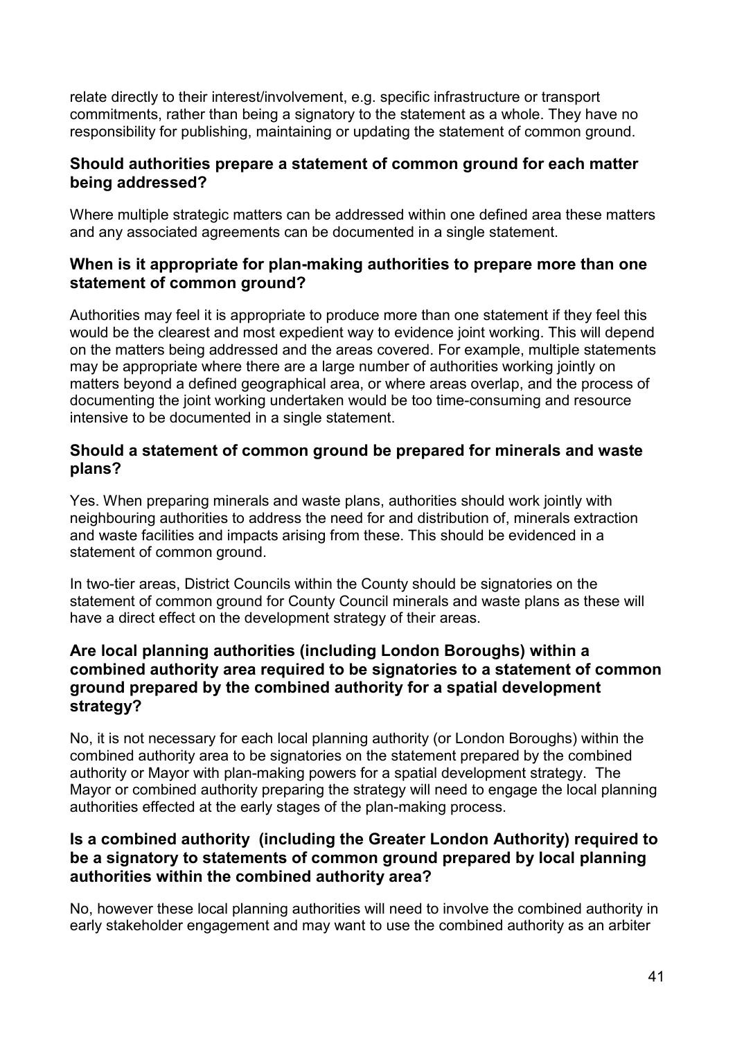relate directly to their interest/involvement, e.g. specific infrastructure or transport commitments, rather than being a signatory to the statement as a whole. They have no responsibility for publishing, maintaining or updating the statement of common ground.

### Should authorities prepare a statement of common ground for each matter being addressed?

Where multiple strategic matters can be addressed within one defined area these matters and any associated agreements can be documented in a single statement.

### When is it appropriate for plan-making authorities to prepare more than one statement of common ground?

Authorities may feel it is appropriate to produce more than one statement if they feel this would be the clearest and most expedient way to evidence joint working. This will depend on the matters being addressed and the areas covered. For example, multiple statements may be appropriate where there are a large number of authorities working jointly on matters beyond a defined geographical area, or where areas overlap, and the process of documenting the joint working undertaken would be too time-consuming and resource intensive to be documented in a single statement.

### Should a statement of common ground be prepared for minerals and waste plans?

Yes. When preparing minerals and waste plans, authorities should work jointly with neighbouring authorities to address the need for and distribution of, minerals extraction and waste facilities and impacts arising from these. This should be evidenced in a statement of common ground.

In two-tier areas, District Councils within the County should be signatories on the statement of common ground for County Council minerals and waste plans as these will have a direct effect on the development strategy of their areas.

### Are local planning authorities (including London Boroughs) within a combined authority area required to be signatories to a statement of common ground prepared by the combined authority for a spatial development strategy?

No, it is not necessary for each local planning authority (or London Boroughs) within the combined authority area to be signatories on the statement prepared by the combined authority or Mayor with plan-making powers for a spatial development strategy. The Mayor or combined authority preparing the strategy will need to engage the local planning authorities effected at the early stages of the plan-making process.

### Is a combined authority (including the Greater London Authority) required to be a signatory to statements of common ground prepared by local planning authorities within the combined authority area?

No, however these local planning authorities will need to involve the combined authority in early stakeholder engagement and may want to use the combined authority as an arbiter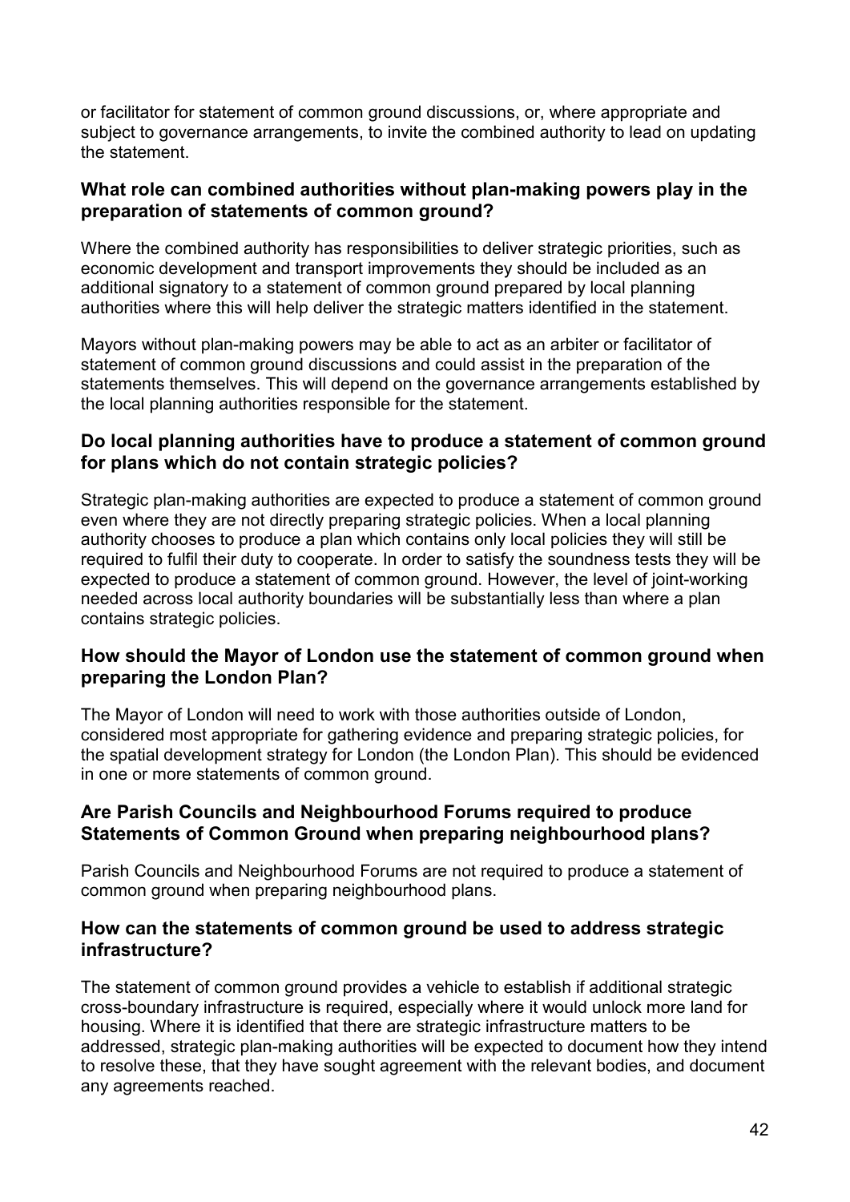or facilitator for statement of common ground discussions, or, where appropriate and subject to governance arrangements, to invite the combined authority to lead on updating the statement.

### What role can combined authorities without plan-making powers play in the preparation of statements of common ground?

Where the combined authority has responsibilities to deliver strategic priorities, such as economic development and transport improvements they should be included as an additional signatory to a statement of common ground prepared by local planning authorities where this will help deliver the strategic matters identified in the statement.

Mayors without plan-making powers may be able to act as an arbiter or facilitator of statement of common ground discussions and could assist in the preparation of the statements themselves. This will depend on the governance arrangements established by the local planning authorities responsible for the statement.

### Do local planning authorities have to produce a statement of common ground for plans which do not contain strategic policies?

Strategic plan-making authorities are expected to produce a statement of common ground even where they are not directly preparing strategic policies. When a local planning authority chooses to produce a plan which contains only local policies they will still be required to fulfil their duty to cooperate. In order to satisfy the soundness tests they will be expected to produce a statement of common ground. However, the level of joint-working needed across local authority boundaries will be substantially less than where a plan contains strategic policies.

### How should the Mayor of London use the statement of common ground when preparing the London Plan?

The Mayor of London will need to work with those authorities outside of London, considered most appropriate for gathering evidence and preparing strategic policies, for the spatial development strategy for London (the London Plan). This should be evidenced in one or more statements of common ground.

### Are Parish Councils and Neighbourhood Forums required to produce Statements of Common Ground when preparing neighbourhood plans?

Parish Councils and Neighbourhood Forums are not required to produce a statement of common ground when preparing neighbourhood plans.

### How can the statements of common ground be used to address strategic infrastructure?

The statement of common ground provides a vehicle to establish if additional strategic cross-boundary infrastructure is required, especially where it would unlock more land for housing. Where it is identified that there are strategic infrastructure matters to be addressed, strategic plan-making authorities will be expected to document how they intend to resolve these, that they have sought agreement with the relevant bodies, and document any agreements reached.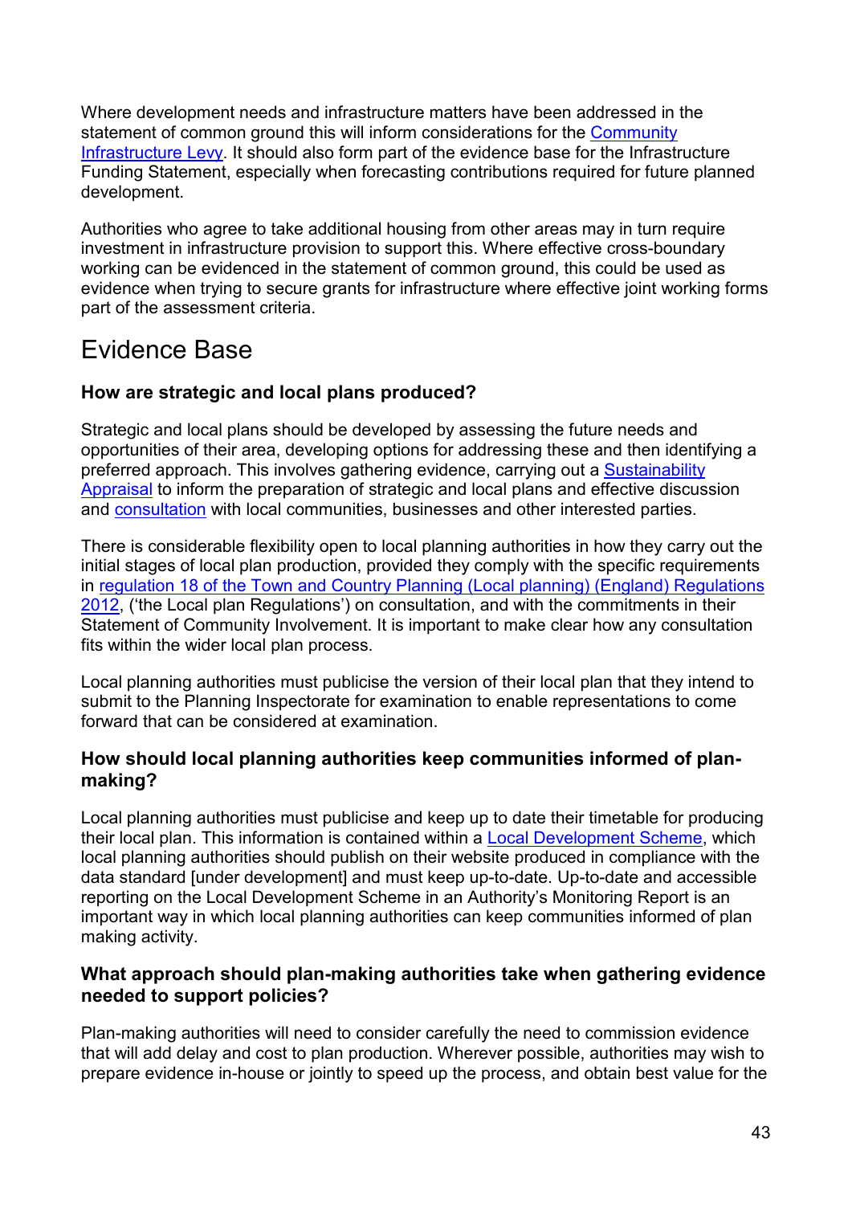Where development needs and infrastructure matters have been addressed in the statement of common ground this will inform considerations for the Community Infrastructure Levy. It should also form part of the evidence base for the Infrastructure Funding Statement, especially when forecasting contributions required for future planned development.

Authorities who agree to take additional housing from other areas may in turn require investment in infrastructure provision to support this. Where effective cross-boundary working can be evidenced in the statement of common ground, this could be used as evidence when trying to secure grants for infrastructure where effective joint working forms part of the assessment criteria.

## Evidence Base

### How are strategic and local plans produced?

Strategic and local plans should be developed by assessing the future needs and opportunities of their area, developing options for addressing these and then identifying a preferred approach. This involves gathering evidence, carrying out a Sustainability Appraisal to inform the preparation of strategic and local plans and effective discussion and consultation with local communities, businesses and other interested parties.

There is considerable flexibility open to local planning authorities in how they carry out the initial stages of local plan production, provided they comply with the specific requirements in regulation 18 of the Town and Country Planning (Local planning) (England) Regulations 2012, ('the Local plan Regulations') on consultation, and with the commitments in their Statement of Community Involvement. It is important to make clear how any consultation fits within the wider local plan process.

Local planning authorities must publicise the version of their local plan that they intend to submit to the Planning Inspectorate for examination to enable representations to come forward that can be considered at examination.

### How should local planning authorities keep communities informed of plan-making?

Local planning authorities must publicise and keep up to date their timetable for producing their local plan. This information is contained within a Local Development Scheme, which local planning authorities should publish on their website produced in compliance with the data standard [under development] and must keep up-to-date. Up-to-date and accessible reporting on the Local Development Scheme in an Authority's Monitoring Report is an important way in which local planning authorities can keep communities informed of plan making activity.

### What approach should plan-making authorities take when gathering evidence needed to support policies?

Plan-making authorities will need to consider carefully the need to commission evidence that will add delay and cost to plan production. Wherever possible, authorities may wish to prepare evidence in-house or jointly to speed up the process, and obtain best value for the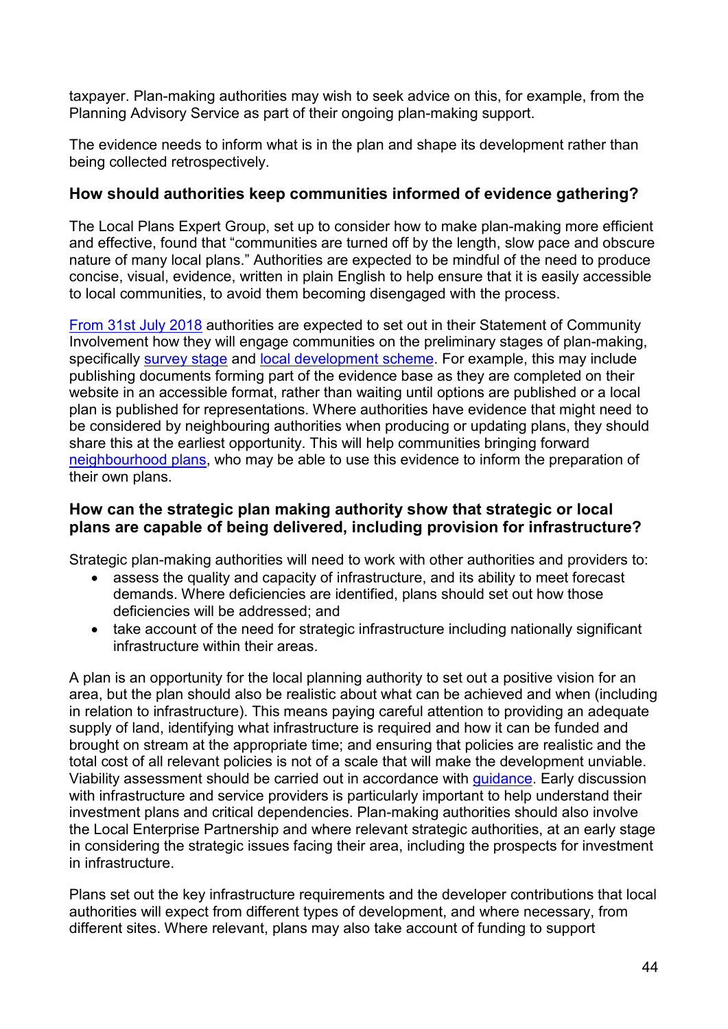taxpayer. Plan-making authorities may wish to seek advice on this, for example, from the Planning Advisory Service as part of their ongoing plan-making support.

The evidence needs to inform what is in the plan and shape its development rather than being collected retrospectively.

### How should authorities keep communities informed of evidence gathering?

The Local Plans Expert Group, set up to consider how to make plan-making more efficient and effective, found that "communities are turned off by the length, slow pace and obscure nature of many local plans." Authorities are expected to be mindful of the need to produce concise, visual, evidence, written in plain English to help ensure that it is easily accessible to local communities, to avoid them becoming disengaged with the process.

From 31st July 2018 authorities are expected to set out in their Statement of Community Involvement how they will engage communities on the preliminary stages of plan-making, specifically survey stage and local development scheme. For example, this may include publishing documents forming part of the evidence base as they are completed on their website in an accessible format, rather than waiting until options are published or a local plan is published for representations. Where authorities have evidence that might need to be considered by neighbouring authorities when producing or updating plans, they should share this at the earliest opportunity. This will help communities bringing forward neighbourhood plans, who may be able to use this evidence to inform the preparation of their own plans.

### How can the strategic plan making authority show that strategic or local plans are capable of being delivered, including provision for infrastructure?

Strategic plan-making authorities will need to work with other authorities and providers to:

- assess the quality and capacity of infrastructure, and its ability to meet forecast demands. Where deficiencies are identified, plans should set out how those deficiencies will be addressed; and
- take account of the need for strategic infrastructure including nationally significant infrastructure within their areas.

A plan is an opportunity for the local planning authority to set out a positive vision for an area, but the plan should also be realistic about what can be achieved and when (including in relation to infrastructure). This means paying careful attention to providing an adequate supply of land, identifying what infrastructure is required and how it can be funded and brought on stream at the appropriate time; and ensuring that policies are realistic and the total cost of all relevant policies is not of a scale that will make the development unviable. Viability assessment should be carried out in accordance with guidance. Early discussion with infrastructure and service providers is particularly important to help understand their investment plans and critical dependencies. Plan-making authorities should also involve the Local Enterprise Partnership and where relevant strategic authorities, at an early stage in considering the strategic issues facing their area, including the prospects for investment in infrastructure.

Plans set out the key infrastructure requirements and the developer contributions that local authorities will expect from different types of development, and where necessary, from different sites. Where relevant, plans may also take account of funding to support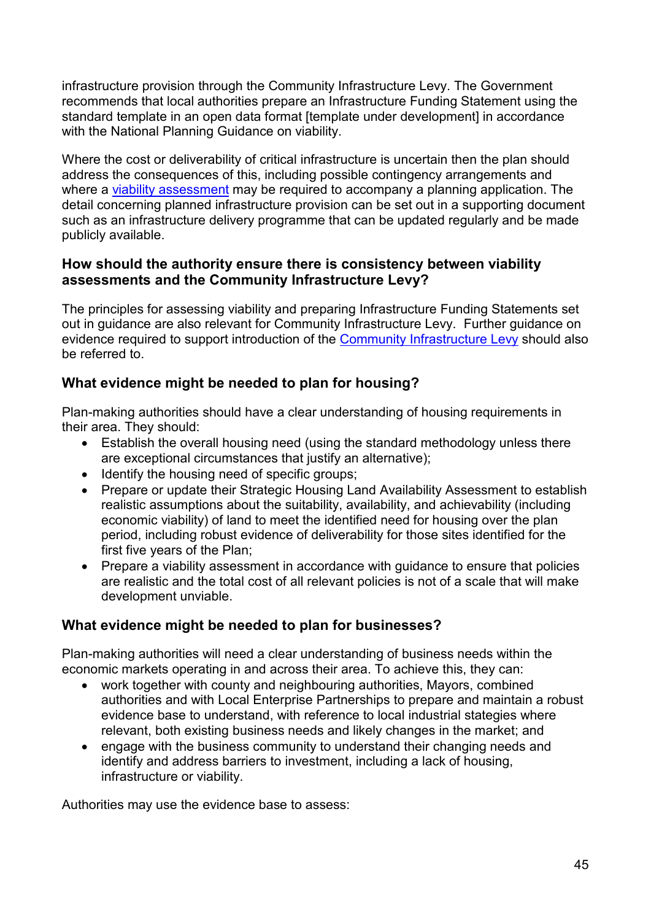infrastructure provision through the Community Infrastructure Levy. The Government recommends that local authorities prepare an Infrastructure Funding Statement using the standard template in an open data format [template under development] in accordance with the National Planning Guidance on viability.

Where the cost or deliverability of critical infrastructure is uncertain then the plan should address the consequences of this, including possible contingency arrangements and where a viability assessment may be required to accompany a planning application. The detail concerning planned infrastructure provision can be set out in a supporting document such as an infrastructure delivery programme that can be updated regularly and be made publicly available.

### How should the authority ensure there is consistency between viability assessments and the Community Infrastructure Levy?

The principles for assessing viability and preparing Infrastructure Funding Statements set out in guidance are also relevant for Community Infrastructure Levy. Further guidance on evidence required to support introduction of the Community Infrastructure Levy should also be referred to.

### What evidence might be needed to plan for housing?

Plan-making authorities should have a clear understanding of housing requirements in their area. They should:

- Establish the overall housing need (using the standard methodology unless there are exceptional circumstances that justify an alternative);
- Identify the housing need of specific groups;
- Prepare or update their Strategic Housing Land Availability Assessment to establish realistic assumptions about the suitability, availability, and achievability (including economic viability) of land to meet the identified need for housing over the plan period, including robust evidence of deliverability for those sites identified for the first five years of the Plan;
- Prepare a viability assessment in accordance with guidance to ensure that policies are realistic and the total cost of all relevant policies is not of a scale that will make development unviable.

### What evidence might be needed to plan for businesses?

Plan-making authorities will need a clear understanding of business needs within the economic markets operating in and across their area. To achieve this, they can:

- work together with county and neighbouring authorities, Mayors, combined authorities and with Local Enterprise Partnerships to prepare and maintain a robust evidence base to understand, with reference to local industrial stategies where relevant, both existing business needs and likely changes in the market; and
- engage with the business community to understand their changing needs and identify and address barriers to investment, including a lack of housing, infrastructure or viability.

Authorities may use the evidence base to assess: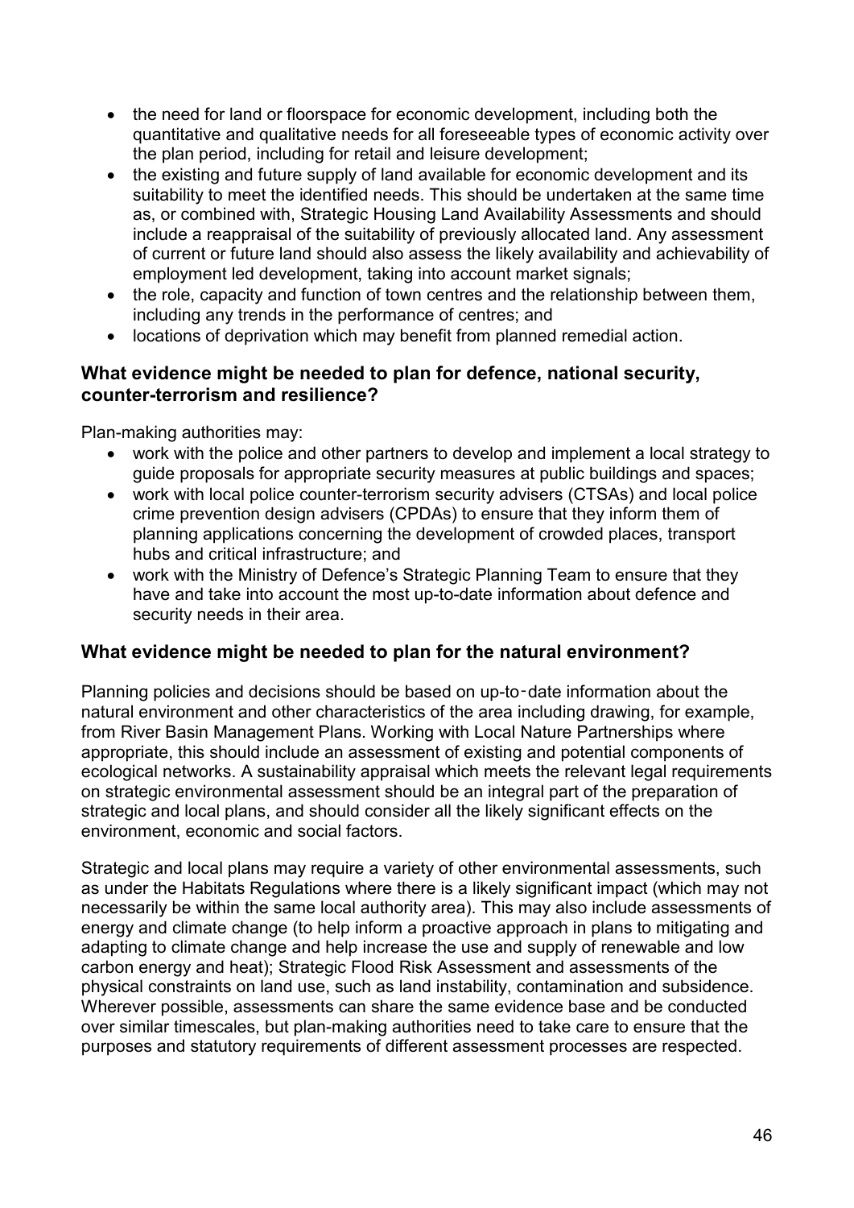- the need for land or floorspace for economic development, including both the quantitative and qualitative needs for all foreseeable types of economic activity over the plan period, including for retail and leisure development;
- the existing and future supply of land available for economic development and its suitability to meet the identified needs. This should be undertaken at the same time as, or combined with, Strategic Housing Land Availability Assessments and should include a reappraisal of the suitability of previously allocated land. Any assessment of current or future land should also assess the likely availability and achievability of employment led development, taking into account market signals;
- the role, capacity and function of town centres and the relationship between them, including any trends in the performance of centres; and
- locations of deprivation which may benefit from planned remedial action.

### What evidence might be needed to plan for defence, national security, counter-terrorism and resilience?

Plan-making authorities may:

- work with the police and other partners to develop and implement a local strategy to guide proposals for appropriate security measures at public buildings and spaces;
- work with local police counter-terrorism security advisers (CTSAs) and local police crime prevention design advisers (CPDAs) to ensure that they inform them of planning applications concerning the development of crowded places, transport hubs and critical infrastructure; and
- work with the Ministry of Defence's Strategic Planning Team to ensure that they have and take into account the most up-to-date information about defence and security needs in their area.

### What evidence might be needed to plan for the natural environment?

Planning policies and decisions should be based on up‑to‑date information about the natural environment and other characteristics of the area including drawing, for example, from River Basin Management Plans. Working with Local Nature Partnerships where appropriate, this should include an assessment of existing and potential components of ecological networks. A sustainability appraisal which meets the relevant legal requirements on strategic environmental assessment should be an integral part of the preparation of strategic and local plans, and should consider all the likely significant effects on the environment, economic and social factors.

Strategic and local plans may require a variety of other environmental assessments, such as under the Habitats Regulations where there is a likely significant impact (which may not necessarily be within the same local authority area). This may also include assessments of energy and climate change (to help inform a proactive approach in plans to mitigating and adapting to climate change and help increase the use and supply of renewable and low carbon energy and heat); Strategic Flood Risk Assessment and assessments of the physical constraints on land use, such as land instability, contamination and subsidence. Wherever possible, assessments can share the same evidence base and be conducted over similar timescales, but plan-making authorities need to take care to ensure that the purposes and statutory requirements of different assessment processes are respected.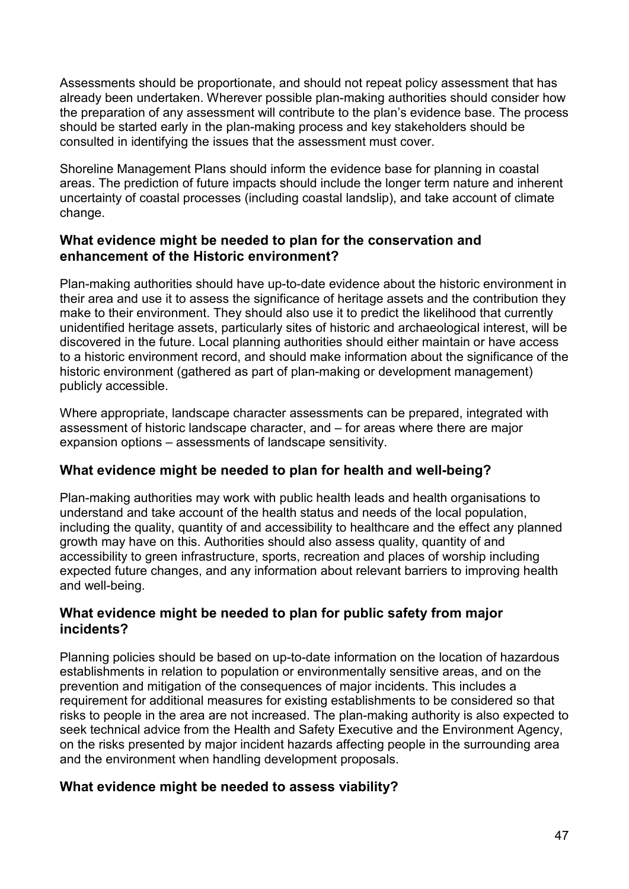Assessments should be proportionate, and should not repeat policy assessment that has already been undertaken. Wherever possible plan-making authorities should consider how the preparation of any assessment will contribute to the plan's evidence base. The process should be started early in the plan-making process and key stakeholders should be consulted in identifying the issues that the assessment must cover.

Shoreline Management Plans should inform the evidence base for planning in coastal areas. The prediction of future impacts should include the longer term nature and inherent uncertainty of coastal processes (including coastal landslip), and take account of climate change.

### What evidence might be needed to plan for the conservation and enhancement of the Historic environment?

Plan-making authorities should have up-to-date evidence about the historic environment in their area and use it to assess the significance of heritage assets and the contribution they make to their environment. They should also use it to predict the likelihood that currently unidentified heritage assets, particularly sites of historic and archaeological interest, will be discovered in the future. Local planning authorities should either maintain or have access to a historic environment record, and should make information about the significance of the historic environment (gathered as part of plan-making or development management) publicly accessible.

Where appropriate, landscape character assessments can be prepared, integrated with assessment of historic landscape character, and – for areas where there are major expansion options – assessments of landscape sensitivity.

### What evidence might be needed to plan for health and well-being?

Plan-making authorities may work with public health leads and health organisations to understand and take account of the health status and needs of the local population, including the quality, quantity of and accessibility to healthcare and the effect any planned growth may have on this. Authorities should also assess quality, quantity of and accessibility to green infrastructure, sports, recreation and places of worship including expected future changes, and any information about relevant barriers to improving health and well-being.

### What evidence might be needed to plan for public safety from major incidents?

Planning policies should be based on up-to-date information on the location of hazardous establishments in relation to population or environmentally sensitive areas, and on the prevention and mitigation of the consequences of major incidents. This includes a requirement for additional measures for existing establishments to be considered so that risks to people in the area are not increased. The plan-making authority is also expected to seek technical advice from the Health and Safety Executive and the Environment Agency, on the risks presented by major incident hazards affecting people in the surrounding area and the environment when handling development proposals.

### What evidence might be needed to assess viability?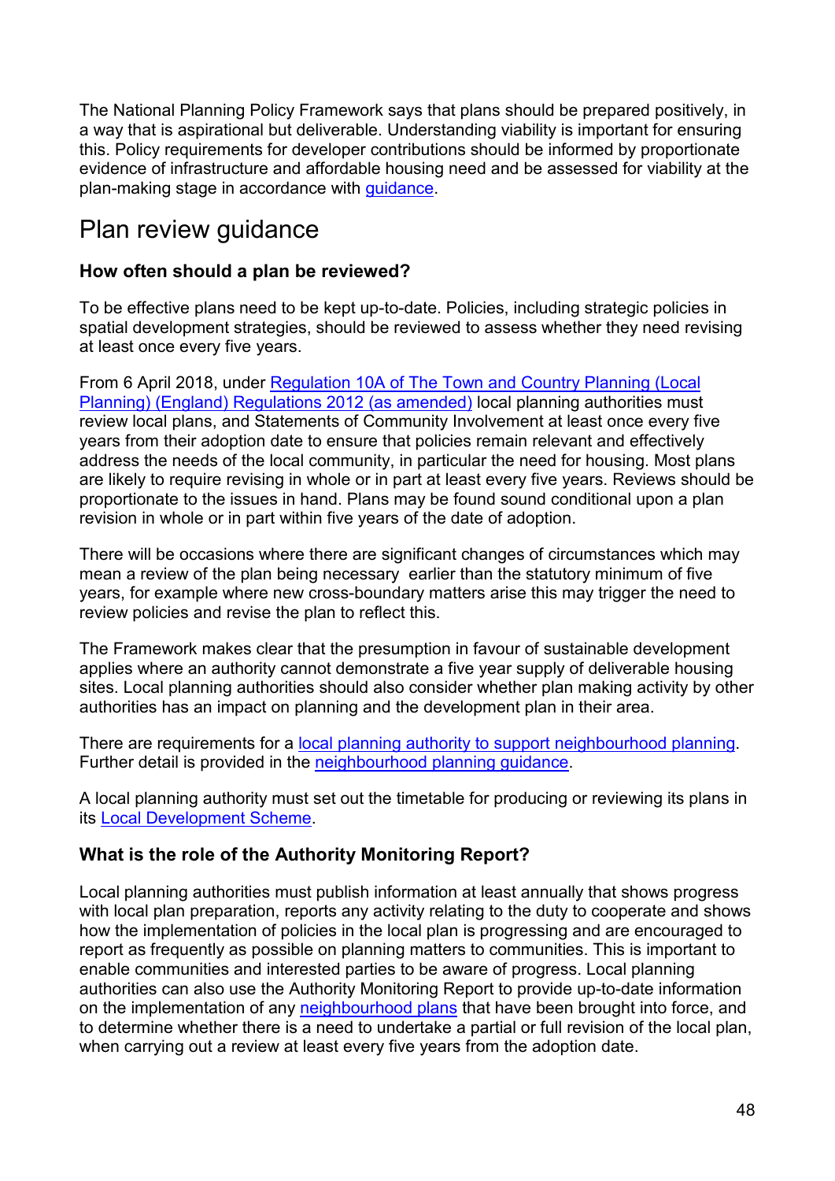The National Planning Policy Framework says that plans should be prepared positively, in a way that is aspirational but deliverable. Understanding viability is important for ensuring this. Policy requirements for developer contributions should be informed by proportionate evidence of infrastructure and affordable housing need and be assessed for viability at the plan-making stage in accordance with guidance.

## Plan review guidance

### How often should a plan be reviewed?

To be effective plans need to be kept up-to-date. Policies, including strategic policies in spatial development strategies, should be reviewed to assess whether they need revising at least once every five years.

From 6 April 2018, under Regulation 10A of The Town and Country Planning (Local Planning) (England) Regulations 2012 (as amended) local planning authorities must review local plans, and Statements of Community Involvement at least once every five years from their adoption date to ensure that policies remain relevant and effectively address the needs of the local community, in particular the need for housing. Most plans are likely to require revising in whole or in part at least every five years. Reviews should be proportionate to the issues in hand. Plans may be found sound conditional upon a plan revision in whole or in part within five years of the date of adoption.

There will be occasions where there are significant changes of circumstances which may mean a review of the plan being necessary earlier than the statutory minimum of five years, for example where new cross-boundary matters arise this may trigger the need to review policies and revise the plan to reflect this.

The Framework makes clear that the presumption in favour of sustainable development applies where an authority cannot demonstrate a five year supply of deliverable housing sites. Local planning authorities should also consider whether plan making activity by other authorities has an impact on planning and the development plan in their area.

There are requirements for a local planning authority to support neighbourhood planning. Further detail is provided in the neighbourhood planning guidance.

A local planning authority must set out the timetable for producing or reviewing its plans in its Local Development Scheme.

### What is the role of the Authority Monitoring Report?

Local planning authorities must publish information at least annually that shows progress with local plan preparation, reports any activity relating to the duty to cooperate and shows how the implementation of policies in the local plan is progressing and are encouraged to report as frequently as possible on planning matters to communities. This is important to enable communities and interested parties to be aware of progress. Local planning authorities can also use the Authority Monitoring Report to provide up-to-date information on the implementation of any neighbourhood plans that have been brought into force, and to determine whether there is a need to undertake a partial or full revision of the local plan, when carrying out a review at least every five years from the adoption date.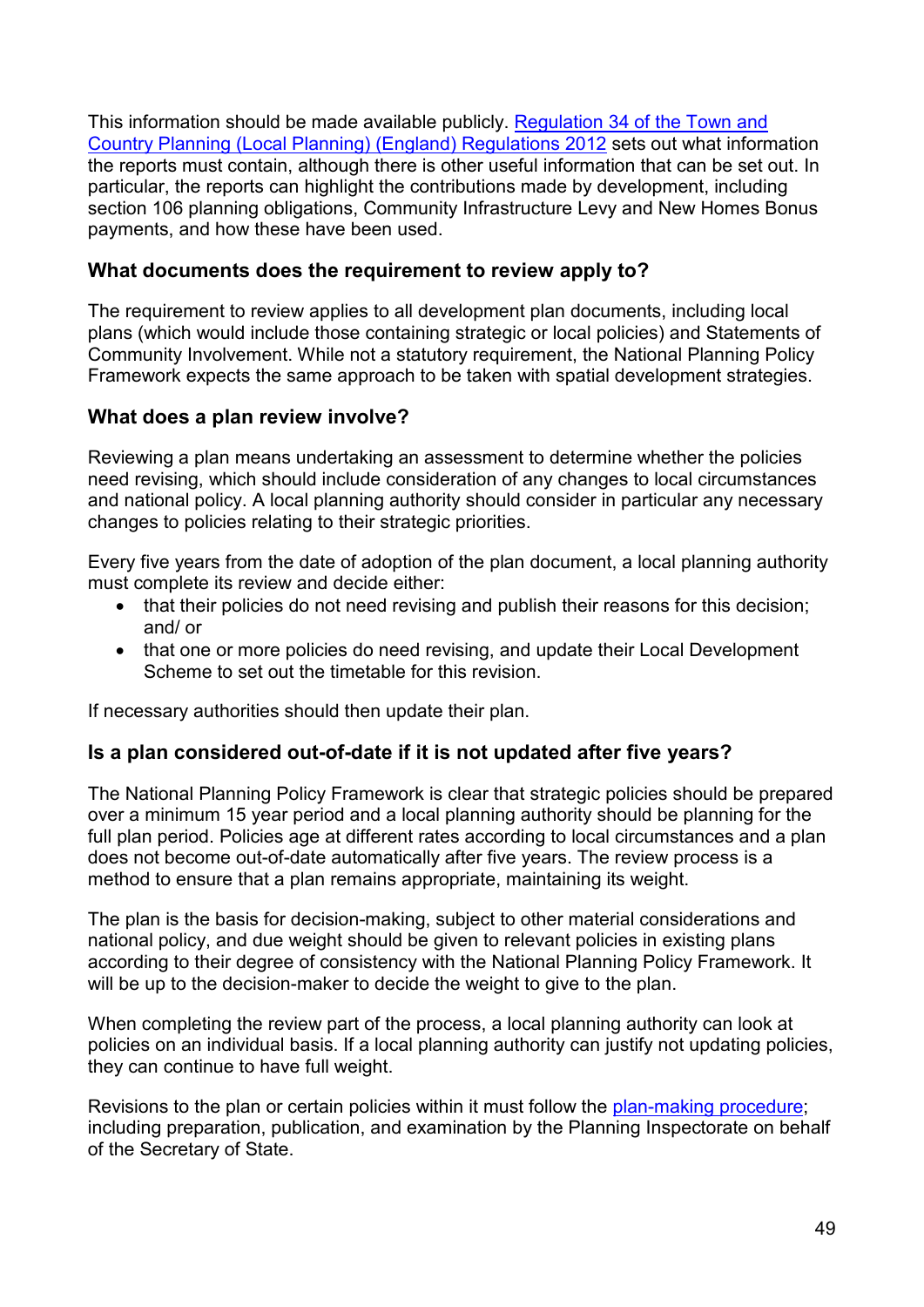This information should be made available publicly. [Regulation 34 of the Town and Country Planning (Local Planning) (England) Regulations 2012] sets out what information the reports must contain, although there is other useful information that can be set out. In particular, the reports can highlight the contributions made by development, including section 106 planning obligations, Community Infrastructure Levy and New Homes Bonus payments, and how these have been used.

### What documents does the requirement to review apply to?

The requirement to review applies to all development plan documents, including local plans (which would include those containing strategic or local policies) and Statements of Community Involvement. While not a statutory requirement, the National Planning Policy Framework expects the same approach to be taken with spatial development strategies.

### What does a plan review involve?

Reviewing a plan means undertaking an assessment to determine whether the policies need revising, which should include consideration of any changes to local circumstances and national policy. A local planning authority should consider in particular any necessary changes to policies relating to their strategic priorities.

Every five years from the date of adoption of the plan document, a local planning authority must complete its review and decide either:

- that their policies do not need revising and publish their reasons for this decision; and/ or
- that one or more policies do need revising, and update their Local Development Scheme to set out the timetable for this revision.

If necessary authorities should then update their plan.

### Is a plan considered out-of-date if it is not updated after five years?

The National Planning Policy Framework is clear that strategic policies should be prepared over a minimum 15 year period and a local planning authority should be planning for the full plan period. Policies age at different rates according to local circumstances and a plan does not become out-of-date automatically after five years. The review process is a method to ensure that a plan remains appropriate, maintaining its weight.

The plan is the basis for decision-making, subject to other material considerations and national policy, and due weight should be given to relevant policies in existing plans according to their degree of consistency with the National Planning Policy Framework. It will be up to the decision-maker to decide the weight to give to the plan.

When completing the review part of the process, a local planning authority can look at policies on an individual basis. If a local planning authority can justify not updating policies, they can continue to have full weight.

Revisions to the plan or certain policies within it must follow the [plan-making procedure]; including preparation, publication, and examination by the Planning Inspectorate on behalf of the Secretary of State.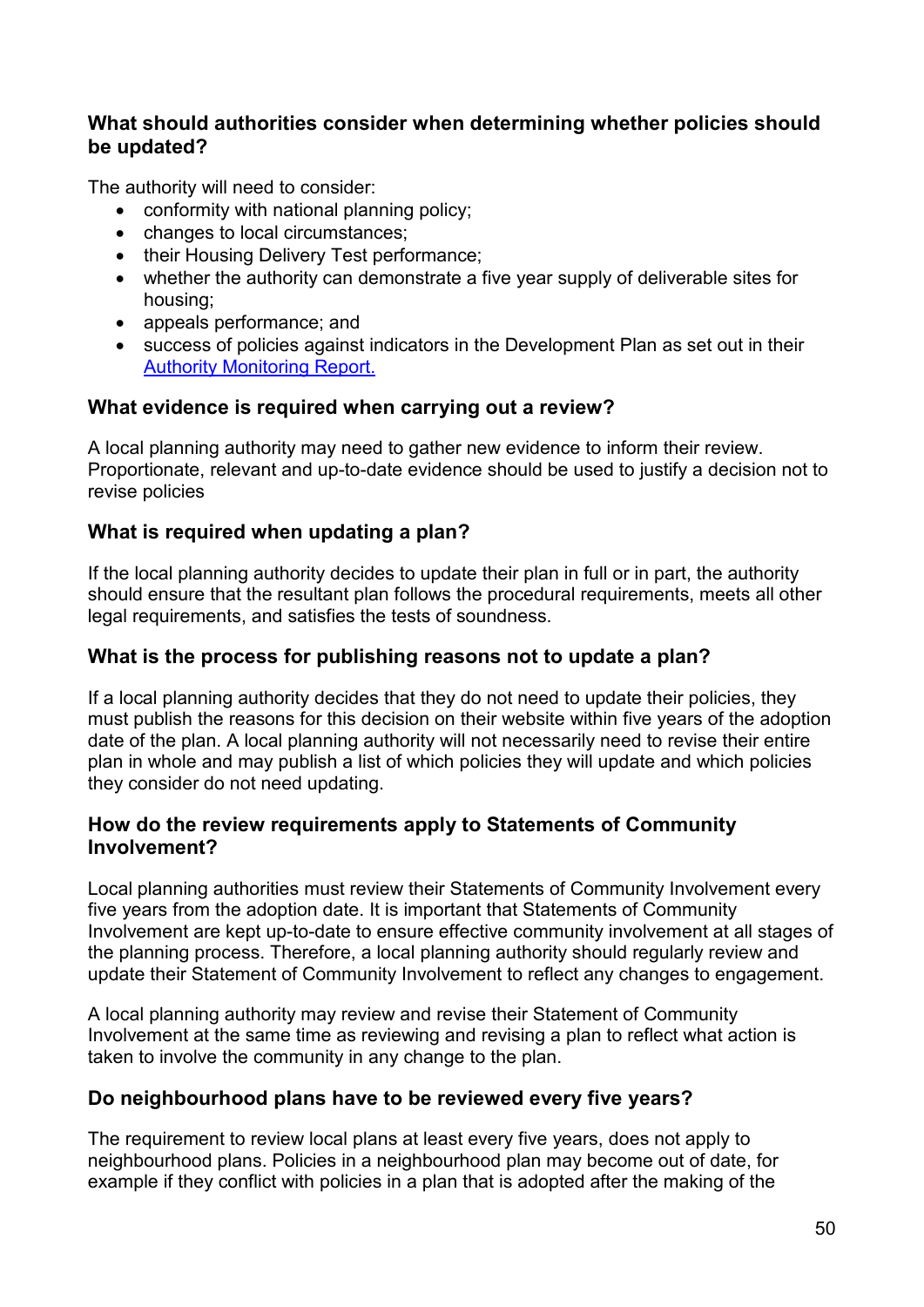### What should authorities consider when determining whether policies should be updated?

The authority will need to consider:

- conformity with national planning policy;
- changes to local circumstances;
- their Housing Delivery Test performance;
- whether the authority can demonstrate a five year supply of deliverable sites for housing;
- appeals performance; and
- success of policies against indicators in the Development Plan as set out in their [Authority Monitoring Report.]()

### What evidence is required when carrying out a review?

A local planning authority may need to gather new evidence to inform their review. Proportionate, relevant and up-to-date evidence should be used to justify a decision not to revise policies

### What is required when updating a plan?

If the local planning authority decides to update their plan in full or in part, the authority should ensure that the resultant plan follows the procedural requirements, meets all other legal requirements, and satisfies the tests of soundness.

### What is the process for publishing reasons not to update a plan?

If a local planning authority decides that they do not need to update their policies, they must publish the reasons for this decision on their website within five years of the adoption date of the plan. A local planning authority will not necessarily need to revise their entire plan in whole and may publish a list of which policies they will update and which policies they consider do not need updating.

### How do the review requirements apply to Statements of Community Involvement?

Local planning authorities must review their Statements of Community Involvement every five years from the adoption date. It is important that Statements of Community Involvement are kept up-to-date to ensure effective community involvement at all stages of the planning process. Therefore, a local planning authority should regularly review and update their Statement of Community Involvement to reflect any changes to engagement.

A local planning authority may review and revise their Statement of Community Involvement at the same time as reviewing and revising a plan to reflect what action is taken to involve the community in any change to the plan.

### Do neighbourhood plans have to be reviewed every five years?

The requirement to review local plans at least every five years, does not apply to neighbourhood plans. Policies in a neighbourhood plan may become out of date, for example if they conflict with policies in a plan that is adopted after the making of the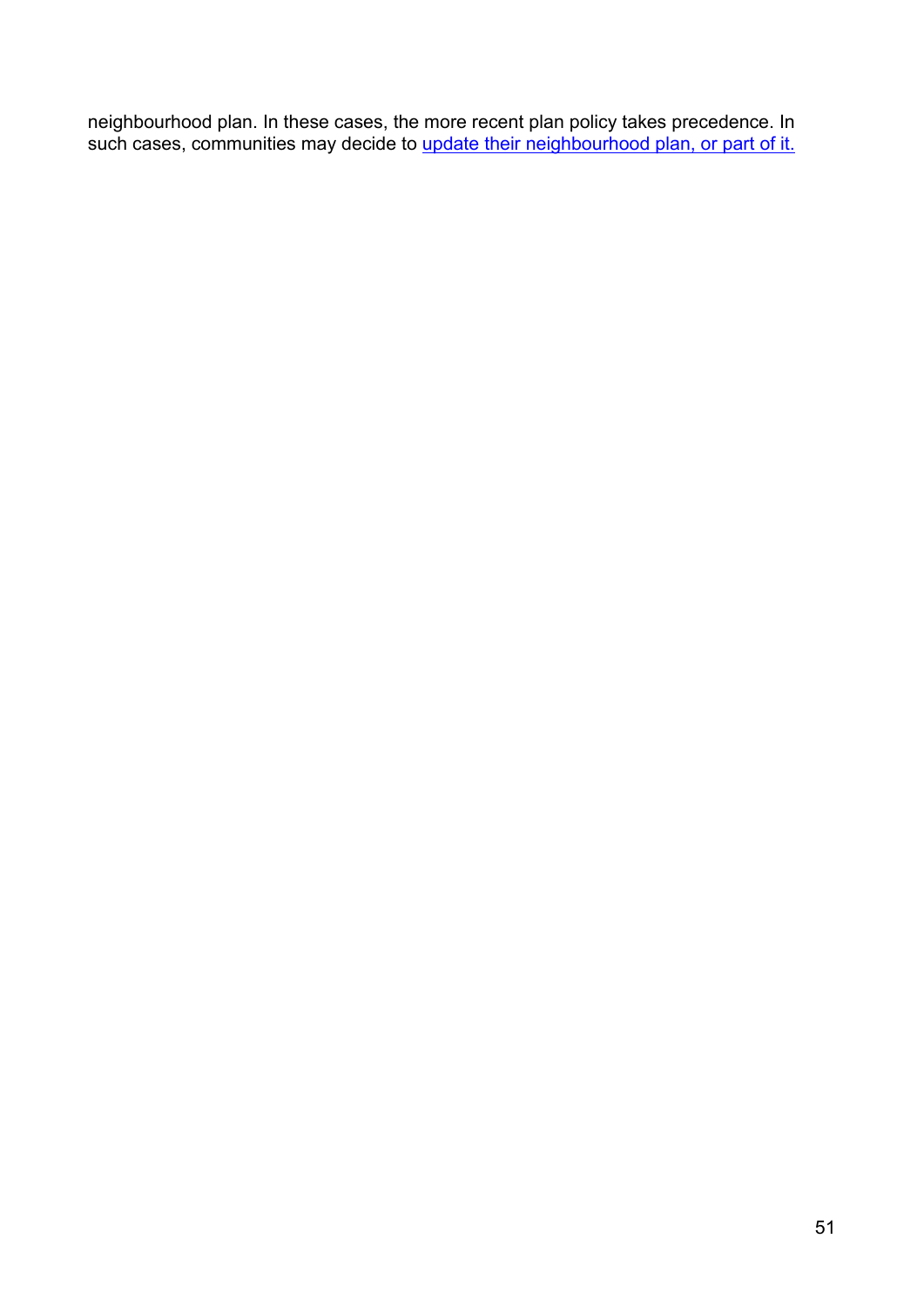neighbourhood plan. In these cases, the more recent plan policy takes precedence. In such cases, communities may decide to update their neighbourhood plan, or part of it.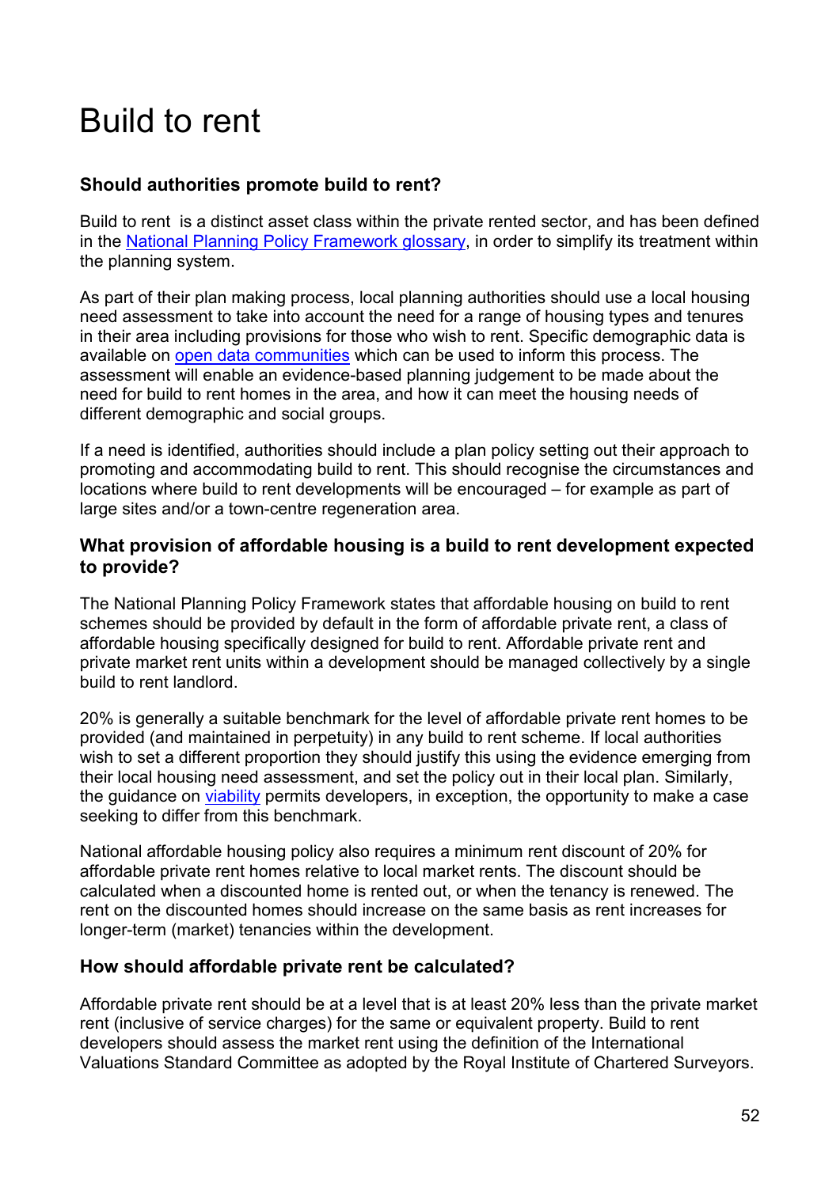# Build to rent

### Should authorities promote build to rent?

Build to rent is a distinct asset class within the private rented sector, and has been defined in the [National Planning Policy Framework glossary](), in order to simplify its treatment within the planning system.

As part of their plan making process, local planning authorities should use a local housing need assessment to take into account the need for a range of housing types and tenures in their area including provisions for those who wish to rent. Specific demographic data is available on [open data communities]() which can be used to inform this process. The assessment will enable an evidence-based planning judgement to be made about the need for build to rent homes in the area, and how it can meet the housing needs of different demographic and social groups.

If a need is identified, authorities should include a plan policy setting out their approach to promoting and accommodating build to rent. This should recognise the circumstances and locations where build to rent developments will be encouraged – for example as part of large sites and/or a town-centre regeneration area.

### What provision of affordable housing is a build to rent development expected to provide?

The National Planning Policy Framework states that affordable housing on build to rent schemes should be provided by default in the form of affordable private rent, a class of affordable housing specifically designed for build to rent. Affordable private rent and private market rent units within a development should be managed collectively by a single build to rent landlord.

20% is generally a suitable benchmark for the level of affordable private rent homes to be provided (and maintained in perpetuity) in any build to rent scheme. If local authorities wish to set a different proportion they should justify this using the evidence emerging from their local housing need assessment, and set the policy out in their local plan. Similarly, the guidance on [viability]() permits developers, in exception, the opportunity to make a case seeking to differ from this benchmark.

National affordable housing policy also requires a minimum rent discount of 20% for affordable private rent homes relative to local market rents. The discount should be calculated when a discounted home is rented out, or when the tenancy is renewed. The rent on the discounted homes should increase on the same basis as rent increases for longer-term (market) tenancies within the development.

### How should affordable private rent be calculated?

Affordable private rent should be at a level that is at least 20% less than the private market rent (inclusive of service charges) for the same or equivalent property. Build to rent developers should assess the market rent using the definition of the International Valuations Standard Committee as adopted by the Royal Institute of Chartered Surveyors.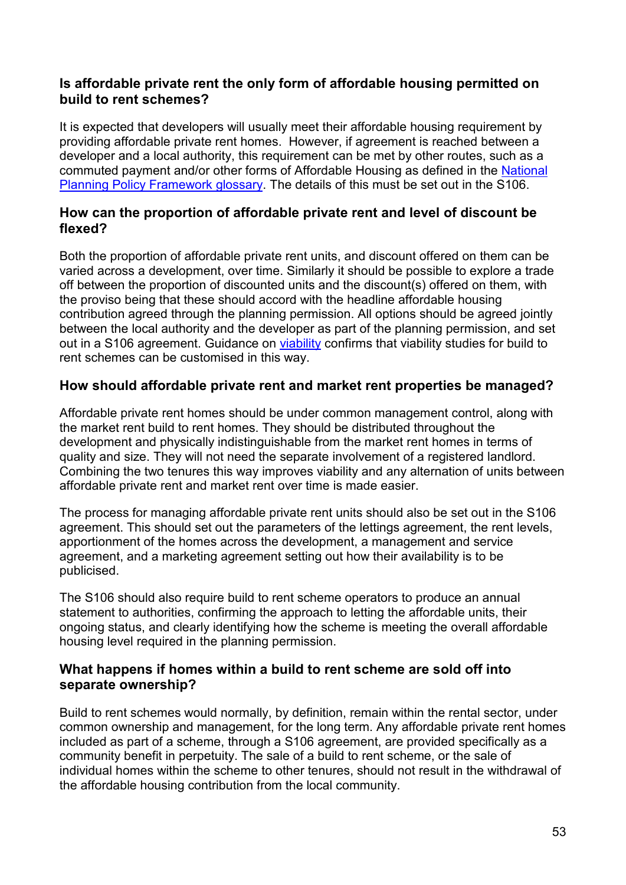### Is affordable private rent the only form of affordable housing permitted on build to rent schemes?

It is expected that developers will usually meet their affordable housing requirement by providing affordable private rent homes. However, if agreement is reached between a developer and a local authority, this requirement can be met by other routes, such as a commuted payment and/or other forms of Affordable Housing as defined in the [National Planning Policy Framework glossary](). The details of this must be set out in the S106.

### How can the proportion of affordable private rent and level of discount be flexed?

Both the proportion of affordable private rent units, and discount offered on them can be varied across a development, over time. Similarly it should be possible to explore a trade off between the proportion of discounted units and the discount(s) offered on them, with the proviso being that these should accord with the headline affordable housing contribution agreed through the planning permission. All options should be agreed jointly between the local authority and the developer as part of the planning permission, and set out in a S106 agreement. Guidance on [viability]() confirms that viability studies for build to rent schemes can be customised in this way.

### How should affordable private rent and market rent properties be managed?

Affordable private rent homes should be under common management control, along with the market rent build to rent homes. They should be distributed throughout the development and physically indistinguishable from the market rent homes in terms of quality and size. They will not need the separate involvement of a registered landlord. Combining the two tenures this way improves viability and any alternation of units between affordable private rent and market rent over time is made easier.

The process for managing affordable private rent units should also be set out in the S106 agreement. This should set out the parameters of the lettings agreement, the rent levels, apportionment of the homes across the development, a management and service agreement, and a marketing agreement setting out how their availability is to be publicised.

The S106 should also require build to rent scheme operators to produce an annual statement to authorities, confirming the approach to letting the affordable units, their ongoing status, and clearly identifying how the scheme is meeting the overall affordable housing level required in the planning permission.

### What happens if homes within a build to rent scheme are sold off into separate ownership?

Build to rent schemes would normally, by definition, remain within the rental sector, under common ownership and management, for the long term. Any affordable private rent homes included as part of a scheme, through a S106 agreement, are provided specifically as a community benefit in perpetuity. The sale of a build to rent scheme, or the sale of individual homes within the scheme to other tenures, should not result in the withdrawal of the affordable housing contribution from the local community.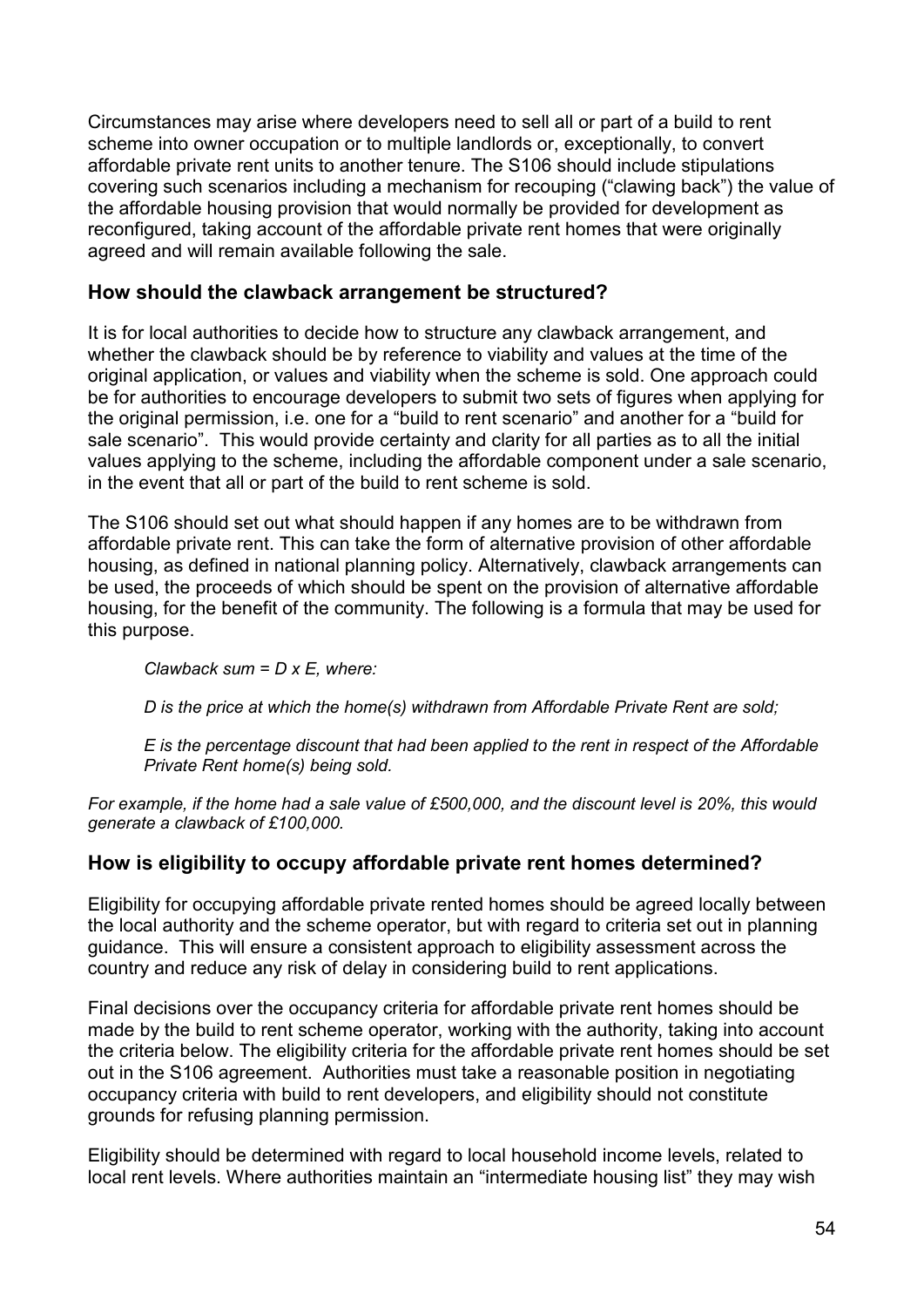Circumstances may arise where developers need to sell all or part of a build to rent scheme into owner occupation or to multiple landlords or, exceptionally, to convert affordable private rent units to another tenure. The S106 should include stipulations covering such scenarios including a mechanism for recouping ("clawing back") the value of the affordable housing provision that would normally be provided for development as reconfigured, taking account of the affordable private rent homes that were originally agreed and will remain available following the sale.

### How should the clawback arrangement be structured?

It is for local authorities to decide how to structure any clawback arrangement, and whether the clawback should be by reference to viability and values at the time of the original application, or values and viability when the scheme is sold. One approach could be for authorities to encourage developers to submit two sets of figures when applying for the original permission, i.e. one for a "build to rent scenario" and another for a "build for sale scenario". This would provide certainty and clarity for all parties as to all the initial values applying to the scheme, including the affordable component under a sale scenario, in the event that all or part of the build to rent scheme is sold.

The S106 should set out what should happen if any homes are to be withdrawn from affordable private rent. This can take the form of alternative provision of other affordable housing, as defined in national planning policy. Alternatively, clawback arrangements can be used, the proceeds of which should be spent on the provision of alternative affordable housing, for the benefit of the community. The following is a formula that may be used for this purpose.

*Clawback sum = D x E, where:*

*D is the price at which the home(s) withdrawn from Affordable Private Rent are sold;*

*E is the percentage discount that had been applied to the rent in respect of the Affordable Private Rent home(s) being sold.*

*For example, if the home had a sale value of £500,000, and the discount level is 20%, this would generate a clawback of £100,000.*

### How is eligibility to occupy affordable private rent homes determined?

Eligibility for occupying affordable private rented homes should be agreed locally between the local authority and the scheme operator, but with regard to criteria set out in planning guidance. This will ensure a consistent approach to eligibility assessment across the country and reduce any risk of delay in considering build to rent applications.

Final decisions over the occupancy criteria for affordable private rent homes should be made by the build to rent scheme operator, working with the authority, taking into account the criteria below. The eligibility criteria for the affordable private rent homes should be set out in the S106 agreement. Authorities must take a reasonable position in negotiating occupancy criteria with build to rent developers, and eligibility should not constitute grounds for refusing planning permission.

Eligibility should be determined with regard to local household income levels, related to local rent levels. Where authorities maintain an "intermediate housing list" they may wish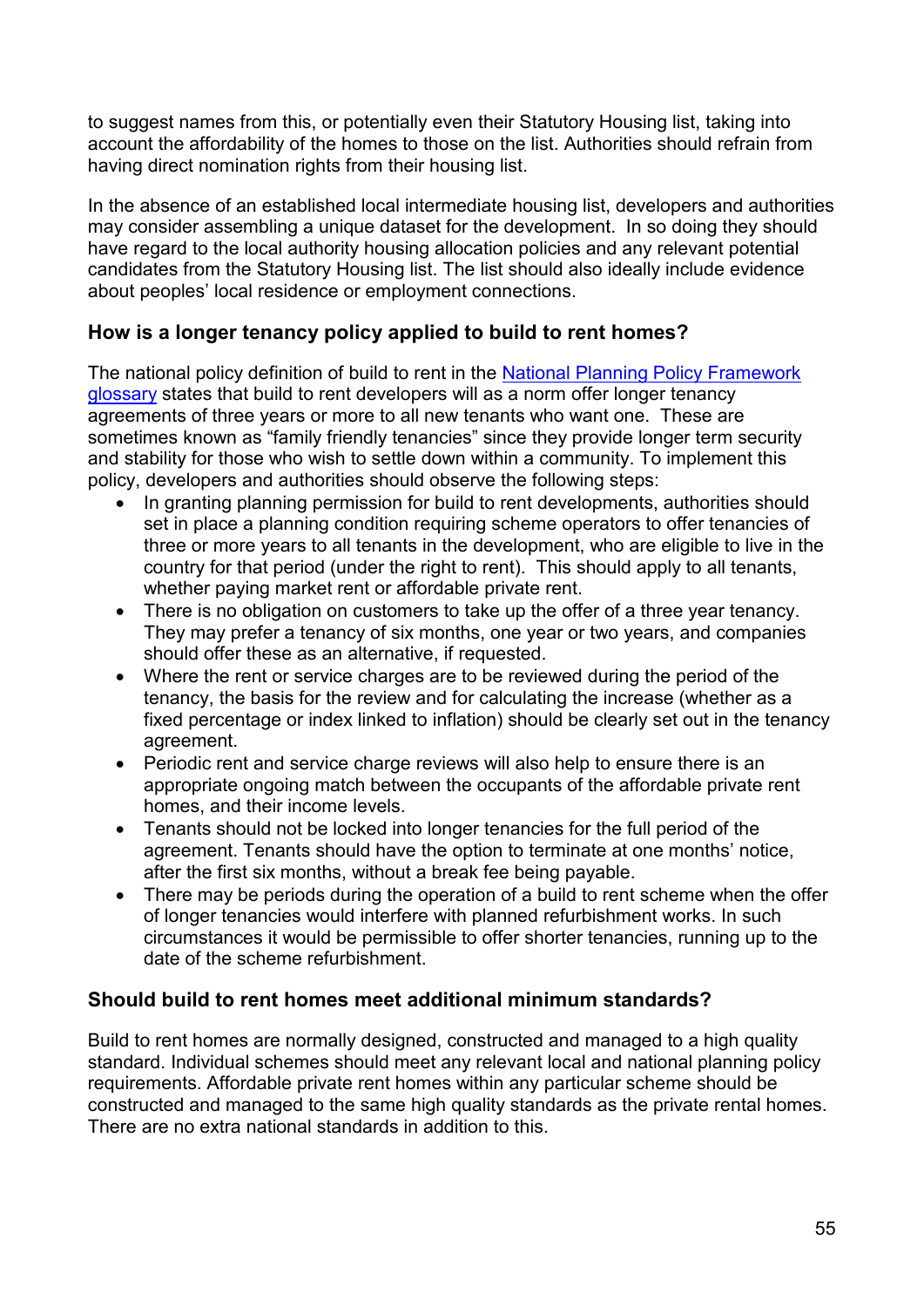to suggest names from this, or potentially even their Statutory Housing list, taking into account the affordability of the homes to those on the list. Authorities should refrain from having direct nomination rights from their housing list.

In the absence of an established local intermediate housing list, developers and authorities may consider assembling a unique dataset for the development. In so doing they should have regard to the local authority housing allocation policies and any relevant potential candidates from the Statutory Housing list. The list should also ideally include evidence about peoples' local residence or employment connections.

### How is a longer tenancy policy applied to build to rent homes?

The national policy definition of build to rent in the [National Planning Policy Framework glossary] states that build to rent developers will as a norm offer longer tenancy agreements of three years or more to all new tenants who want one. These are sometimes known as "family friendly tenancies" since they provide longer term security and stability for those who wish to settle down within a community. To implement this policy, developers and authorities should observe the following steps:

- In granting planning permission for build to rent developments, authorities should set in place a planning condition requiring scheme operators to offer tenancies of three or more years to all tenants in the development, who are eligible to live in the country for that period (under the right to rent). This should apply to all tenants, whether paying market rent or affordable private rent.
- There is no obligation on customers to take up the offer of a three year tenancy. They may prefer a tenancy of six months, one year or two years, and companies should offer these as an alternative, if requested.
- Where the rent or service charges are to be reviewed during the period of the tenancy, the basis for the review and for calculating the increase (whether as a fixed percentage or index linked to inflation) should be clearly set out in the tenancy agreement.
- Periodic rent and service charge reviews will also help to ensure there is an appropriate ongoing match between the occupants of the affordable private rent homes, and their income levels.
- Tenants should not be locked into longer tenancies for the full period of the agreement. Tenants should have the option to terminate at one months' notice, after the first six months, without a break fee being payable.
- There may be periods during the operation of a build to rent scheme when the offer of longer tenancies would interfere with planned refurbishment works. In such circumstances it would be permissible to offer shorter tenancies, running up to the date of the scheme refurbishment.

### Should build to rent homes meet additional minimum standards?

Build to rent homes are normally designed, constructed and managed to a high quality standard. Individual schemes should meet any relevant local and national planning policy requirements. Affordable private rent homes within any particular scheme should be constructed and managed to the same high quality standards as the private rental homes. There are no extra national standards in addition to this.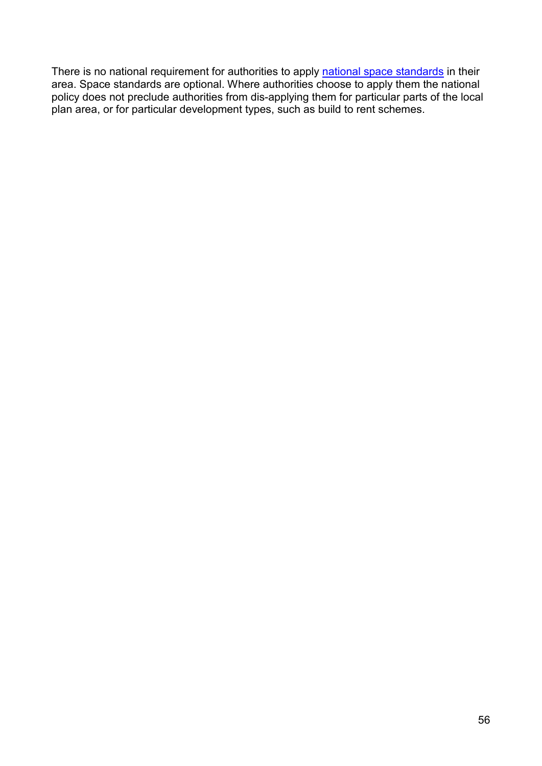There is no national requirement for authorities to apply national space standards in their area. Space standards are optional. Where authorities choose to apply them the national policy does not preclude authorities from dis-applying them for particular parts of the local plan area, or for particular development types, such as build to rent schemes.